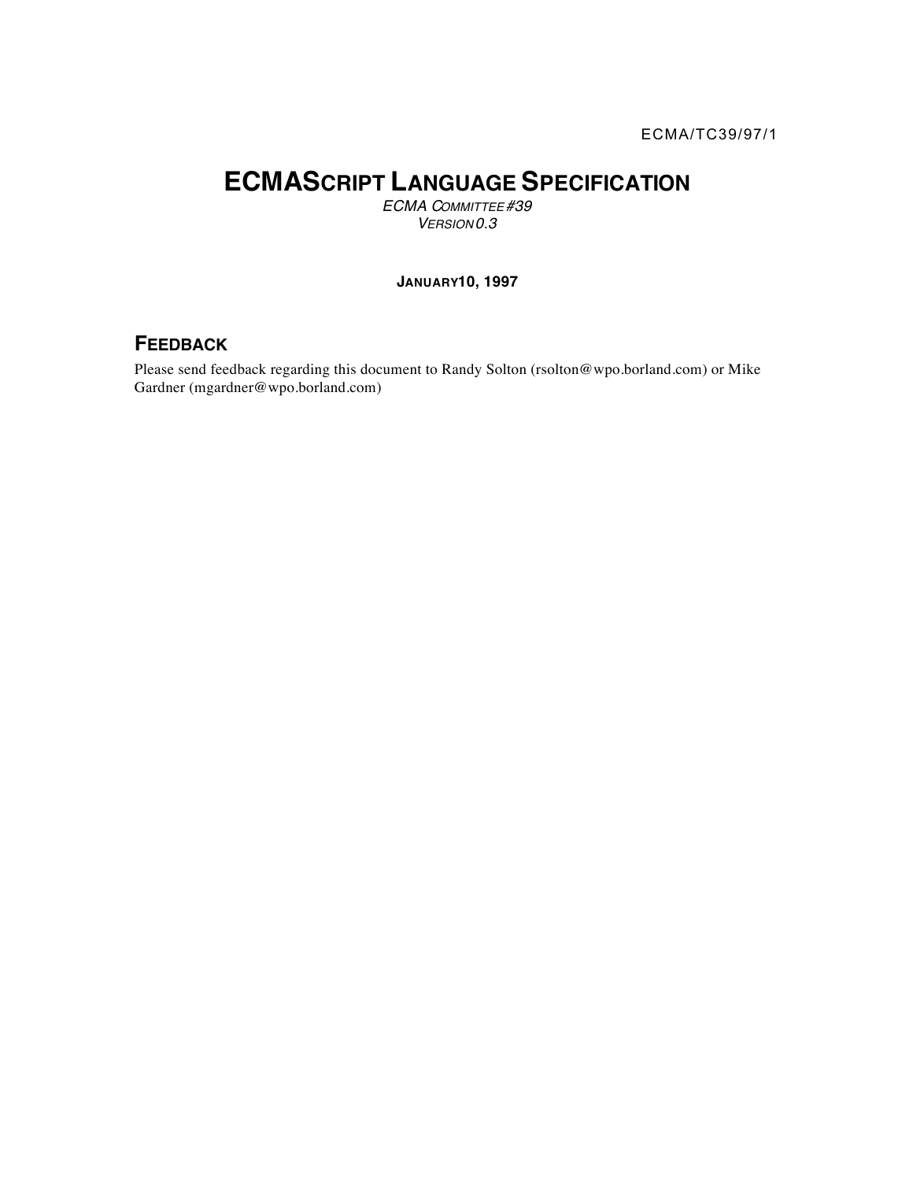ECMA/TC39/97/1

# ECMAScript Language Specification

*ECMA Committee #39*
*Version 0.3*

**January 10, 1997**

## Feedback

Please send feedback regarding this document to Randy Solton (rsolton@wpo.borland.com) or Mike Gardner (mgardner@wpo.borland.com)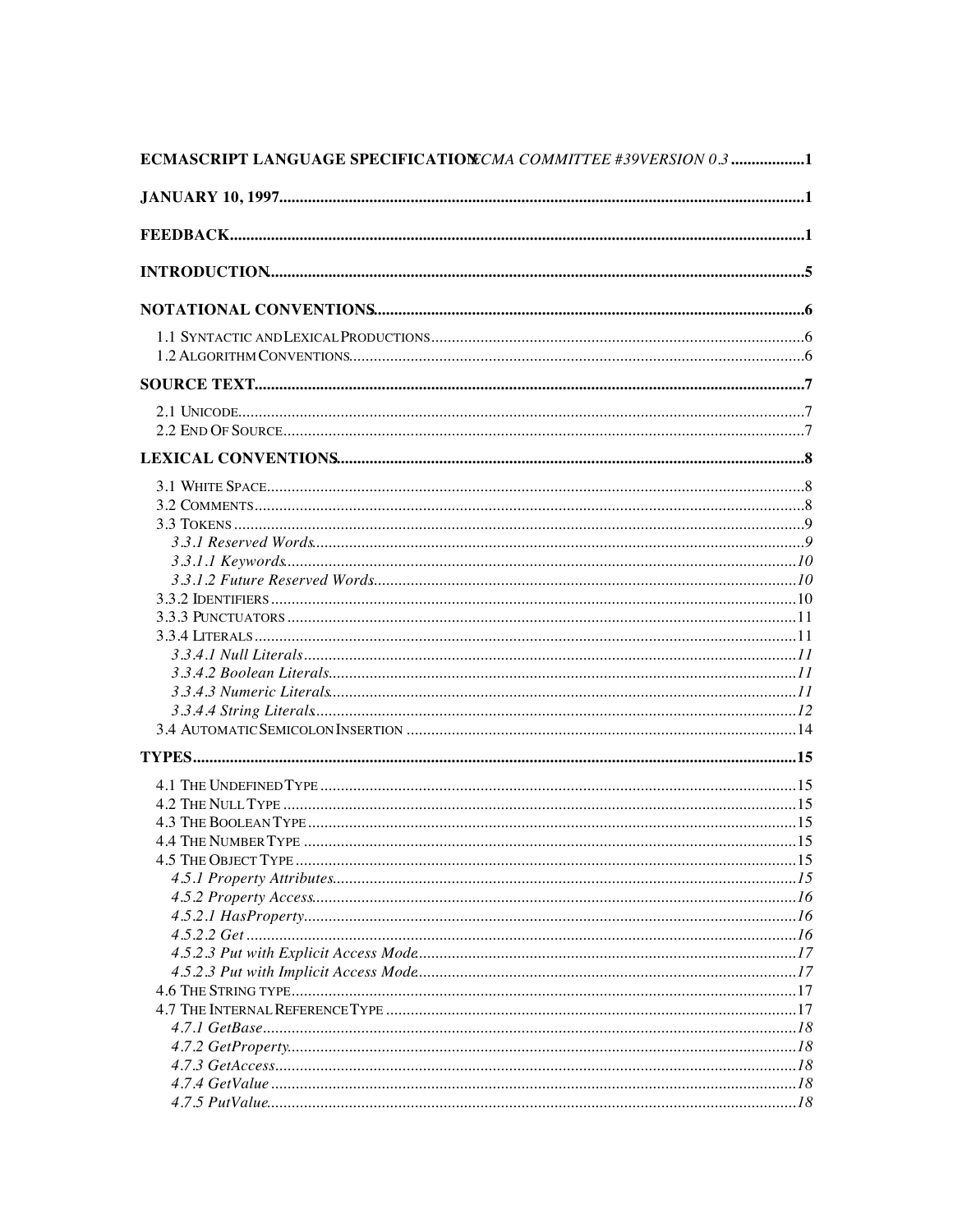**ECMASCRIPT LANGUAGE SPECIFICATION** *ECMA COMMITTEE #39VERSION 0.3* .................. **1**

**JANUARY 10, 1997**........................................................................................................................**1**

**FEEDBACK**.......................................................................................................................................**1**

**INTRODUCTION**.............................................................................................................................**5**

**NOTATIONAL CONVENTIONS**.....................................................................................................**6**

1.1 SYNTACTIC AND LEXICAL PRODUCTIONS..................................................................................6
1.2 ALGORITHM CONVENTIONS.......................................................................................................6

**SOURCE TEXT**.................................................................................................................................**7**

2.1 UNICODE.....................................................................................................................................7
2.2 END OF SOURCE..........................................................................................................................7

**LEXICAL CONVENTIONS**..............................................................................................................**8**

3.1 WHITE SPACE...............................................................................................................................8
3.2 COMMENTS...................................................................................................................................8
3.3 TOKENS........................................................................................................................................9
*3.3.1 Reserved Words*.........................................................................................................................*9*
*3.3.1.1 Keywords*..................................................................................................................................*10*
*3.3.1.2 Future Reserved Words*.............................................................................................................*10*
3.3.2 IDENTIFIERS.................................................................................................................................10
3.3.3 PUNCTUATORS.............................................................................................................................11
3.3.4 LITERALS.....................................................................................................................................11
*3.3.4.1 Null Literals*...............................................................................................................................*11*
*3.3.4.2 Boolean Literals*.........................................................................................................................*11*
*3.3.4.3 Numeric Literals*........................................................................................................................*11*
*3.3.4.4 String Literals*............................................................................................................................*12*
3.4 AUTOMATIC SEMICOLON INSERTION..........................................................................................14

**TYPES**...............................................................................................................................................**15**

4.1 THE UNDEFINED TYPE..................................................................................................................15
4.2 THE NULL TYPE............................................................................................................................15
4.3 THE BOOLEAN TYPE.....................................................................................................................15
4.4 THE NUMBER TYPE.......................................................................................................................15
4.5 THE OBJECT TYPE.........................................................................................................................15
*4.5.1 Property Attributes*......................................................................................................................*15*
*4.5.2 Property Access*..........................................................................................................................*16*
*4.5.2.1 HasProperty*................................................................................................................................*16*
*4.5.2.2 Get*................................................................................................................................................*16*
*4.5.2.3 Put with Explicit Access Mode*...................................................................................................*17*
*4.5.2.3 Put with Implicit Access Mode*...................................................................................................*17*
4.6 THE STRING TYPE.........................................................................................................................17
4.7 THE INTERNAL REFERENCE TYPE..................................................................................................17
*4.7.1 GetBase*.........................................................................................................................................*18*
*4.7.2 GetProperty*...................................................................................................................................*18*
*4.7.3 GetAccess*......................................................................................................................................*18*
*4.7.4 GetValue*........................................................................................................................................*18*
*4.7.5 PutValue*........................................................................................................................................*18*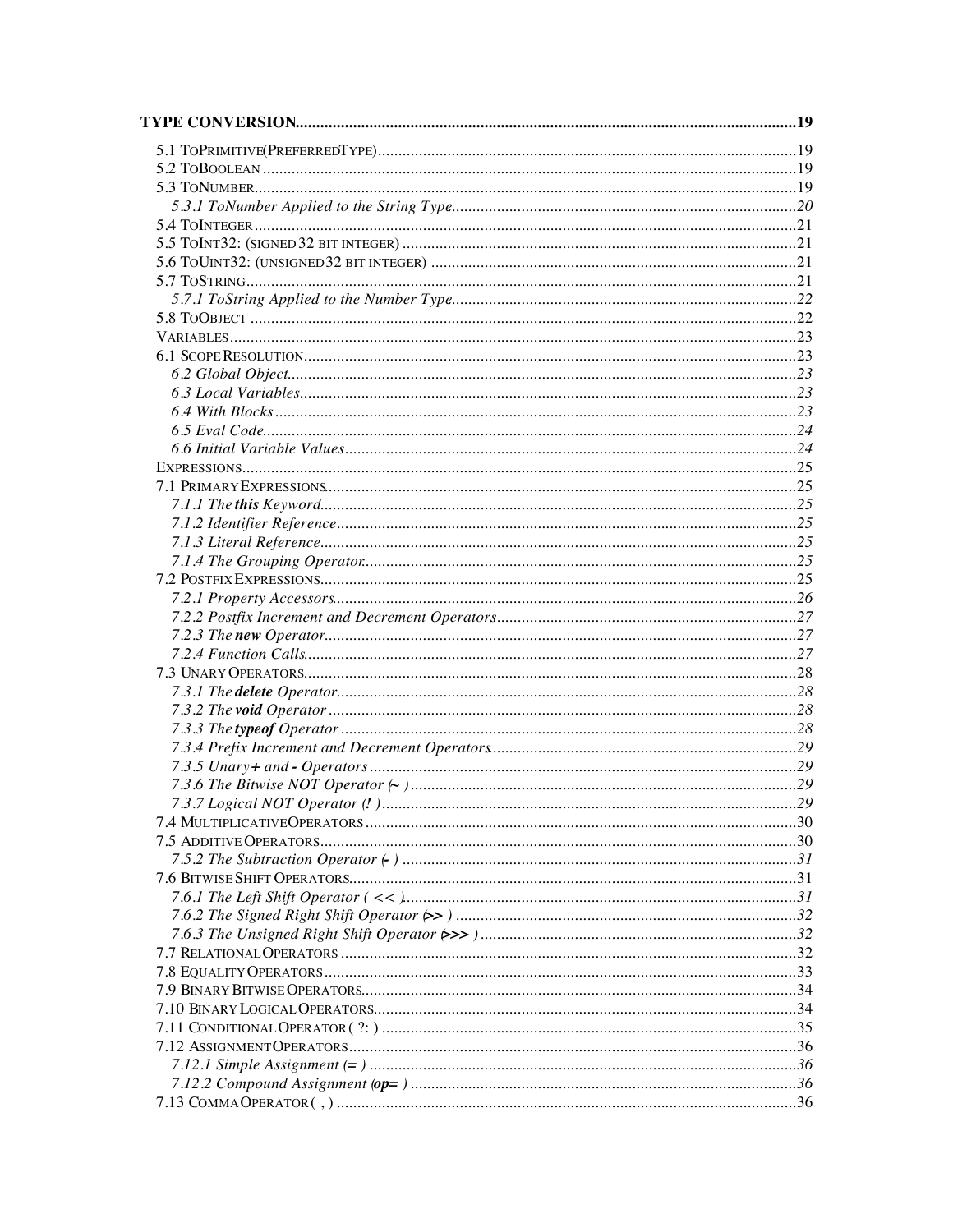**TYPE CONVERSION**..........................................................19

5.1 TOPRIMITIVE(PREFERREDTYPE)..........................................................19
5.2 TOBOOLEAN..........................................................19
5.3 TONUMBER..........................................................19
*5.3.1 ToNumber Applied to the String Type*..........................................................20
5.4 TOINTEGER..........................................................21
5.5 TOINT32: (SIGNED 32 BIT INTEGER)..........................................................21
5.6 TOUINT32: (UNSIGNED 32 BIT INTEGER)..........................................................21
5.7 TOSTRING..........................................................21
*5.7.1 ToString Applied to the Number Type*..........................................................22
5.8 TOOBJECT..........................................................22
VARIABLES..........................................................23
6.1 SCOPE RESOLUTION..........................................................23
*6.2 Global Object*..........................................................23
*6.3 Local Variables*..........................................................23
*6.4 With Blocks*..........................................................23
*6.5 Eval Code*..........................................................24
*6.6 Initial Variable Values*..........................................................24
EXPRESSIONS..........................................................25
7.1 PRIMARY EXPRESSIONS..........................................................25
*7.1.1 The **this** Keyword*..........................................................25
*7.1.2 Identifier Reference*..........................................................25
*7.1.3 Literal Reference*..........................................................25
*7.1.4 The Grouping Operator*..........................................................25
7.2 POSTFIX EXPRESSIONS..........................................................25
*7.2.1 Property Accessors*..........................................................26
*7.2.2 Postfix Increment and Decrement Operators*..........................................................27
*7.2.3 The **new** Operator*..........................................................27
*7.2.4 Function Calls*..........................................................27
7.3 UNARY OPERATORS..........................................................28
*7.3.1 The **delete** Operator*..........................................................28
*7.3.2 The **void** Operator*..........................................................28
*7.3.3 The **typeof** Operator*..........................................................28
*7.3.4 Prefix Increment and Decrement Operators*..........................................................29
*7.3.5 Unary **+** and **-** Operators*..........................................................29
*7.3.6 The Bitwise NOT Operator (**~** )*..........................................................29
*7.3.7 Logical NOT Operator (**!** )*..........................................................29
7.4 MULTIPLICATIVE OPERATORS..........................................................30
7.5 ADDITIVE OPERATORS..........................................................30
*7.5.2 The Subtraction Operator (**-** )*..........................................................31
7.6 BITWISE SHIFT OPERATORS..........................................................31
*7.6.1 The Left Shift Operator ( << )*..........................................................31
*7.6.2 The Signed Right Shift Operator (**>>** )*..........................................................32
*7.6.3 The Unsigned Right Shift Operator (**>>>** )*..........................................................32
7.7 RELATIONAL OPERATORS..........................................................32
7.8 EQUALITY OPERATORS..........................................................33
7.9 BINARY BITWISE OPERATORS..........................................................34
7.10 BINARY LOGICAL OPERATORS..........................................................34
7.11 CONDITIONAL OPERATOR ( ?: )..........................................................35
7.12 ASSIGNMENT OPERATORS..........................................................36
*7.12.1 Simple Assignment (**=** )*..........................................................36
*7.12.2 Compound Assignment (**op=** )*..........................................................36
7.13 COMMA OPERATOR ( , )..........................................................36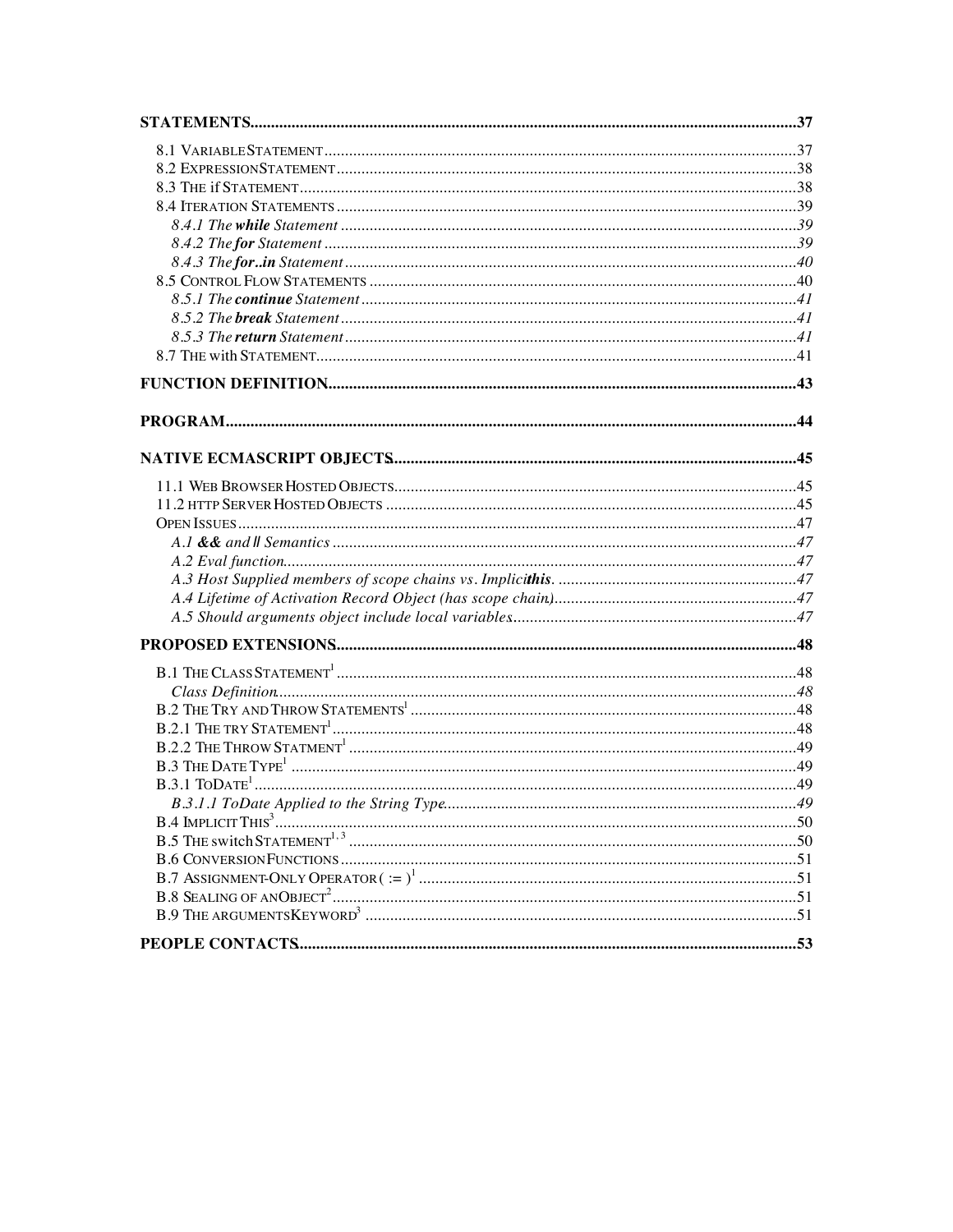**STATEMENTS** .......... 37

8.1 VARIABLE STATEMENT .......... 37
8.2 EXPRESSION STATEMENT .......... 38
8.3 THE if STATEMENT .......... 38
8.4 ITERATION STATEMENTS .......... 39
*8.4.1 The **while** Statement* .......... *39*
*8.4.2 The **for** Statement* .......... *39*
*8.4.3 The **for..in** Statement* .......... *40*
8.5 CONTROL FLOW STATEMENTS .......... 40
*8.5.1 The **continue** Statement* .......... *41*
*8.5.2 The **break** Statement* .......... *41*
*8.5.3 The **return** Statement* .......... *41*
8.7 THE with STATEMENT .......... 41

**FUNCTION DEFINITION** .......... 43

**PROGRAM** .......... 44

**NATIVE ECMASCRIPT OBJECTS** .......... 45

11.1 WEB BROWSER HOSTED OBJECTS .......... 45
11.2 HTTP SERVER HOSTED OBJECTS .......... 45
OPEN ISSUES .......... 47
*A.1 **&&** and **||** Semantics* .......... *47*
*A.2 Eval function* .......... *47*
*A.3 Host Supplied members of scope chains vs. Implicit **this**.* .......... *47*
*A.4 Lifetime of Activation Record Object (has scope chain)* .......... *47*
*A.5 Should arguments object include local variables* .......... *47*

**PROPOSED EXTENSIONS** .......... 48

B.1 THE CLASS STATEMENT[1] .......... 48
*Class Definition* .......... *48*
B.2 THE TRY AND THROW STATEMENTS[1] .......... 48
B.2.1 THE TRY STATEMENT[1] .......... 48
B.2.2 THE THROW STATMENT[1] .......... 49
B.3 THE DATE TYPE[1] .......... 49
B.3.1 TODATE[1] .......... 49
*B.3.1.1 ToDate Applied to the String Type* .......... *49*
B.4 IMPLICIT THIS[3] .......... 50
B.5 THE switch STATEMENT[1, 3] .......... 50
B.6 CONVERSION FUNCTIONS .......... 51
B.7 ASSIGNMENT-ONLY OPERATOR ( := )[1] .......... 51
B.8 SEALING OF AN OBJECT[2] .......... 51
B.9 THE ARGUMENTS KEYWORD[3] .......... 51

**PEOPLE CONTACTS** .......... 53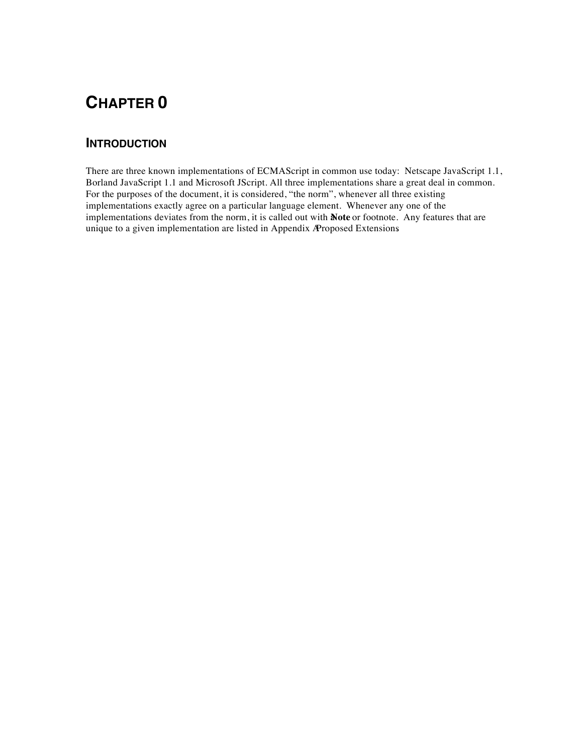# CHAPTER 0

## INTRODUCTION

There are three known implementations of ECMAScript in common use today: Netscape JavaScript 1.1, Borland JavaScript 1.1 and Microsoft JScript. All three implementations share a great deal in common. For the purposes of the document, it is considered, "the norm", whenever all three existing implementations exactly agree on a particular language element. Whenever any one of the implementations deviates from the norm, it is called out with a **Note** or footnote. Any features that are unique to a given implementation are listed in Appendix A Proposed Extensions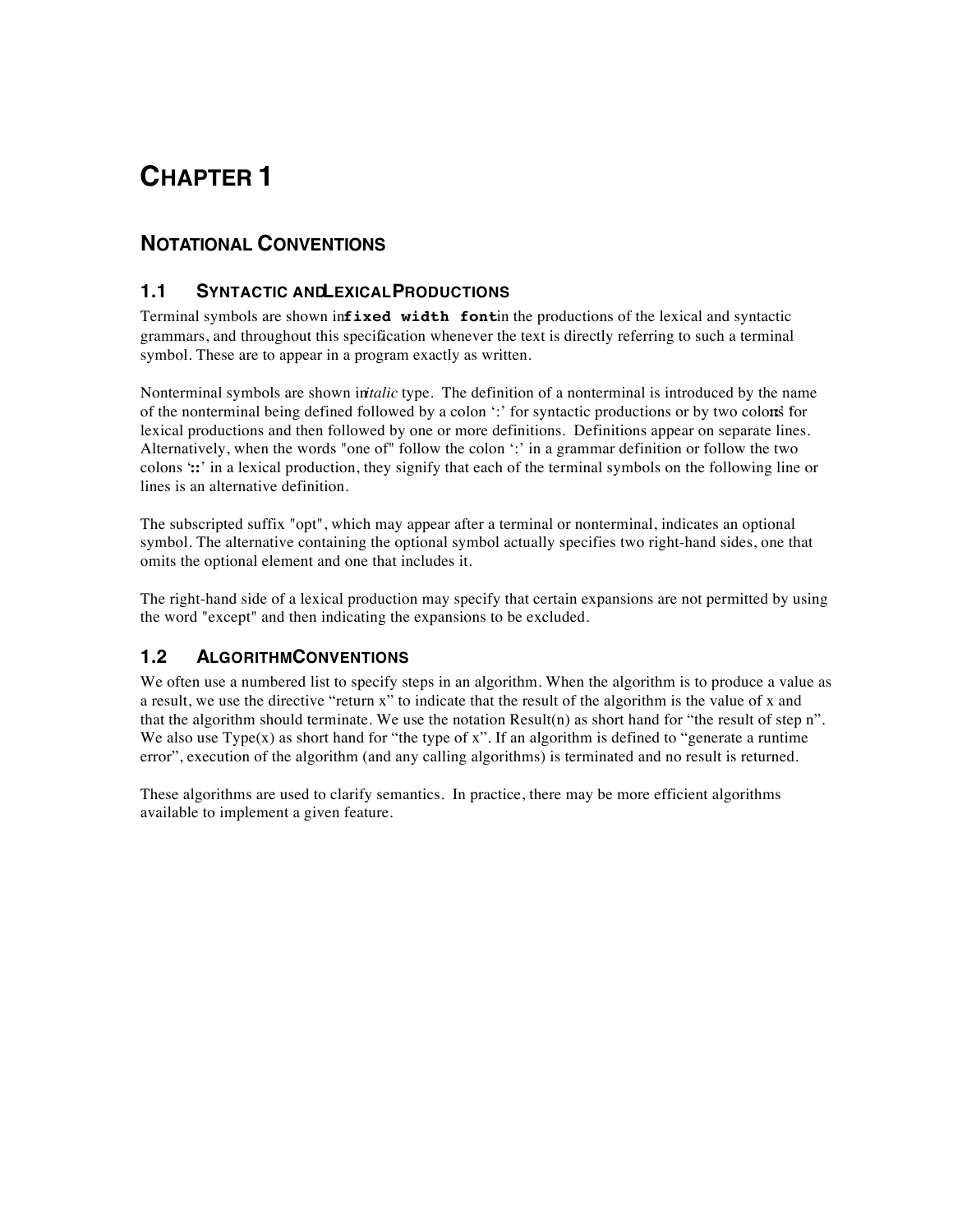# CHAPTER 1

## NOTATIONAL CONVENTIONS

### 1.1 SYNTACTIC AND LEXICAL PRODUCTIONS

Terminal symbols are shown in `fixed width font` in the productions of the lexical and syntactic grammars, and throughout this specification whenever the text is directly referring to such a terminal symbol. These are to appear in a program exactly as written.

Nonterminal symbols are shown in *italic* type. The definition of a nonterminal is introduced by the name of the nonterminal being defined followed by a colon ':' for syntactic productions or by two colons '::' for lexical productions and then followed by one or more definitions. Definitions appear on separate lines. Alternatively, when the words "one of" follow the colon ':' in a grammar definition or follow the two colons '::' in a lexical production, they signify that each of the terminal symbols on the following line or lines is an alternative definition.

The subscripted suffix "opt", which may appear after a terminal or nonterminal, indicates an optional symbol. The alternative containing the optional symbol actually specifies two right-hand sides, one that omits the optional element and one that includes it.

The right-hand side of a lexical production may specify that certain expansions are not permitted by using the word "except" and then indicating the expansions to be excluded.

### 1.2 ALGORITHM CONVENTIONS

We often use a numbered list to specify steps in an algorithm. When the algorithm is to produce a value as a result, we use the directive "return x" to indicate that the result of the algorithm is the value of x and that the algorithm should terminate. We use the notation Result(n) as short hand for "the result of step n". We also use Type(x) as short hand for "the type of x". If an algorithm is defined to "generate a runtime error", execution of the algorithm (and any calling algorithms) is terminated and no result is returned.

These algorithms are used to clarify semantics. In practice, there may be more efficient algorithms available to implement a given feature.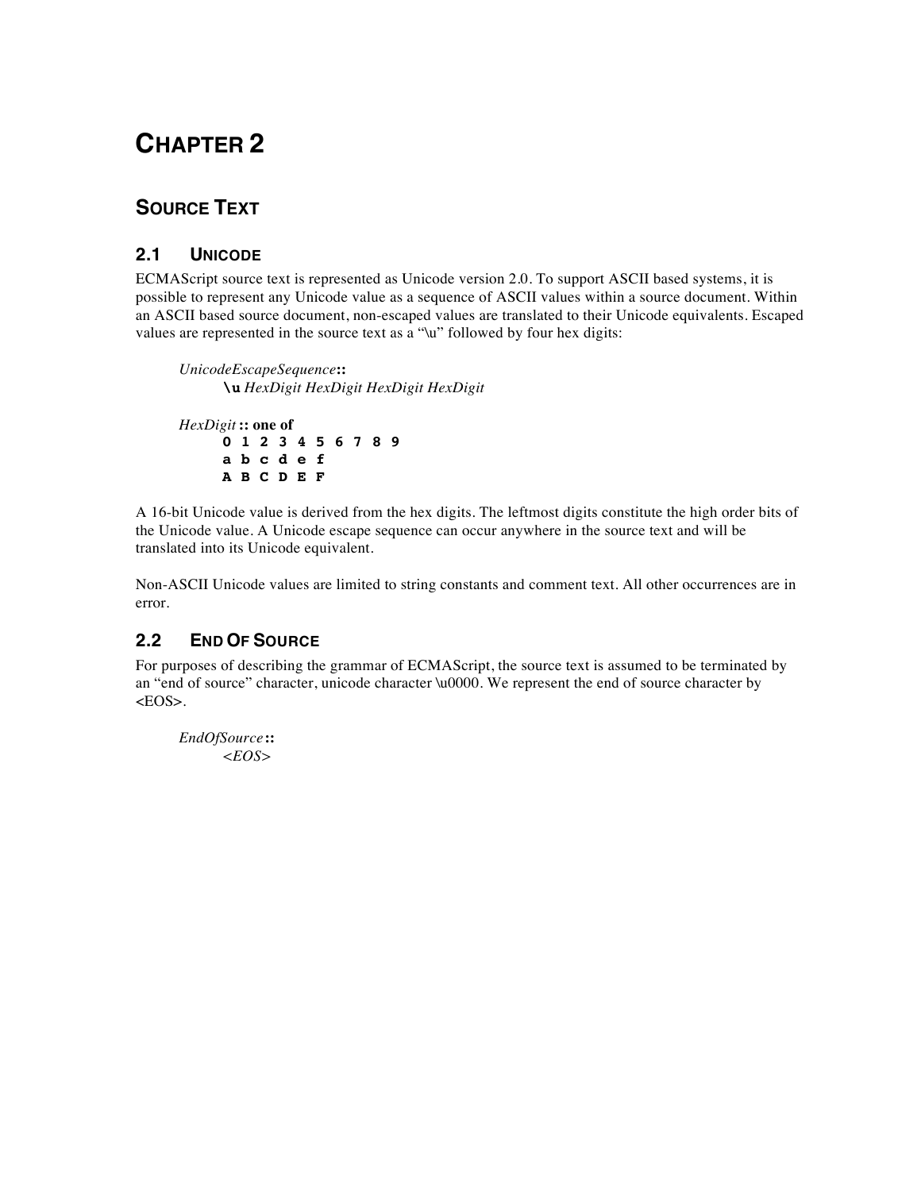# CHAPTER 2

## SOURCE TEXT

### 2.1 UNICODE

ECMAScript source text is represented as Unicode version 2.0. To support ASCII based systems, it is possible to represent any Unicode value as a sequence of ASCII values within a source document. Within an ASCII based source document, non-escaped values are translated to their Unicode equivalents. Escaped values are represented in the source text as a “\u” followed by four hex digits:

*UnicodeEscapeSequence* **::**
  **`\u`** *HexDigit HexDigit HexDigit HexDigit*

*HexDigit* **:: one of**
  **`0 1 2 3 4 5 6 7 8 9`**
  **`a b c d e f`**
  **`A B C D E F`**

A 16-bit Unicode value is derived from the hex digits. The leftmost digits constitute the high order bits of the Unicode value. A Unicode escape sequence can occur anywhere in the source text and will be translated into its Unicode equivalent.

Non-ASCII Unicode values are limited to string constants and comment text. All other occurrences are in error.

### 2.2 END OF SOURCE

For purposes of describing the grammar of ECMAScript, the source text is assumed to be terminated by an “end of source” character, unicode character \u0000. We represent the end of source character by <EOS>.

*EndOfSource* **::**
  *<EOS>*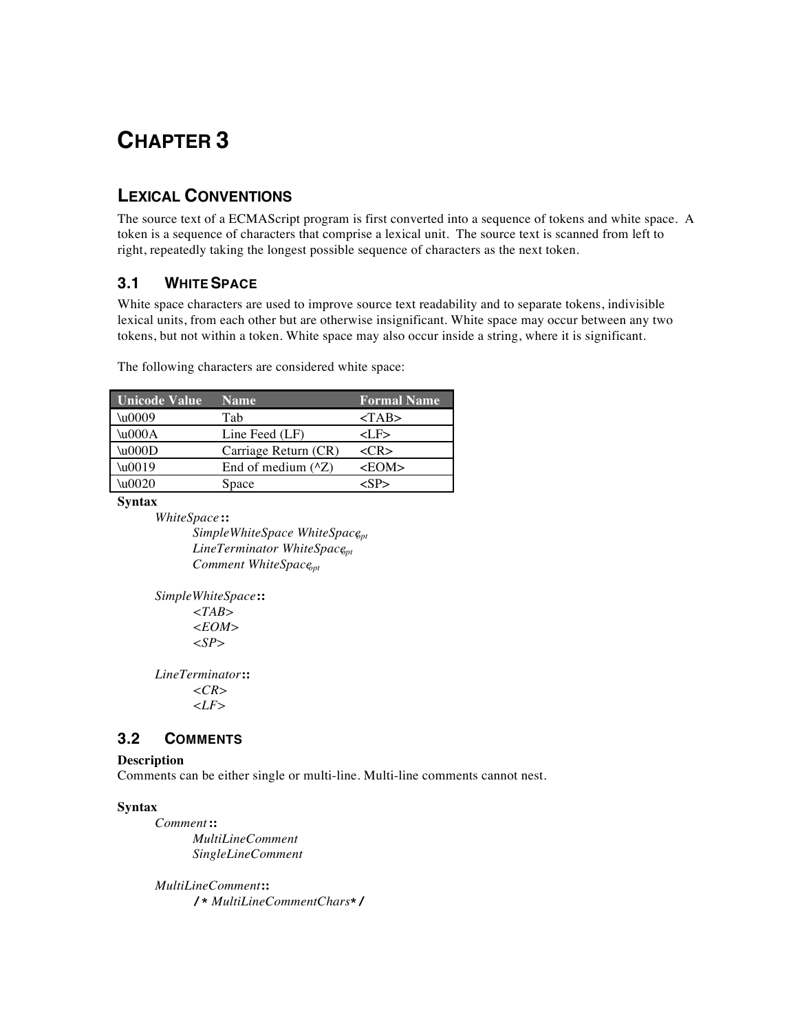// CHAPTER 3

## LEXICAL CONVENTIONS

The source text of a ECMAScript program is first converted into a sequence of tokens and white space. A token is a sequence of characters that comprise a lexical unit. The source text is scanned from left to right, repeatedly taking the longest possible sequence of characters as the next token.

### 3.1 WHITE SPACE

White space characters are used to improve source text readability and to separate tokens, indivisible lexical units, from each other but are otherwise insignificant. White space may occur between any two tokens, but not within a token. White space may also occur inside a string, where it is significant.

The following characters are considered white space:

| Unicode Value | Name | Formal Name |
|---|---|---|
| \u0009 | Tab | <TAB> |
| \u000A | Line Feed (LF) | <LF> |
| \u000D | Carriage Return (CR) | <CR> |
| \u0019 | End of medium (^Z) | <EOM> |
| \u0020 | Space | <SP> |

**Syntax**

*WhiteSpace* **::**
&nbsp;&nbsp;&nbsp;&nbsp;*SimpleWhiteSpace WhiteSpace*$_{opt}$
&nbsp;&nbsp;&nbsp;&nbsp;*LineTerminator WhiteSpace*$_{opt}$
&nbsp;&nbsp;&nbsp;&nbsp;*Comment WhiteSpace*$_{opt}$

*SimpleWhiteSpace* **::**
&nbsp;&nbsp;&nbsp;&nbsp;*<TAB>*
&nbsp;&nbsp;&nbsp;&nbsp;*<EOM>*
&nbsp;&nbsp;&nbsp;&nbsp;*<SP>*

*LineTerminator* **::**
&nbsp;&nbsp;&nbsp;&nbsp;*<CR>*
&nbsp;&nbsp;&nbsp;&nbsp;*<LF>*

### 3.2 COMMENTS

**Description**

Comments can be either single or multi-line. Multi-line comments cannot nest.

**Syntax**

*Comment* **::**
&nbsp;&nbsp;&nbsp;&nbsp;*MultiLineComment*
&nbsp;&nbsp;&nbsp;&nbsp;*SingleLineComment*

*MultiLineComment* **::**
&nbsp;&nbsp;&nbsp;&nbsp;**/*** *MultiLineCommentChars* ***/**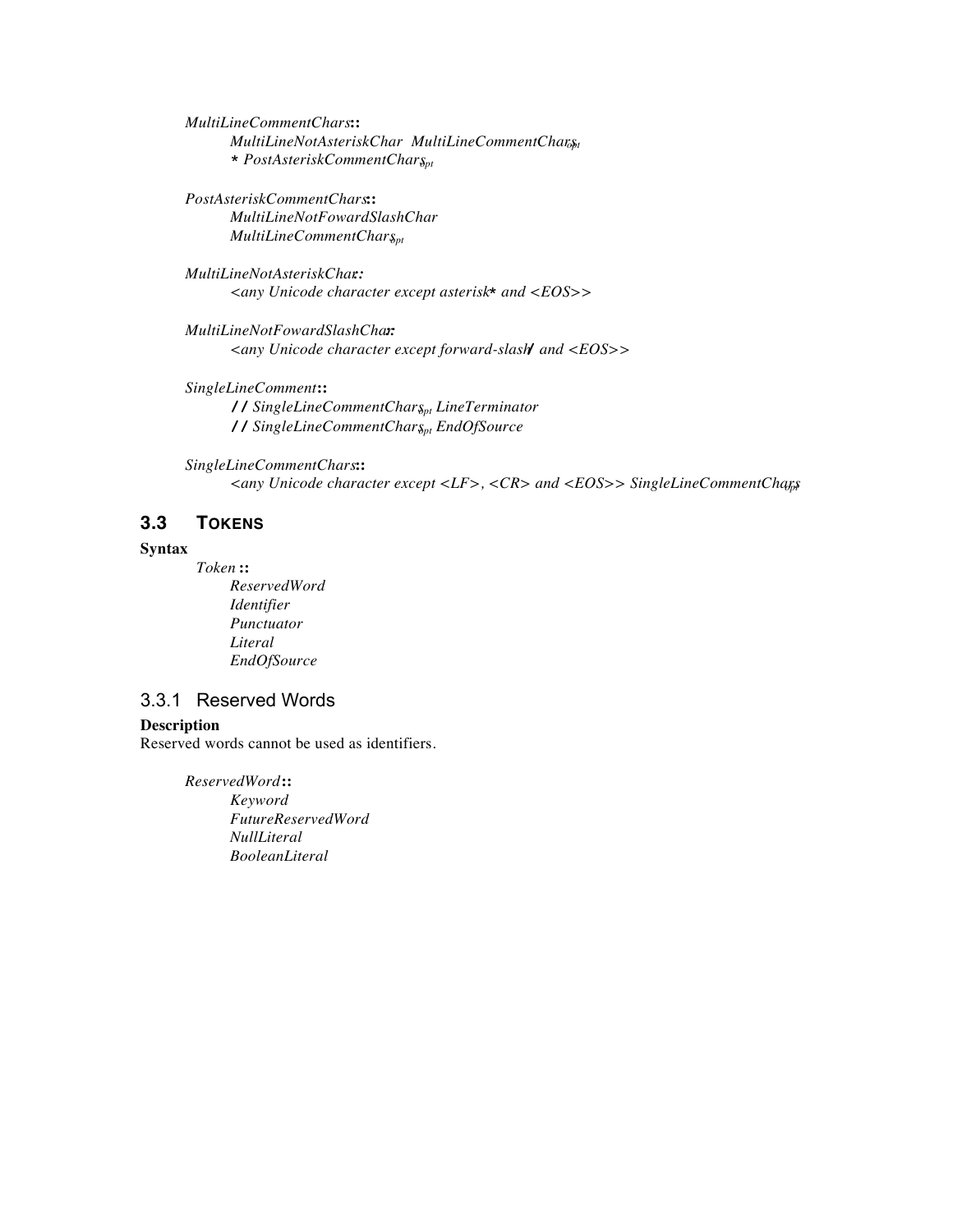*MultiLineCommentChars* **::**
  *MultiLineNotAsteriskChar MultiLineCommentChars$_{opt}$*
  **\*** *PostAsteriskCommentChars$_{opt}$*

*PostAsteriskCommentChars* **::**
  *MultiLineNotFowardSlashChar*
  *MultiLineCommentChars$_{opt}$*

*MultiLineNotAsteriskChar* **::**
  *<any Unicode character except asterisk* **\*** *and <EOS>>*

*MultiLineNotFowardSlashChar* **::**
  *<any Unicode character except forward-slash* **/** *and <EOS>>*

*SingleLineComment* **::**
  **//** *SingleLineCommentChars$_{opt}$ LineTerminator*
  **//** *SingleLineCommentChars$_{opt}$ EndOfSource*

*SingleLineCommentChars* **::**
  *<any Unicode character except <LF>, <CR> and <EOS>> SingleLineCommentChars$_{opt}$*

## 3.3 TOKENS

**Syntax**

  *Token* **::**
    *ReservedWord*
    *Identifier*
    *Punctuator*
    *Literal*
    *EndOfSource*

### 3.3.1 Reserved Words

**Description**

Reserved words cannot be used as identifiers.

*ReservedWord* **::**
  *Keyword*
  *FutureReservedWord*
  *NullLiteral*
  *BooleanLiteral*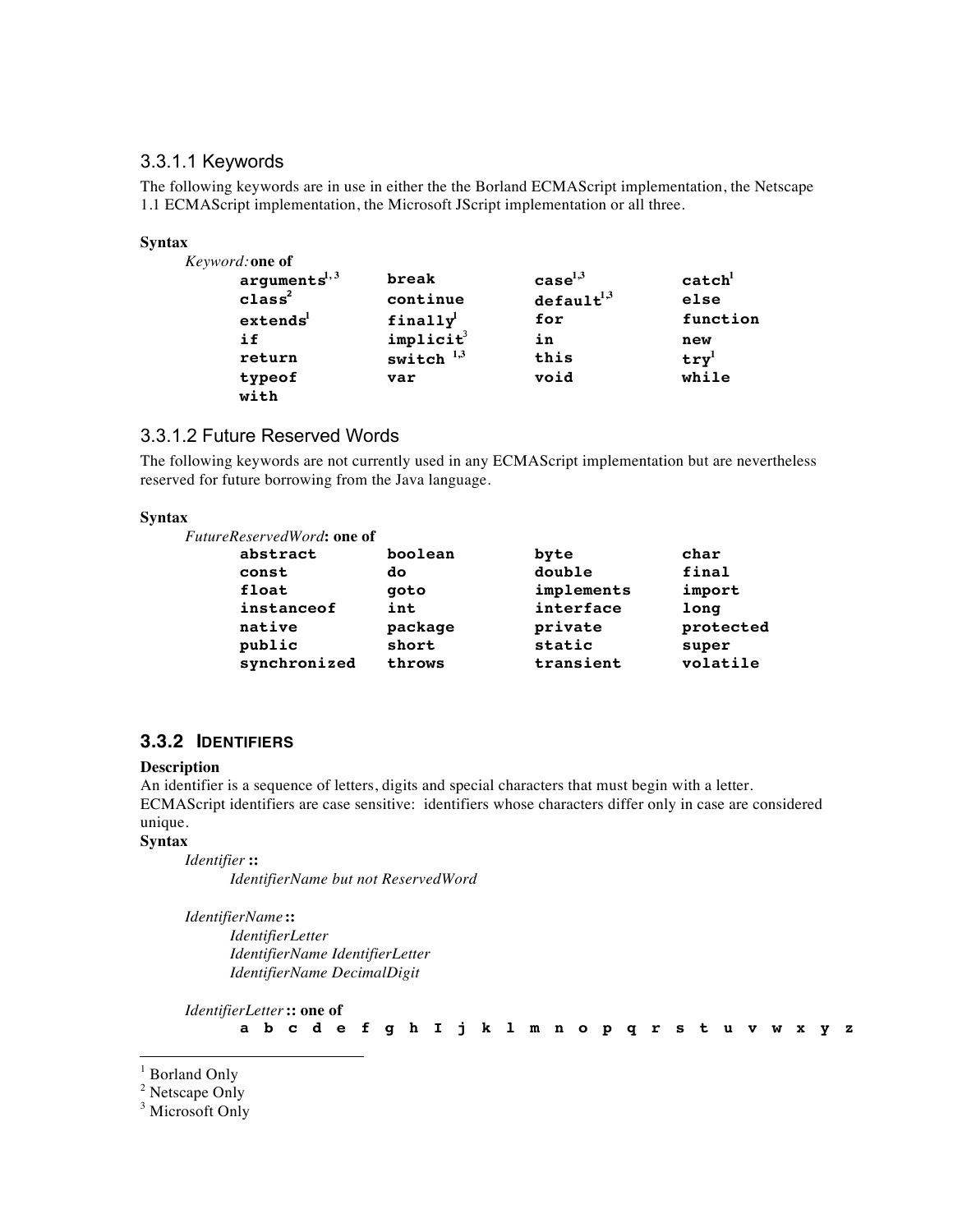### 3.3.1.1 Keywords

The following keywords are in use in either the the Borland ECMAScript implementation, the Netscape 1.1 ECMAScript implementation, the Microsoft JScript implementation or all three.

**Syntax**

*Keyword:* **one of**

| | | | |
|---|---|---|---|
| **arguments**[1,3] | **break** | **case**[1,3] | **catch**[1] |
| **class**[2] | **continue** | **default**[1,3] | **else** |
| **extends**[1] | **finally**[1] | **for** | **function** |
| **if** | **implicit**[3] | **in** | **new** |
| **return** | **switch** [1,3] | **this** | **try**[1] |
| **typeof** | **var** | **void** | **while** |
| **with** | | | |

### 3.3.1.2 Future Reserved Words

The following keywords are not currently used in any ECMAScript implementation but are nevertheless reserved for future borrowing from the Java language.

**Syntax**

*FutureReservedWord*: **one of**

| | | | |
|---|---|---|---|
| **abstract** | **boolean** | **byte** | **char** |
| **const** | **do** | **double** | **final** |
| **float** | **goto** | **implements** | **import** |
| **instanceof** | **int** | **interface** | **long** |
| **native** | **package** | **private** | **protected** |
| **public** | **short** | **static** | **super** |
| **synchronized** | **throws** | **transient** | **volatile** |

## 3.3.2 IDENTIFIERS

**Description**

An identifier is a sequence of letters, digits and special characters that must begin with a letter. ECMAScript identifiers are case sensitive: identifiers whose characters differ only in case are considered unique.

**Syntax**

*Identifier* **::**
    *IdentifierName but not ReservedWord*

*IdentifierName* **::**
    *IdentifierLetter*
    *IdentifierName IdentifierLetter*
    *IdentifierName DecimalDigit*

*IdentifierLetter* **:: one of**
    **a b c d e f g h I j k l m n o p q r s t u v w x y z**

---

[1] Borland Only
[2] Netscape Only
[3] Microsoft Only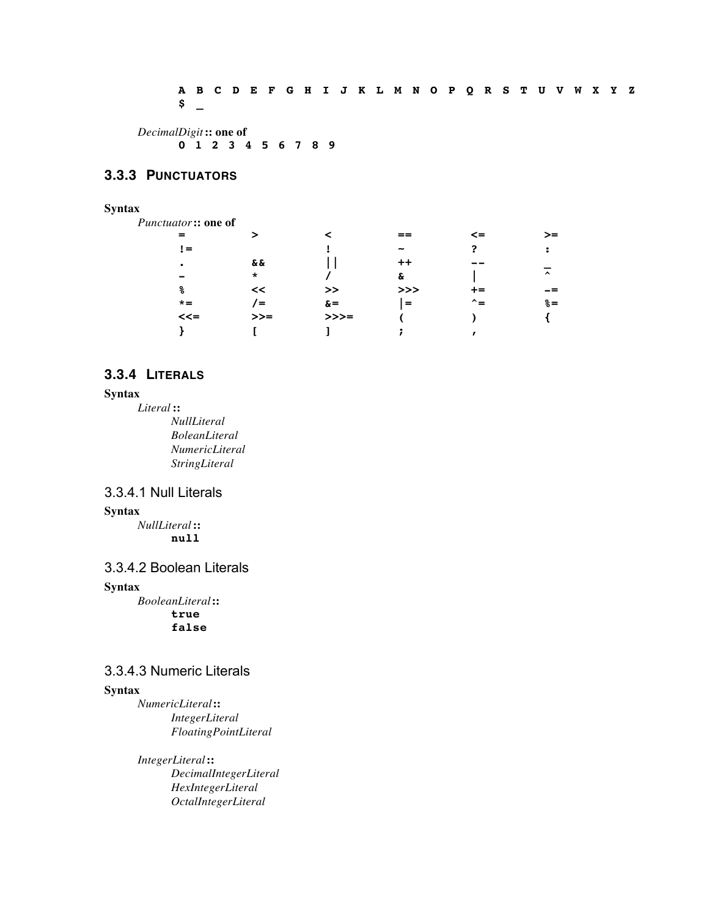```
A B C D E F G H I J K L M N O P Q R S T U V W X Y Z
$ _
```

*DecimalDigit* **:: one of**

```
0 1 2 3 4 5 6 7 8 9
```

## 3.3.3 Punctuators

**Syntax**

*Punctuator* **:: one of**

```
=       >       <       ==      <=      >=
!=              !       ~       ?       :
.       &&      ||      ++      --      _
-       *       /       &       |       ^
%       <<      >>      >>>     +=      -=
*=      /=      &=      |=      ^=      %=
<<=     >>=     >>>=    (       )       {
}       [       ]       ;       ,
```

## 3.3.4 Literals

**Syntax**

*Literal* **::**
- *NullLiteral*
- *BoleanLiteral*
- *NumericLiteral*
- *StringLiteral*

### 3.3.4.1 Null Literals

**Syntax**

*NullLiteral* **::**

```
null
```

### 3.3.4.2 Boolean Literals

**Syntax**

*BooleanLiteral* **::**

```
true
false
```

### 3.3.4.3 Numeric Literals

**Syntax**

*NumericLiteral* **::**
- *IntegerLiteral*
- *FloatingPointLiteral*

*IntegerLiteral* **::**
- *DecimalIntegerLiteral*
- *HexIntegerLiteral*
- *OctalIntegerLiteral*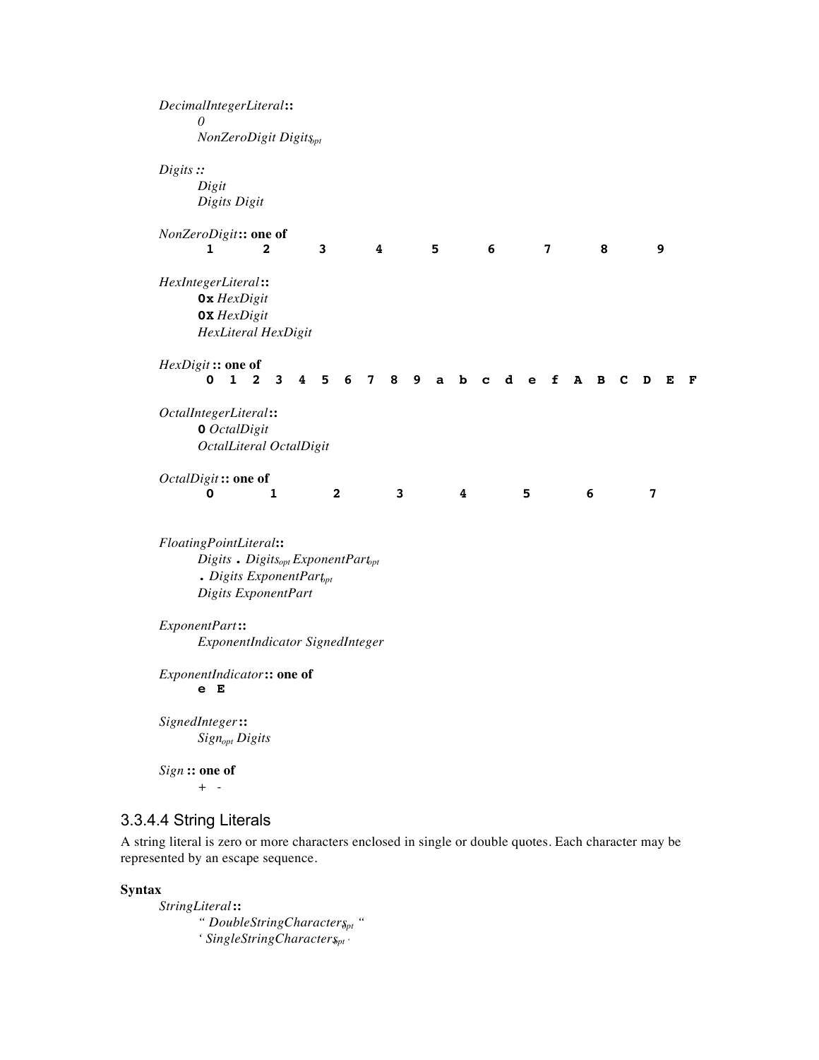*DecimalIntegerLiteral* **::**
    *0*
    *NonZeroDigit Digits$_{opt}$*

*Digits* **::**
    *Digit*
    *Digits Digit*

*NonZeroDigit* **:: one of**
    **1    2    3    4    5    6    7    8    9**

*HexIntegerLiteral* **::**
    **0x** *HexDigit*
    **0X** *HexDigit*
    *HexLiteral HexDigit*

*HexDigit* **:: one of**
    **0 1 2 3 4 5 6 7 8 9 a b c d e f A B C D E F**

*OctalIntegerLiteral* **::**
    **0** *OctalDigit*
    *OctalLiteral OctalDigit*

*OctalDigit* **:: one of**
    **0    1    2    3    4    5    6    7**

*FloatingPointLiteral* **::**
    *Digits* **.** *Digits$_{opt}$ ExponentPart$_{opt}$*
    **.** *Digits ExponentPart$_{opt}$*
    *Digits ExponentPart*

*ExponentPart* **::**
    *ExponentIndicator SignedInteger*

*ExponentIndicator* **:: one of**
    **e E**

*SignedInteger* **::**
    *Sign$_{opt}$ Digits*

*Sign* **:: one of**
    + -

### 3.3.4.4 String Literals

A string literal is zero or more characters enclosed in single or double quotes. Each character may be represented by an escape sequence.

**Syntax**

*StringLiteral* **::**
    *" DoubleStringCharacters$_{opt}$ "*
    *' SingleStringCharacters$_{opt}$ '*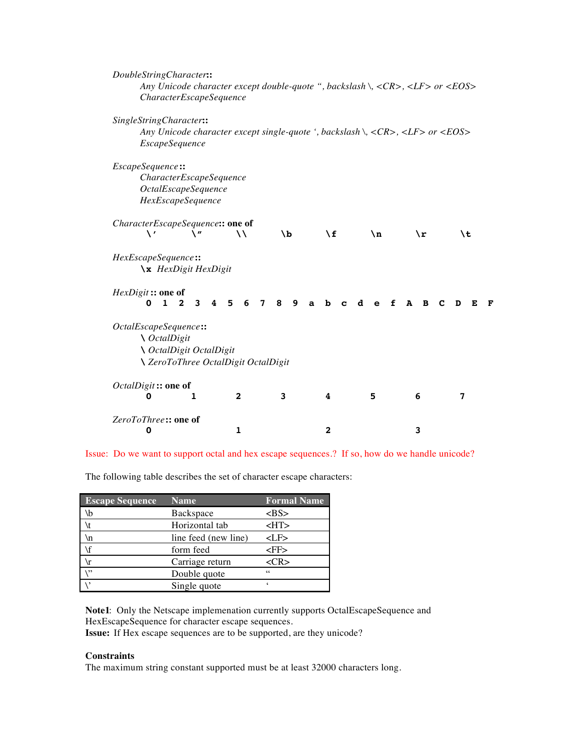*DoubleStringCharacter*::
  *Any Unicode character except double-quote ", backslash \, <CR>, <LF> or <EOS>*
  *CharacterEscapeSequence*

*SingleStringCharacter*::
  *Any Unicode character except single-quote ', backslash \, <CR>, <LF> or <EOS>*
  *EscapeSequence*

*EscapeSequence* ::
  *CharacterEscapeSequence*
  *OctalEscapeSequence*
  *HexEscapeSequence*

*CharacterEscapeSequence*:: **one of**
  `\'`  `\"`  `\\`  `\b`  `\f`  `\n`  `\r`  `\t`

*HexEscapeSequence* ::
  **\x** *HexDigit HexDigit*

*HexDigit* :: **one of**
  `0 1 2 3 4 5 6 7 8 9 a b c d e f A B C D E F`

*OctalEscapeSequence* ::
  **\\** *OctalDigit*
  **\\** *OctalDigit OctalDigit*
  **\\** *ZeroToThree OctalDigit OctalDigit*

*OctalDigit* :: **one of**
  `0 1 2 3 4 5 6 7`

*ZeroToThree* :: **one of**
  `0 1 2 3`

Issue: Do we want to support octal and hex escape sequences.? If so, how do we handle unicode?

The following table describes the set of character escape characters:

| Escape Sequence | Name | Formal Name |
|---|---|---|
| \b | Backspace | <BS> |
| \t | Horizontal tab | <HT> |
| \n | line feed (new line) | <LF> |
| \f | form feed | <FF> |
| \r | Carriage return | <CR> |
| \" | Double quote | " |
| \' | Single quote | ' |

**Note1**: Only the Netscape implemenation currently supports OctalEscapeSequence and HexEscapeSequence for character escape sequences.
**Issue:** If Hex escape sequences are to be supported, are they unicode?

**Constraints**
The maximum string constant supported must be at least 32000 characters long.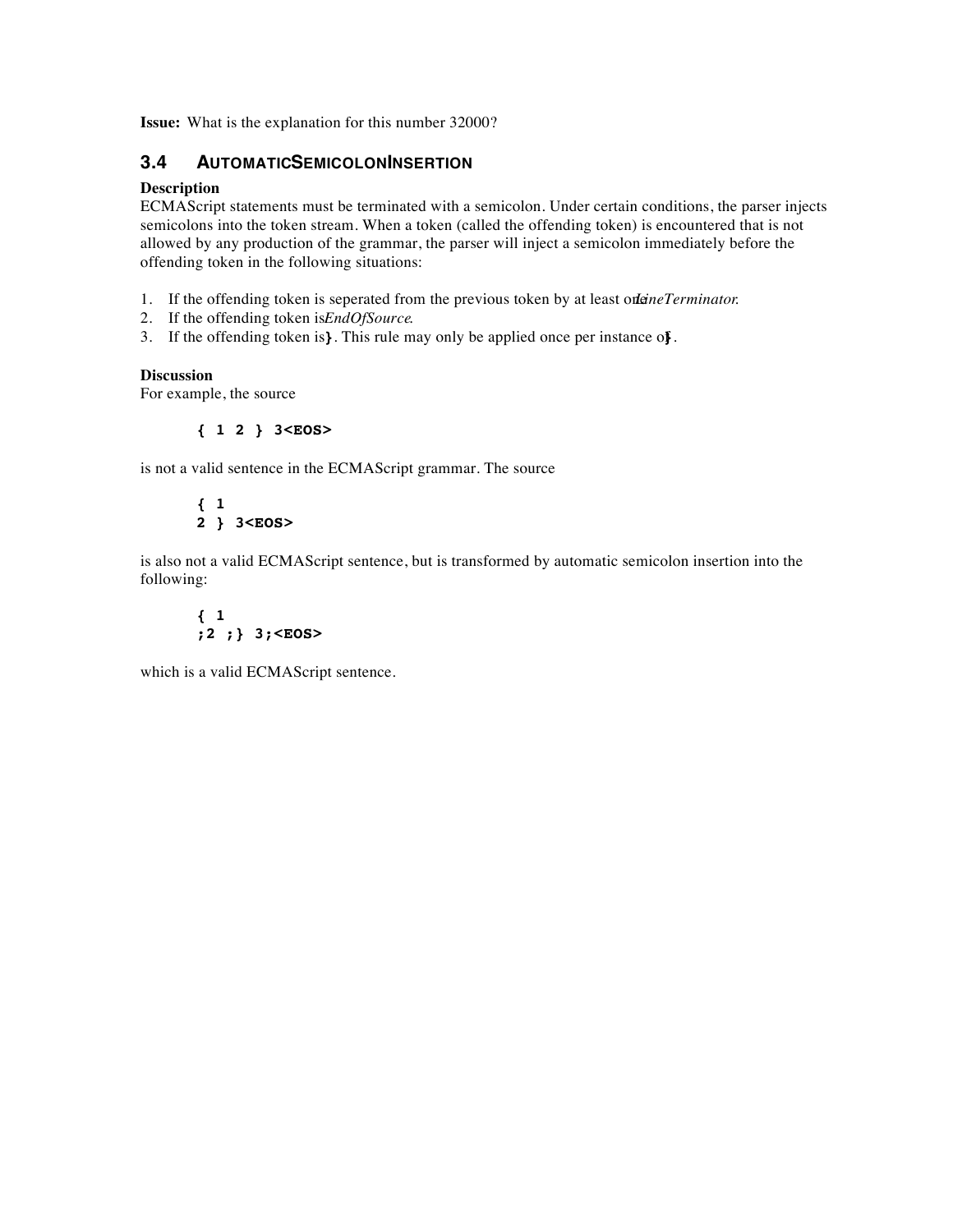**Issue:** What is the explanation for this number 32000?

## 3.4 AUTOMATICSEMICOLONINSERTION

**Description**
ECMAScript statements must be terminated with a semicolon. Under certain conditions, the parser injects semicolons into the token stream. When a token (called the offending token) is encountered that is not allowed by any production of the grammar, the parser will inject a semicolon immediately before the offending token in the following situations:

1. If the offending token is seperated from the previous token by at least one *LineTerminator*.
2. If the offending token is *EndOfSource*.
3. If the offending token is **}**. This rule may only be applied once per instance of **}**.

**Discussion**
For example, the source

```
{ 1 2 } 3<EOS>
```

is not a valid sentence in the ECMAScript grammar. The source

```
{ 1
2 } 3<EOS>
```

is also not a valid ECMAScript sentence, but is transformed by automatic semicolon insertion into the following:

```
{ 1
;2 ;} 3;<EOS>
```

which is a valid ECMAScript sentence.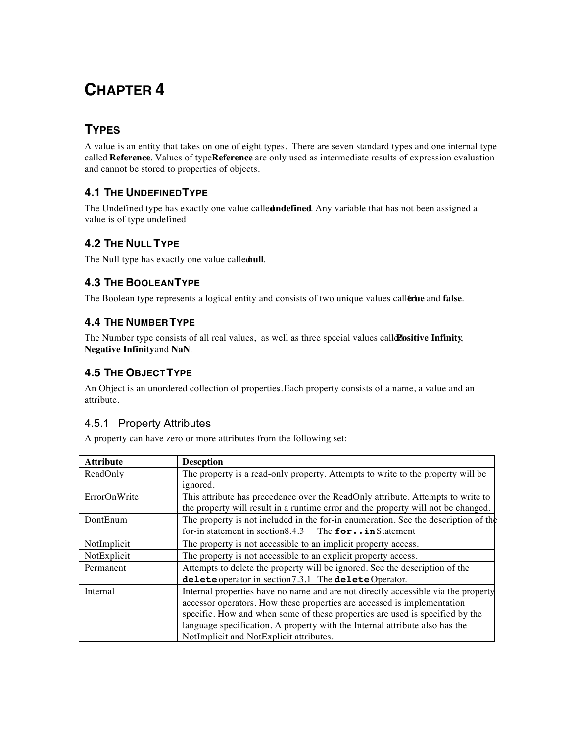# CHAPTER 4

## TYPES

A value is an entity that takes on one of eight types. There are seven standard types and one internal type called **Reference**. Values of type **Reference** are only used as intermediate results of expression evaluation and cannot be stored to properties of objects.

### 4.1 THE UNDEFINED TYPE

The Undefined type has exactly one value called **undefined**. Any variable that has not been assigned a value is of type undefined

### 4.2 THE NULL TYPE

The Null type has exactly one value called **null**.

### 4.3 THE BOOLEAN TYPE

The Boolean type represents a logical entity and consists of two unique values called **true** and **false**.

### 4.4 THE NUMBER TYPE

The Number type consists of all real values, as well as three special values called **Positive Infinity**, **Negative Infinity** and **NaN**.

### 4.5 THE OBJECT TYPE

An Object is an unordered collection of properties. Each property consists of a name, a value and an attribute.

#### 4.5.1 Property Attributes

A property can have zero or more attributes from the following set:

| **Attribute** | **Descption** |
|---|---|
| ReadOnly | The property is a read-only property. Attempts to write to the property will be ignored. |
| ErrorOnWrite | This attribute has precedence over the ReadOnly attribute. Attempts to write to the property will result in a runtime error and the property will not be changed. |
| DontEnum | The property is not included in the for-in enumeration. See the description of the for-in statement in section 8.4.3 The **`for..in`** Statement |
| NotImplicit | The property is not accessible to an implicit property access. |
| NotExplicit | The property is not accessible to an explicit property access. |
| Permanent | Attempts to delete the property will be ignored. See the description of the **`delete`** operator in section 7.3.1 The **`delete`** Operator. |
| Internal | Internal properties have no name and are not directly accessible via the property accessor operators. How these properties are accessed is implementation specific. How and when some of these properties are used is specified by the language specification. A property with the Internal attribute also has the NotImplicit and NotExplicit attributes. |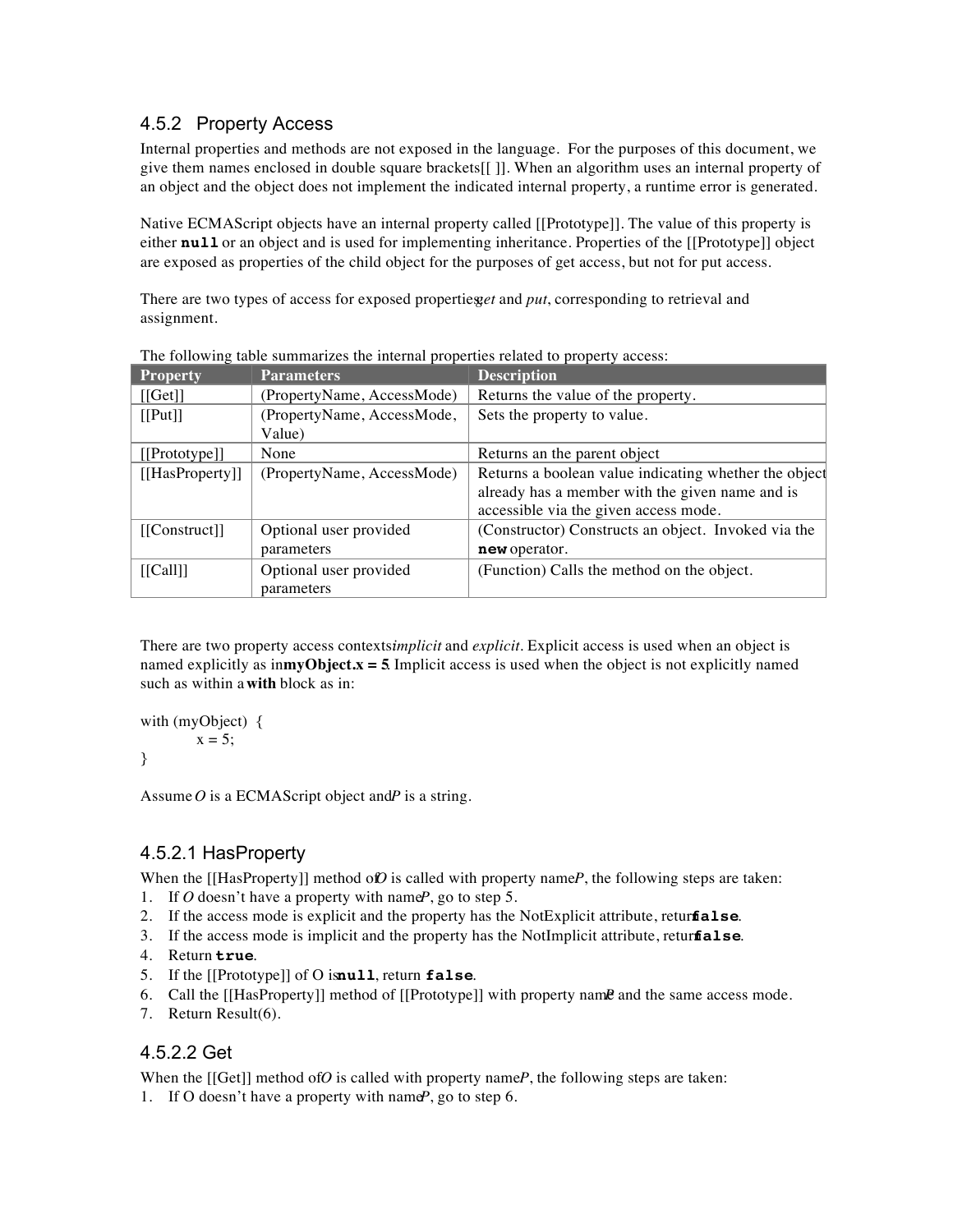## 4.5.2 Property Access

Internal properties and methods are not exposed in the language. For the purposes of this document, we give them names enclosed in double square brackets[[ ]]. When an algorithm uses an internal property of an object and the object does not implement the indicated internal property, a runtime error is generated.

Native ECMAScript objects have an internal property called [[Prototype]]. The value of this property is either **`null`** or an object and is used for implementing inheritance. Properties of the [[Prototype]] object are exposed as properties of the child object for the purposes of get access, but not for put access.

There are two types of access for exposed properties: *get* and *put*, corresponding to retrieval and assignment.

The following table summarizes the internal properties related to property access:

| Property | Parameters | Description |
|---|---|---|
| [[Get]] | (PropertyName, AccessMode) | Returns the value of the property. |
| [[Put]] | (PropertyName, AccessMode, Value) | Sets the property to value. |
| [[Prototype]] | None | Returns an the parent object |
| [[HasProperty]] | (PropertyName, AccessMode) | Returns a boolean value indicating whether the object already has a member with the given name and is accessible via the given access mode. |
| [[Construct]] | Optional user provided parameters | (Constructor) Constructs an object. Invoked via the **`new`** operator. |
| [[Call]] | Optional user provided parameters | (Function) Calls the method on the object. |

There are two property access contexts: *implicit* and *explicit*. Explicit access is used when an object is named explicitly as in **myObject.x = 5**. Implicit access is used when the object is not explicitly named such as within a **with** block as in:

```
with (myObject)  {
        x = 5;
}
```

Assume *O* is a ECMAScript object and *P* is a string.

### 4.5.2.1 HasProperty

When the [[HasProperty]] method of *O* is called with property name *P*, the following steps are taken:

1. If *O* doesn't have a property with name *P*, go to step 5.
2. If the access mode is explicit and the property has the NotExplicit attribute, return **`false`**.
3. If the access mode is implicit and the property has the NotImplicit attribute, return **`false`**.
4. Return **`true`**.
5. If the [[Prototype]] of O is **`null`**, return **`false`**.
6. Call the [[HasProperty]] method of [[Prototype]] with property name *P* and the same access mode.
7. Return Result(6).

### 4.5.2.2 Get

When the [[Get]] method of *O* is called with property name *P*, the following steps are taken:

1. If O doesn't have a property with name *P*, go to step 6.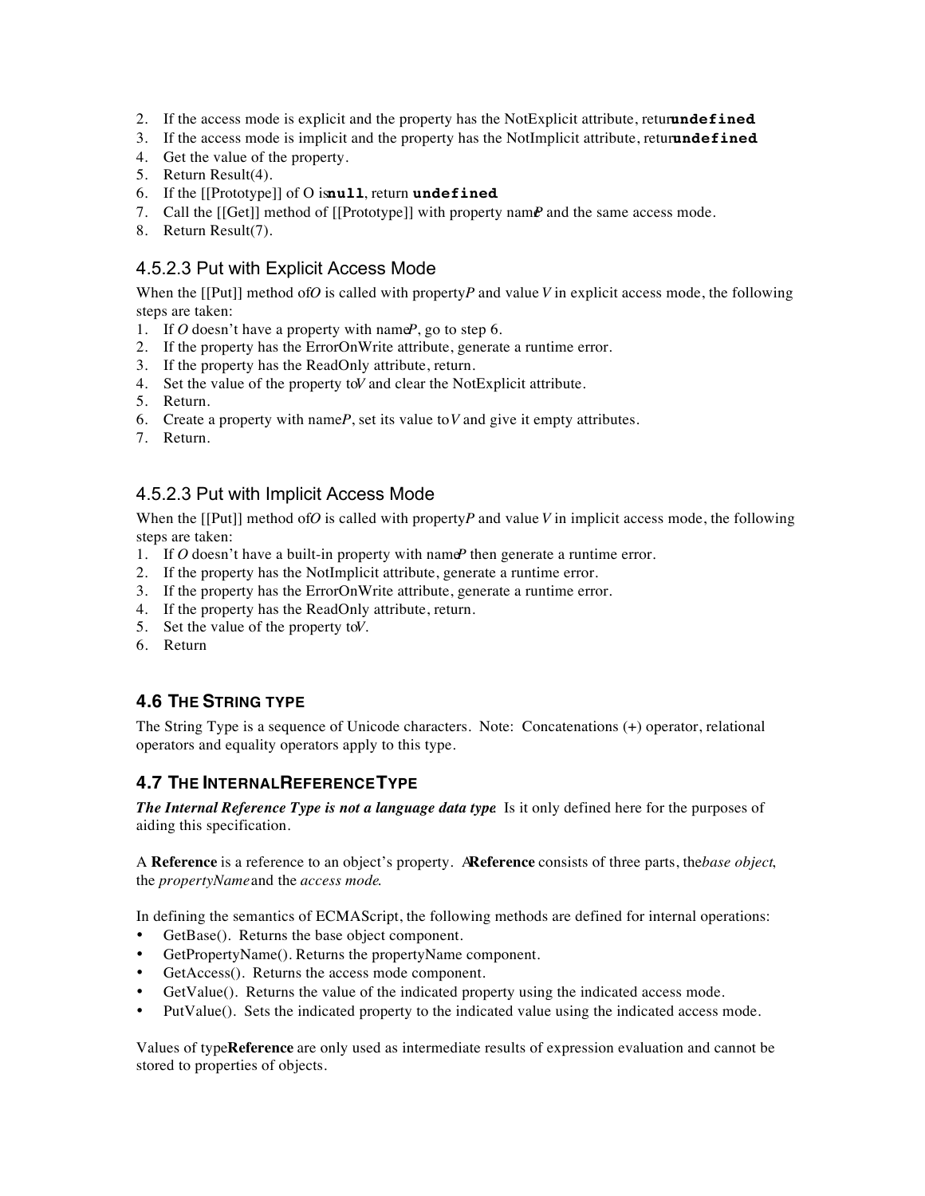2. If the access mode is explicit and the property has the NotExplicit attribute, return **undefined**.
3. If the access mode is implicit and the property has the NotImplicit attribute, return **undefined**.
4. Get the value of the property.
5. Return Result(4).
6. If the [[Prototype]] of O is **null**, return **undefined**.
7. Call the [[Get]] method of [[Prototype]] with property name *P* and the same access mode.
8. Return Result(7).

### 4.5.2.3 Put with Explicit Access Mode

When the [[Put]] method of *O* is called with property *P* and value *V* in explicit access mode, the following steps are taken:

1. If *O* doesn't have a property with name *P*, go to step 6.
2. If the property has the ErrorOnWrite attribute, generate a runtime error.
3. If the property has the ReadOnly attribute, return.
4. Set the value of the property to *V* and clear the NotExplicit attribute.
5. Return.
6. Create a property with name *P*, set its value to *V* and give it empty attributes.
7. Return.

### 4.5.2.3 Put with Implicit Access Mode

When the [[Put]] method of *O* is called with property *P* and value *V* in implicit access mode, the following steps are taken:

1. If *O* doesn't have a built-in property with name *P* then generate a runtime error.
2. If the property has the NotImplicit attribute, generate a runtime error.
3. If the property has the ErrorOnWrite attribute, generate a runtime error.
4. If the property has the ReadOnly attribute, return.
5. Set the value of the property to *V*.
6. Return

## 4.6 THE STRING TYPE

The String Type is a sequence of Unicode characters. Note: Concatenations (+) operator, relational operators and equality operators apply to this type.

## 4.7 THE INTERNAL REFERENCE TYPE

***The Internal Reference Type is not a language data type***. Is it only defined here for the purposes of aiding this specification.

A **Reference** is a reference to an object's property. A **Reference** consists of three parts, the *base object*, the *propertyName* and the *access mode*.

In defining the semantics of ECMAScript, the following methods are defined for internal operations:

- GetBase(). Returns the base object component.
- GetPropertyName(). Returns the propertyName component.
- GetAccess(). Returns the access mode component.
- GetValue(). Returns the value of the indicated property using the indicated access mode.
- PutValue(). Sets the indicated property to the indicated value using the indicated access mode.

Values of type **Reference** are only used as intermediate results of expression evaluation and cannot be stored to properties of objects.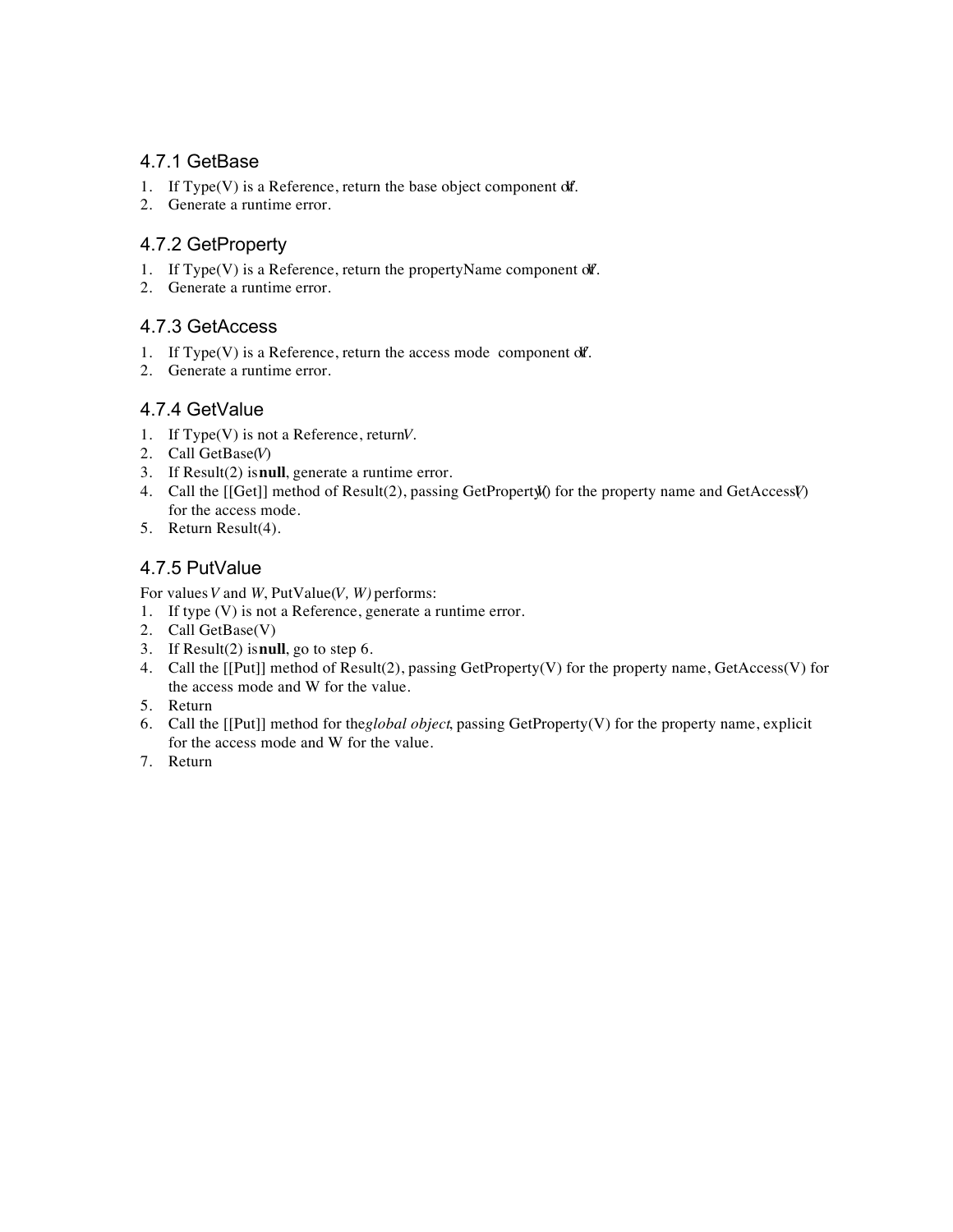### 4.7.1 GetBase

1. If Type(V) is a Reference, return the base object component of *V*.
2. Generate a runtime error.

### 4.7.2 GetProperty

1. If Type(V) is a Reference, return the propertyName component of *V*.
2. Generate a runtime error.

### 4.7.3 GetAccess

1. If Type(V) is a Reference, return the access mode component of *V*.
2. Generate a runtime error.

### 4.7.4 GetValue

1. If Type(V) is not a Reference, return *V*.
2. Call GetBase(*V*)
3. If Result(2) is **null**, generate a runtime error.
4. Call the [[Get]] method of Result(2), passing GetProperty(*V*) for the property name and GetAccess(*V*) for the access mode.
5. Return Result(4).

### 4.7.5 PutValue

For values *V* and *W*, PutValue*(V, W)* performs:

1. If type (V) is not a Reference, generate a runtime error.
2. Call GetBase(V)
3. If Result(2) is **null**, go to step 6.
4. Call the [[Put]] method of Result(2), passing GetProperty(V) for the property name, GetAccess(V) for the access mode and W for the value.
5. Return
6. Call the [[Put]] method for the *global object*, passing GetProperty(V) for the property name, explicit for the access mode and W for the value.
7. Return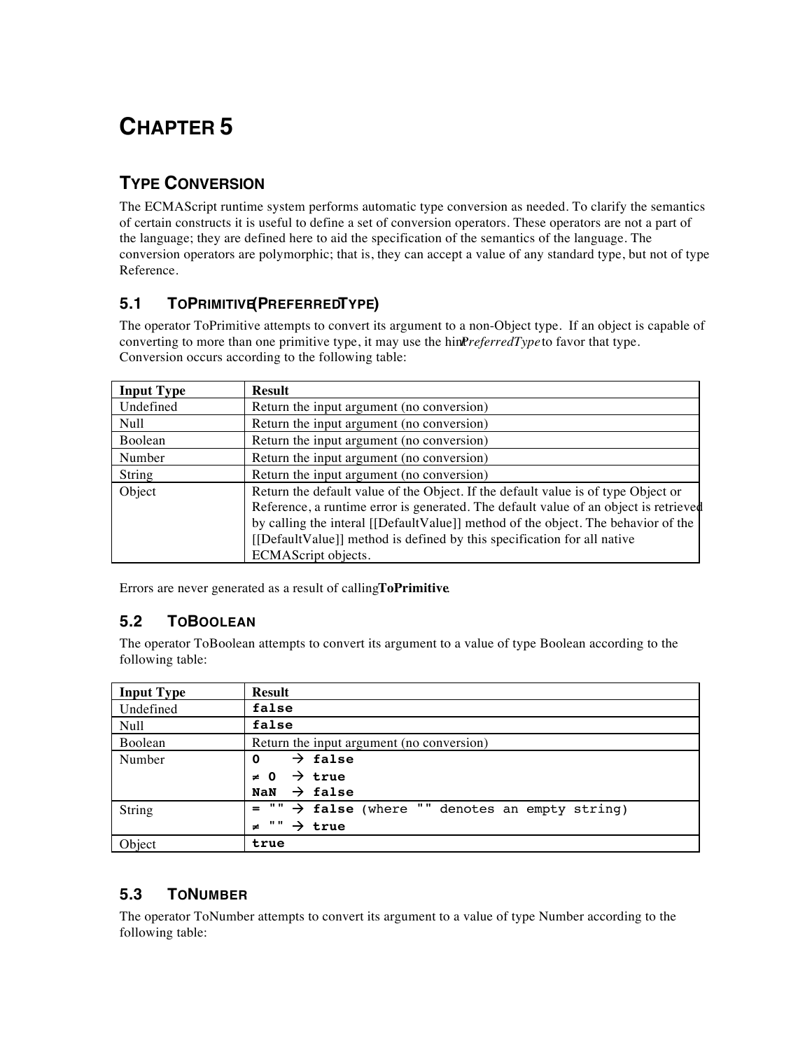# CHAPTER 5

## TYPE CONVERSION

The ECMAScript runtime system performs automatic type conversion as needed. To clarify the semantics of certain constructs it is useful to define a set of conversion operators. These operators are not a part of the language; they are defined here to aid the specification of the semantics of the language. The conversion operators are polymorphic; that is, they can accept a value of any standard type, but not of type Reference.

### 5.1 TOPRIMITIVE(PREFERREDTYPE)

The operator ToPrimitive attempts to convert its argument to a non-Object type. If an object is capable of converting to more than one primitive type, it may use the hint *PreferredType* to favor that type. Conversion occurs according to the following table:

| Input Type | Result |
|---|---|
| Undefined | Return the input argument (no conversion) |
| Null | Return the input argument (no conversion) |
| Boolean | Return the input argument (no conversion) |
| Number | Return the input argument (no conversion) |
| String | Return the input argument (no conversion) |
| Object | Return the default value of the Object. If the default value is of type Object or Reference, a runtime error is generated. The default value of an object is retrieved by calling the interal [[DefaultValue]] method of the object. The behavior of the [[DefaultValue]] method is defined by this specification for all native ECMAScript objects. |

Errors are never generated as a result of calling **ToPrimitive**.

### 5.2 TOBOOLEAN

The operator ToBoolean attempts to convert its argument to a value of type Boolean according to the following table:

| Input Type | Result |
|---|---|
| Undefined | `false` |
| Null | `false` |
| Boolean | Return the input argument (no conversion) |
| Number | `0` → `false`<br>`≠ 0` → `true`<br>`NaN` → `false` |
| String | `= ""` → `false` (where `""` denotes an empty string)<br>`≠ ""` → `true` |
| Object | `true` |

### 5.3 TONUMBER

The operator ToNumber attempts to convert its argument to a value of type Number according to the following table: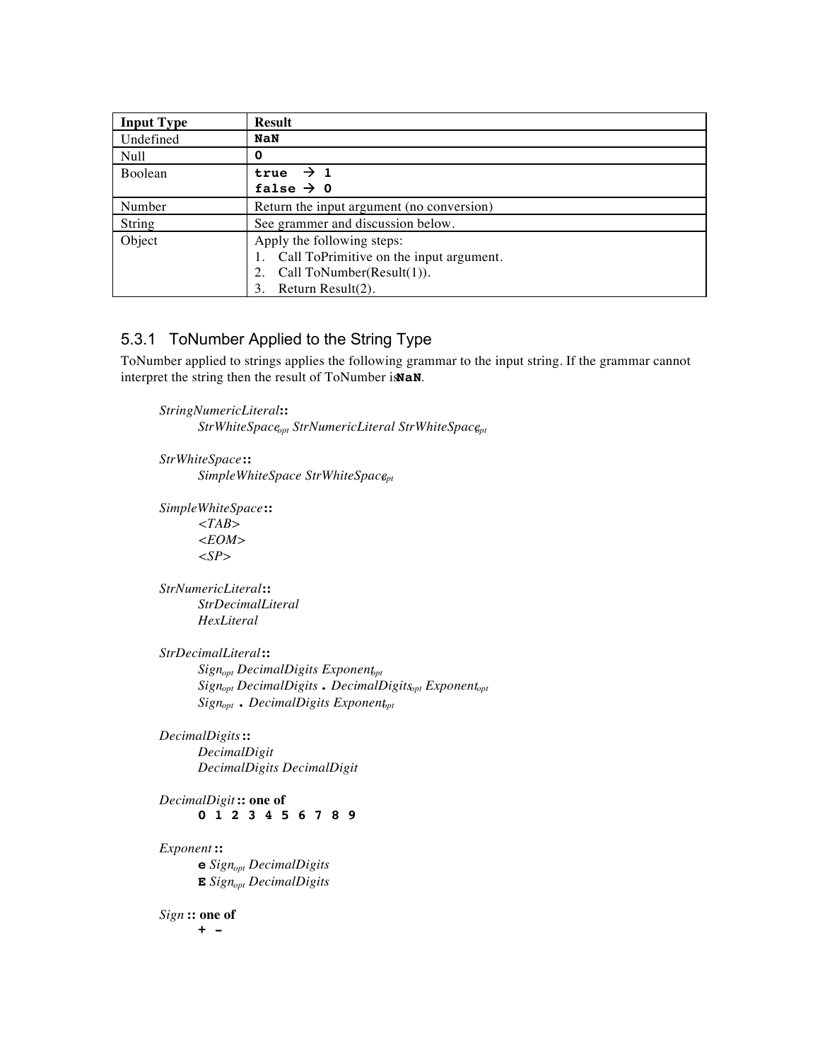| Input Type | Result |
| --- | --- |
| Undefined | **NaN** |
| Null | **0** |
| Boolean | **true** → **1**<br>**false** → **0** |
| Number | Return the input argument (no conversion) |
| String | See grammer and discussion below. |
| Object | Apply the following steps:<br>1. Call ToPrimitive on the input argument.<br>2. Call ToNumber(Result(1)).<br>3. Return Result(2). |

### 5.3.1 ToNumber Applied to the String Type

ToNumber applied to strings applies the following grammar to the input string. If the grammar cannot interpret the string then the result of ToNumber is **NaN**.

*StringNumericLiteral* **::**
  *StrWhiteSpace$_{opt}$ StrNumericLiteral StrWhiteSpace$_{opt}$*

*StrWhiteSpace* **::**
  *SimpleWhiteSpace StrWhiteSpace$_{opt}$*

*SimpleWhiteSpace* **::**
  *<TAB>*
  *<EOM>*
  *<SP>*

*StrNumericLiteral* **::**
  *StrDecimalLiteral*
  *HexLiteral*

*StrDecimalLiteral* **::**
  *Sign$_{opt}$ DecimalDigits Exponent$_{opt}$*
  *Sign$_{opt}$ DecimalDigits* **.** *DecimalDigits$_{opt}$ Exponent$_{opt}$*
  *Sign$_{opt}$* **.** *DecimalDigits Exponent$_{opt}$*

*DecimalDigits* **::**
  *DecimalDigit*
  *DecimalDigits DecimalDigit*

*DecimalDigit* **:: one of**
  **0 1 2 3 4 5 6 7 8 9**

*Exponent* **::**
  **e** *Sign$_{opt}$ DecimalDigits*
  **E** *Sign$_{opt}$ DecimalDigits*

*Sign* **:: one of**
  **+ -**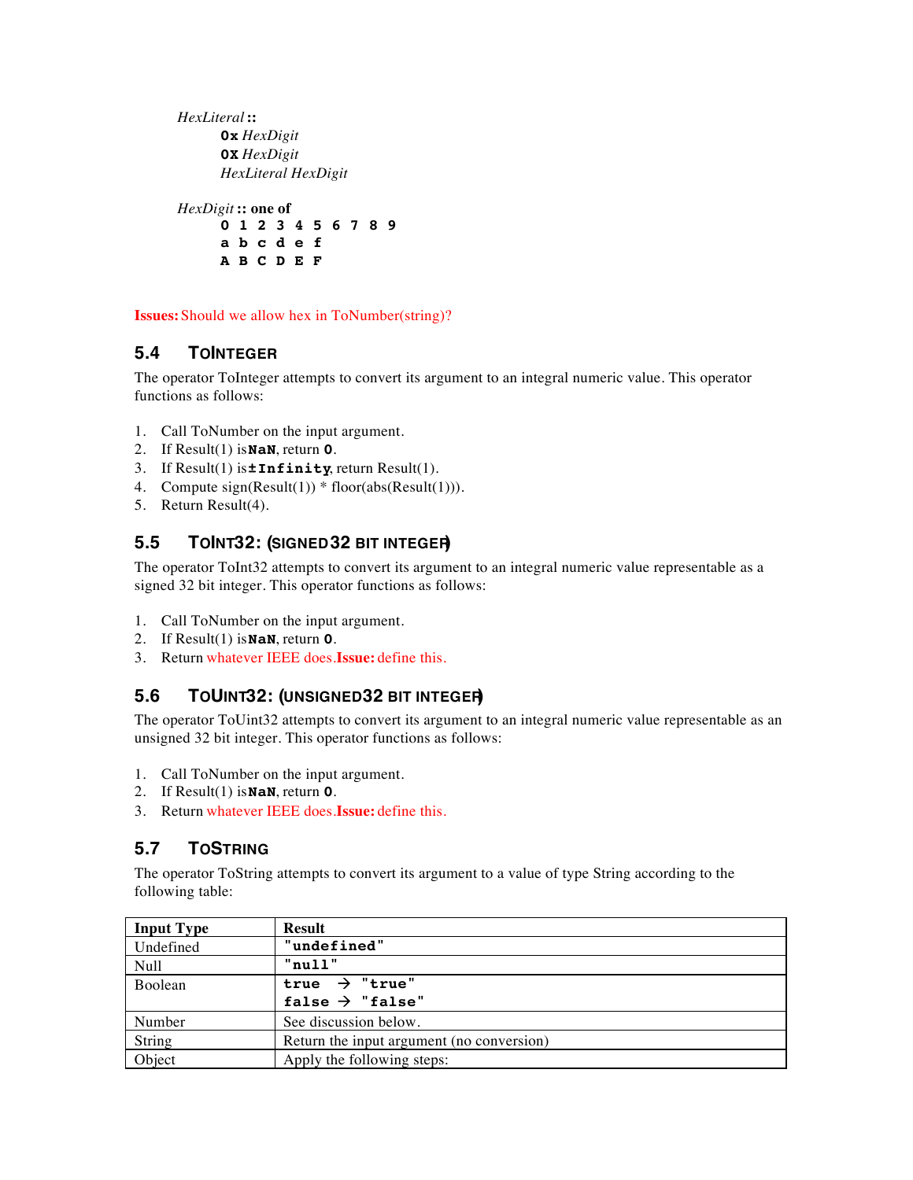*HexLiteral* **::**

  **0x** *HexDigit*
  **0X** *HexDigit*
  *HexLiteral HexDigit*

*HexDigit* **:: one of**

  **0 1 2 3 4 5 6 7 8 9**
  **a b c d e f**
  **A B C D E F**

**Issues:** Should we allow hex in ToNumber(string)?

### 5.4 ToInteger

The operator ToInteger attempts to convert its argument to an integral numeric value. This operator functions as follows:

1. Call ToNumber on the input argument.
2. If Result(1) is **NaN**, return **0**.
3. If Result(1) is **±Infinity**, return Result(1).
4. Compute sign(Result(1)) * floor(abs(Result(1))).
5. Return Result(4).

### 5.5 ToInt32: (Signed 32 Bit Integer)

The operator ToInt32 attempts to convert its argument to an integral numeric value representable as a signed 32 bit integer. This operator functions as follows:

1. Call ToNumber on the input argument.
2. If Result(1) is **NaN**, return **0**.
3. Return whatever IEEE does. **Issue:** define this.

### 5.6 ToUint32: (Unsigned 32 Bit Integer)

The operator ToUint32 attempts to convert its argument to an integral numeric value representable as an unsigned 32 bit integer. This operator functions as follows:

1. Call ToNumber on the input argument.
2. If Result(1) is **NaN**, return **0**.
3. Return whatever IEEE does. **Issue:** define this.

### 5.7 ToString

The operator ToString attempts to convert its argument to a value of type String according to the following table:

| Input Type | Result |
|---|---|
| Undefined | **"undefined"** |
| Null | **"null"** |
| Boolean | **true** → **"true"**<br>**false** → **"false"** |
| Number | See discussion below. |
| String | Return the input argument (no conversion) |
| Object | Apply the following steps: |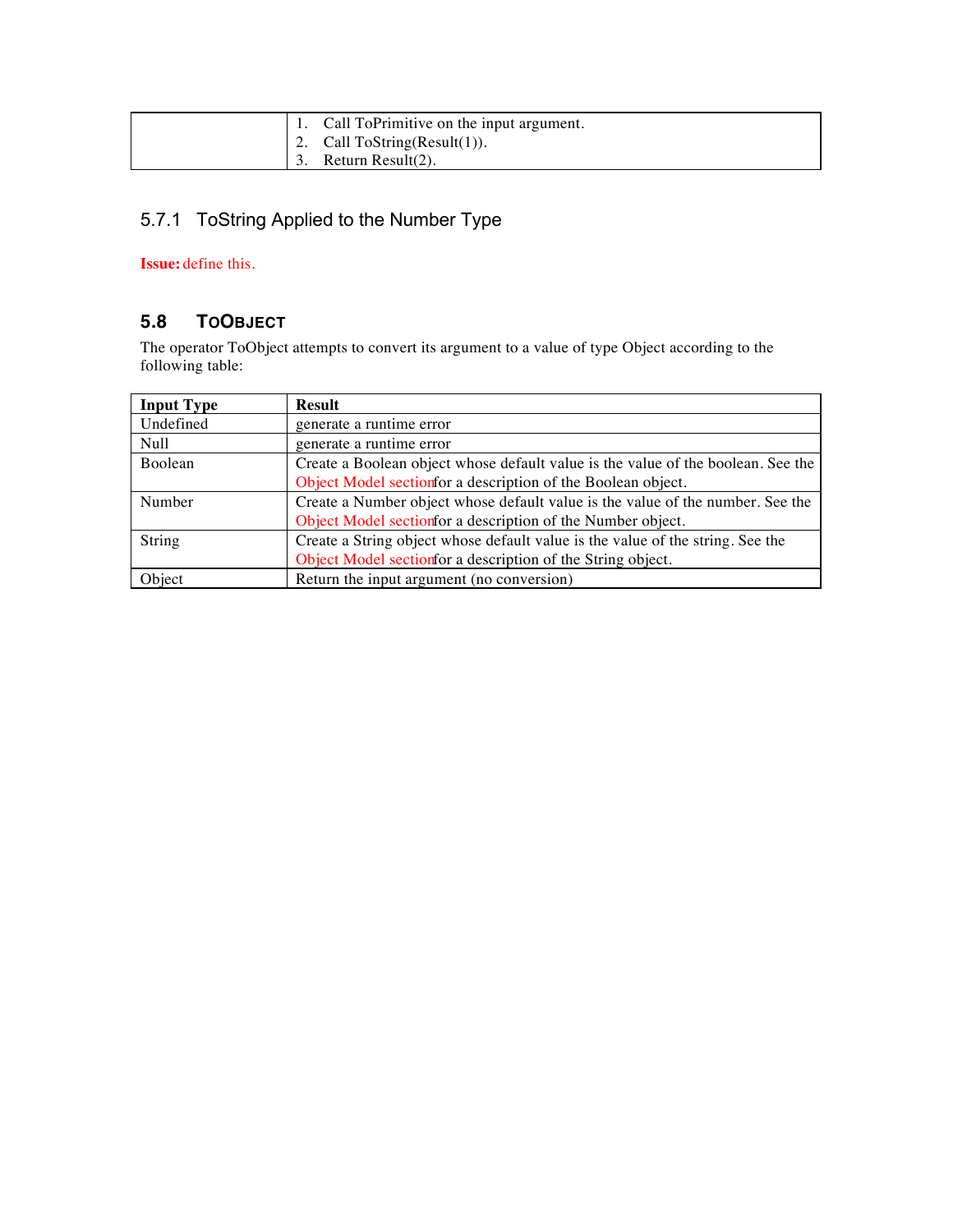| | |
|---|---|
| | 1. Call ToPrimitive on the input argument.<br>2. Call ToString(Result(1)).<br>3. Return Result(2). |

### 5.7.1 ToString Applied to the Number Type

**Issue:** define this.

## 5.8 TOOBJECT

The operator ToObject attempts to convert its argument to a value of type Object according to the following table:

| Input Type | Result |
|---|---|
| Undefined | generate a runtime error |
| Null | generate a runtime error |
| Boolean | Create a Boolean object whose default value is the value of the boolean. See the Object Model section for a description of the Boolean object. |
| Number | Create a Number object whose default value is the value of the number. See the Object Model section for a description of the Number object. |
| String | Create a String object whose default value is the value of the string. See the Object Model section for a description of the String object. |
| Object | Return the input argument (no conversion) |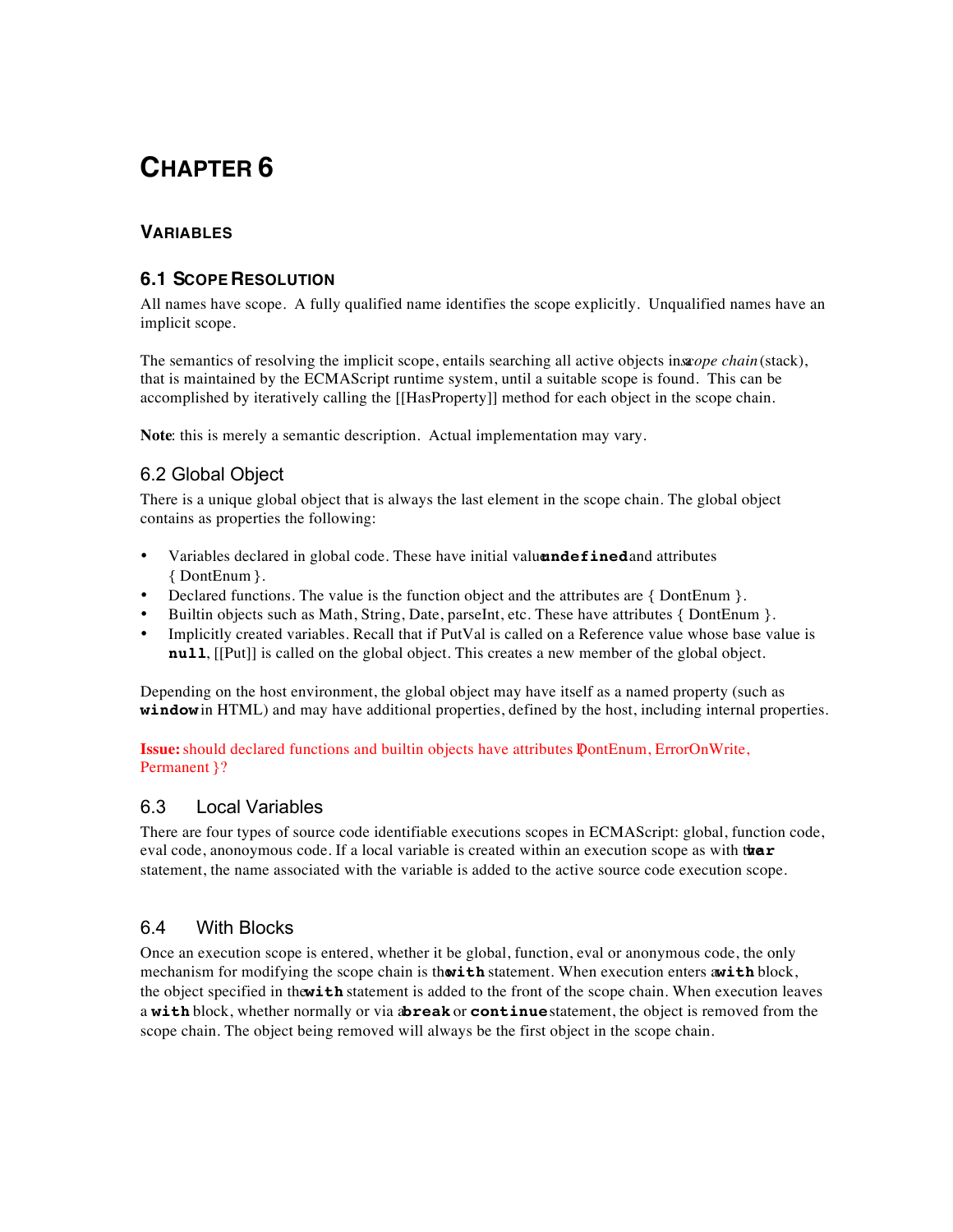# CHAPTER 6

## VARIABLES

### 6.1 SCOPE RESOLUTION

All names have scope. A fully qualified name identifies the scope explicitly. Unqualified names have an implicit scope.

The semantics of resolving the implicit scope, entails searching all active objects in a *scope chain* (stack), that is maintained by the ECMAScript runtime system, until a suitable scope is found. This can be accomplished by iteratively calling the [[HasProperty]] method for each object in the scope chain.

**Note**: this is merely a semantic description. Actual implementation may vary.

### 6.2 Global Object

There is a unique global object that is always the last element in the scope chain. The global object contains as properties the following:

- Variables declared in global code. These have initial value **`undefined`** and attributes { DontEnum }.
- Declared functions. The value is the function object and the attributes are { DontEnum }.
- Builtin objects such as Math, String, Date, parseInt, etc. These have attributes { DontEnum }.
- Implicitly created variables. Recall that if PutVal is called on a Reference value whose base value is **`null`**, [[Put]] is called on the global object. This creates a new member of the global object.

Depending on the host environment, the global object may have itself as a named property (such as **`window`** in HTML) and may have additional properties, defined by the host, including internal properties.

**Issue:** should declared functions and builtin objects have attributes { DontEnum, ErrorOnWrite, Permanent }?

### 6.3 Local Variables

There are four types of source code identifiable executions scopes in ECMAScript: global, function code, eval code, anonoymous code. If a local variable is created within an execution scope as with the **`var`** statement, the name associated with the variable is added to the active source code execution scope.

### 6.4 With Blocks

Once an execution scope is entered, whether it be global, function, eval or anonymous code, the only mechanism for modifying the scope chain is the **`with`** statement. When execution enters a **`with`** block, the object specified in the **`with`** statement is added to the front of the scope chain. When execution leaves a **`with`** block, whether normally or via a **`break`** or **`continue`** statement, the object is removed from the scope chain. The object being removed will always be the first object in the scope chain.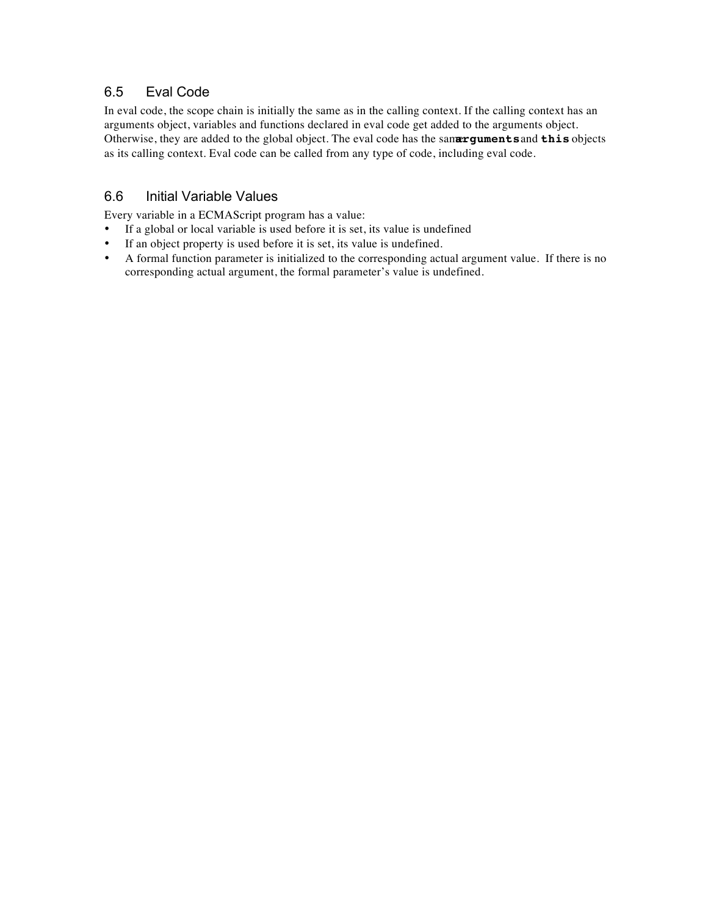## 6.5 Eval Code

In eval code, the scope chain is initially the same as in the calling context. If the calling context has an arguments object, variables and functions declared in eval code get added to the arguments object. Otherwise, they are added to the global object. The eval code has the same **`arguments`** and **`this`** objects as its calling context. Eval code can be called from any type of code, including eval code.

## 6.6 Initial Variable Values

Every variable in a ECMAScript program has a value:

- If a global or local variable is used before it is set, its value is undefined
- If an object property is used before it is set, its value is undefined.
- A formal function parameter is initialized to the corresponding actual argument value. If there is no corresponding actual argument, the formal parameter's value is undefined.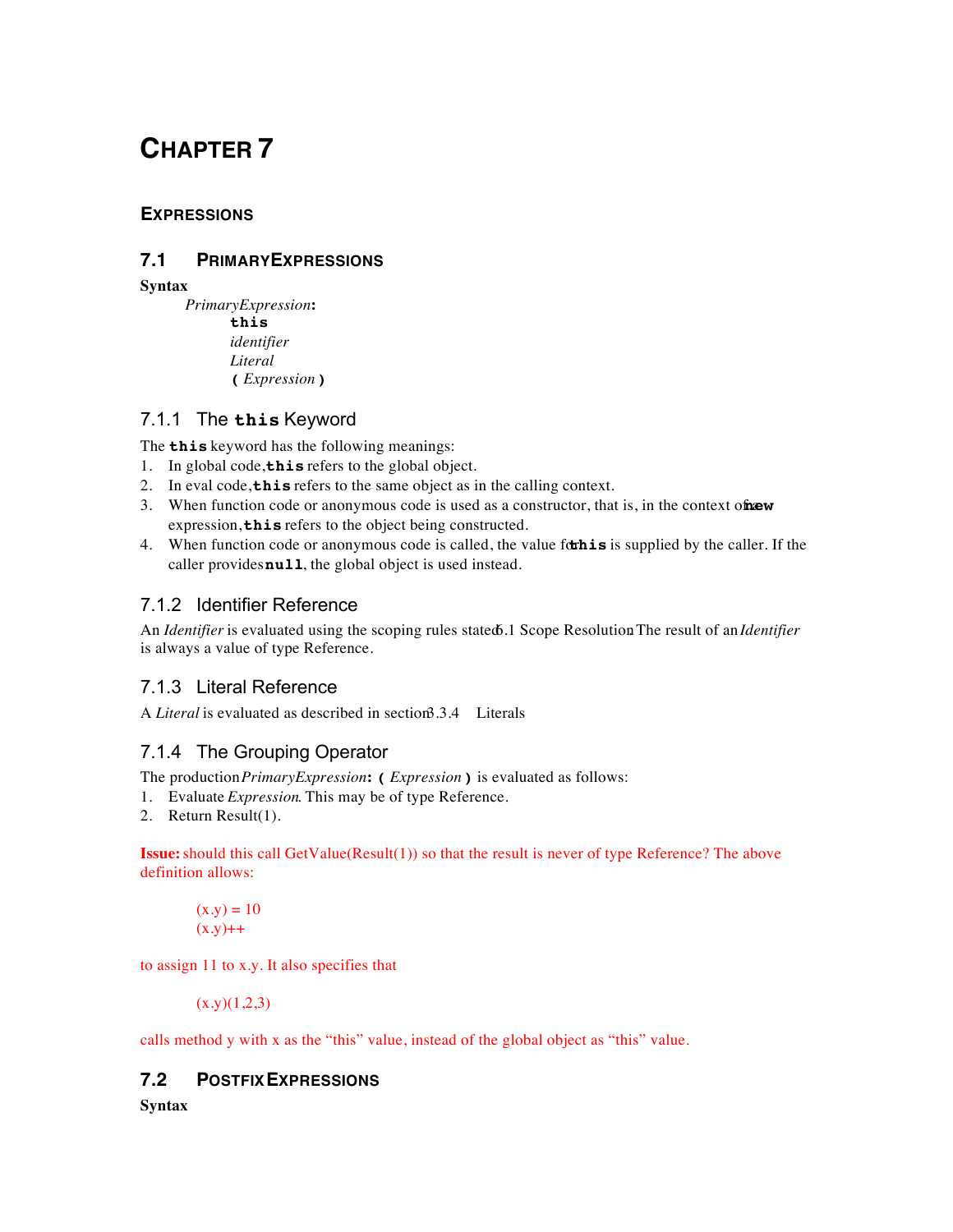# CHAPTER 7

## EXPRESSIONS

## 7.1 PRIMARYEXPRESSIONS

**Syntax**

*PrimaryExpression*:
  **`this`**
  *identifier*
  *Literal*
  **`(`** *Expression* **`)`**

### 7.1.1 The `this` Keyword

The **`this`** keyword has the following meanings:

1. In global code, **`this`** refers to the global object.
2. In eval code, **`this`** refers to the same object as in the calling context.
3. When function code or anonymous code is used as a constructor, that is, in the context of a **`new`** expression, **`this`** refers to the object being constructed.
4. When function code or anonymous code is called, the value for **`this`** is supplied by the caller. If the caller provides **`null`**, the global object is used instead.

### 7.1.2 Identifier Reference

An *Identifier* is evaluated using the scoping rules stated in 6.1 Scope Resolution. The result of an *Identifier* is always a value of type Reference.

### 7.1.3 Literal Reference

A *Literal* is evaluated as described in section 3.3.4 Literals

### 7.1.4 The Grouping Operator

The production *PrimaryExpression*: **`(`** *Expression* **`)`** is evaluated as follows:

1. Evaluate *Expression*. This may be of type Reference.
2. Return Result(1).

**Issue:** should this call GetValue(Result(1)) so that the result is never of type Reference? The above definition allows:

```
(x.y) = 10
(x.y)++
```

to assign 11 to x.y. It also specifies that

```
(x.y)(1,2,3)
```

calls method y with x as the “this” value, instead of the global object as “this” value.

## 7.2 POSTFIX EXPRESSIONS

**Syntax**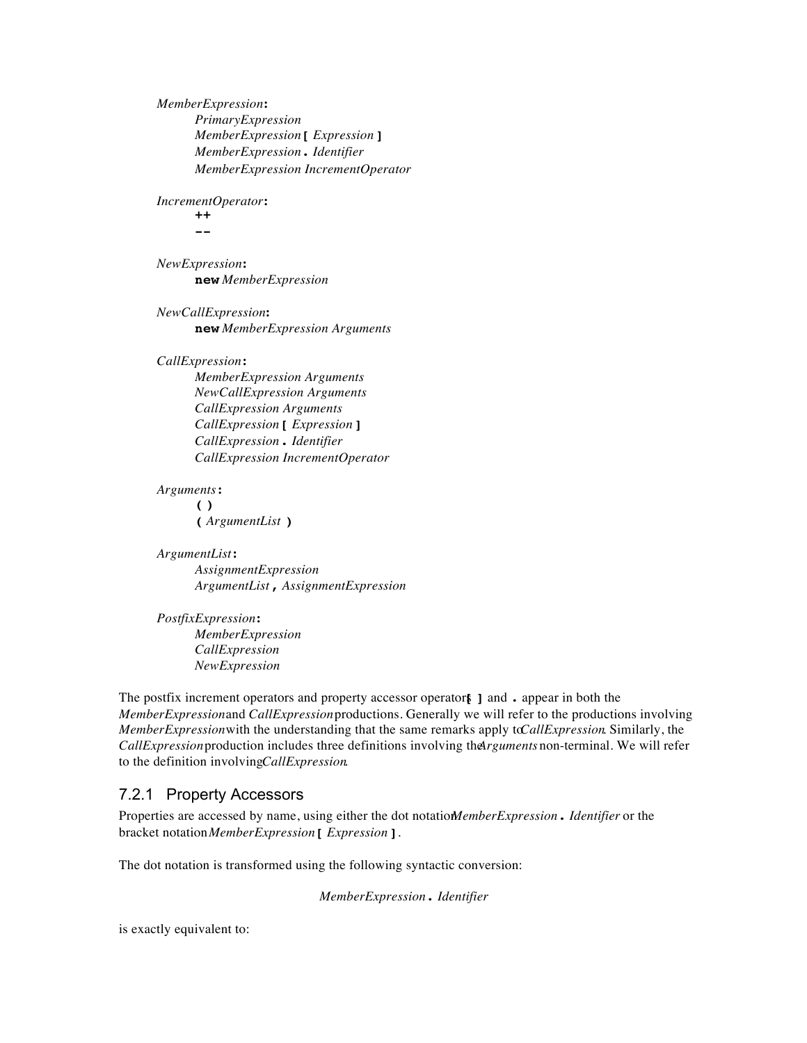*MemberExpression* **:**
  *PrimaryExpression*
  *MemberExpression* **[** *Expression* **]**
  *MemberExpression* **.** *Identifier*
  *MemberExpression IncrementOperator*

*IncrementOperator* **:**
  **++**
  **--**

*NewExpression* **:**
  **new** *MemberExpression*

*NewCallExpression* **:**
  **new** *MemberExpression Arguments*

*CallExpression* **:**
  *MemberExpression Arguments*
  *NewCallExpression Arguments*
  *CallExpression Arguments*
  *CallExpression* **[** *Expression* **]**
  *CallExpression* **.** *Identifier*
  *CallExpression IncrementOperator*

*Arguments* **:**
  **( )**
  **(** *ArgumentList* **)**

*ArgumentList* **:**
  *AssignmentExpression*
  *ArgumentList* **,** *AssignmentExpression*

*PostfixExpression* **:**
  *MemberExpression*
  *CallExpression*
  *NewExpression*

The postfix increment operators and property accessor operators **[ ]** and **.** appear in both the *MemberExpression* and *CallExpression* productions. Generally we will refer to the productions involving *MemberExpression* with the understanding that the same remarks apply to *CallExpression*. Similarly, the *CallExpression* production includes three definitions involving the *Arguments* non-terminal. We will refer to the definition involving *CallExpression*.

### 7.2.1 Property Accessors

Properties are accessed by name, using either the dot notation *MemberExpression* **.** *Identifier* or the bracket notation *MemberExpression* **[** *Expression* **]**.

The dot notation is transformed using the following syntactic conversion:

*MemberExpression* **.** *Identifier*

is exactly equivalent to: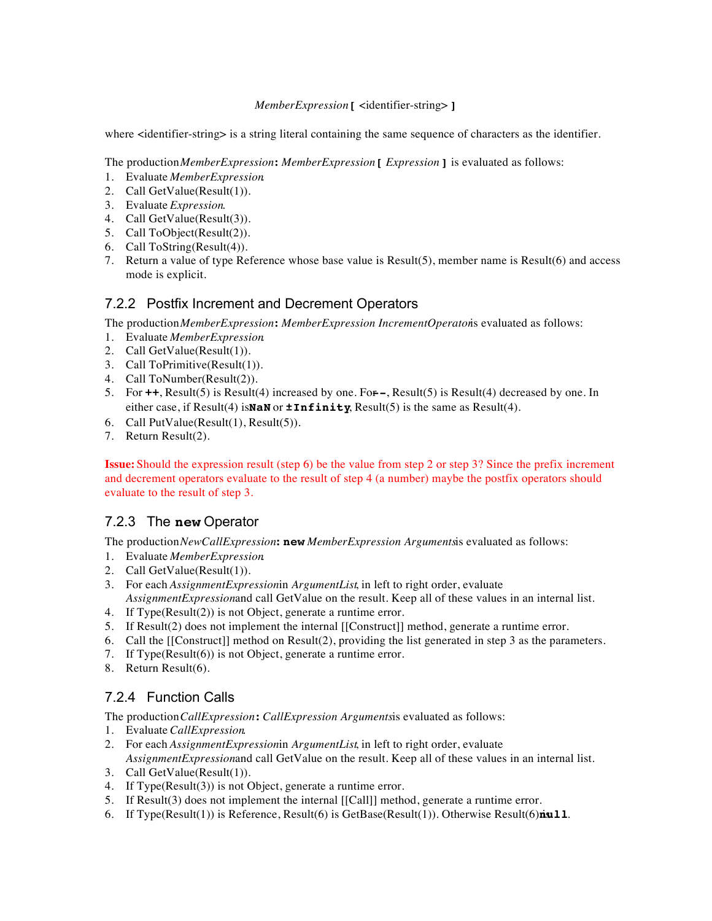*MemberExpression* **[** <identifier-string> **]**

where <identifier-string> is a string literal containing the same sequence of characters as the identifier.

The production *MemberExpression* **:** *MemberExpression* **[** *Expression* **]** is evaluated as follows:

1. Evaluate *MemberExpression*.
2. Call GetValue(Result(1)).
3. Evaluate *Expression*.
4. Call GetValue(Result(3)).
5. Call ToObject(Result(2)).
6. Call ToString(Result(4)).
7. Return a value of type Reference whose base value is Result(5), member name is Result(6) and access mode is explicit.

### 7.2.2 Postfix Increment and Decrement Operators

The production *MemberExpression* **:** *MemberExpression IncrementOperator* is evaluated as follows:

1. Evaluate *MemberExpression*.
2. Call GetValue(Result(1)).
3. Call ToPrimitive(Result(1)).
4. Call ToNumber(Result(2)).
5. For `++`, Result(5) is Result(4) increased by one. For `--`, Result(5) is Result(4) decreased by one. In either case, if Result(4) is `NaN` or `±Infinity`, Result(5) is the same as Result(4).
6. Call PutValue(Result(1), Result(5)).
7. Return Result(2).

**Issue:** Should the expression result (step 6) be the value from step 2 or step 3? Since the prefix increment and decrement operators evaluate to the result of step 4 (a number) maybe the postfix operators should evaluate to the result of step 3.

### 7.2.3 The `new` Operator

The production *NewCallExpression* **:** `new` *MemberExpression Arguments* is evaluated as follows:

1. Evaluate *MemberExpression*.
2. Call GetValue(Result(1)).
3. For each *AssignmentExpression* in *ArgumentList*, in left to right order, evaluate *AssignmentExpression* and call GetValue on the result. Keep all of these values in an internal list.
4. If Type(Result(2)) is not Object, generate a runtime error.
5. If Result(2) does not implement the internal [[Construct]] method, generate a runtime error.
6. Call the [[Construct]] method on Result(2), providing the list generated in step 3 as the parameters.
7. If Type(Result(6)) is not Object, generate a runtime error.
8. Return Result(6).

### 7.2.4 Function Calls

The production *CallExpression* **:** *CallExpression Arguments* is evaluated as follows:

1. Evaluate *CallExpression*.
2. For each *AssignmentExpression* in *ArgumentList*, in left to right order, evaluate *AssignmentExpression* and call GetValue on the result. Keep all of these values in an internal list.
3. Call GetValue(Result(1)).
4. If Type(Result(3)) is not Object, generate a runtime error.
5. If Result(3) does not implement the internal [[Call]] method, generate a runtime error.
6. If Type(Result(1)) is Reference, Result(6) is GetBase(Result(1)). Otherwise Result(6) is `null`.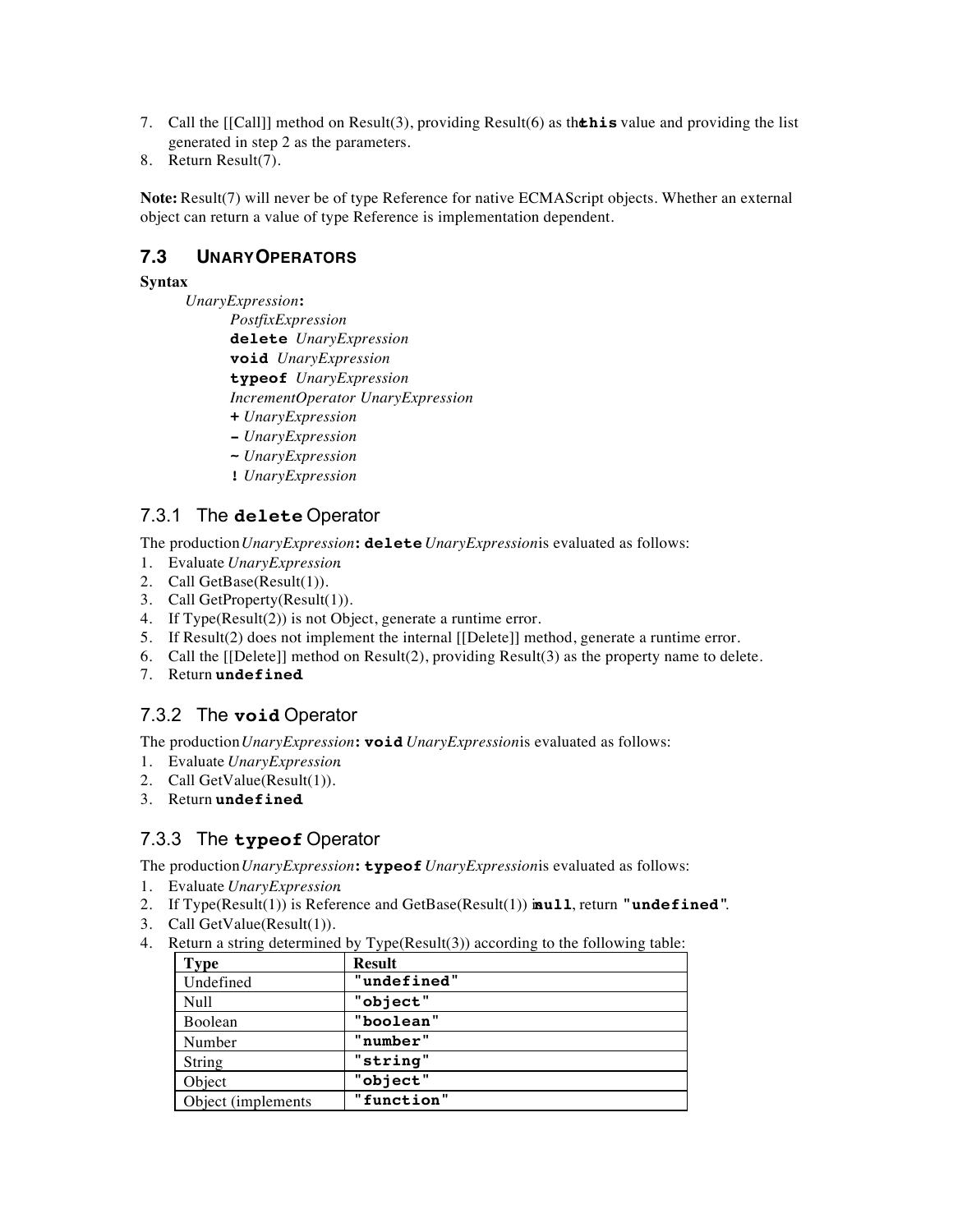7. Call the [[Call]] method on Result(3), providing Result(6) as the **this** value and providing the list generated in step 2 as the parameters.
8. Return Result(7).

**Note:** Result(7) will never be of type Reference for native ECMAScript objects. Whether an external object can return a value of type Reference is implementation dependent.

## 7.3 Unary Operators

**Syntax**

*UnaryExpression* **:**
  *PostfixExpression*
  **delete** *UnaryExpression*
  **void** *UnaryExpression*
  **typeof** *UnaryExpression*
  *IncrementOperator UnaryExpression*
  **+** *UnaryExpression*
  **-** *UnaryExpression*
  **~** *UnaryExpression*
  **!** *UnaryExpression*

### 7.3.1 The **delete** Operator

The production *UnaryExpression* **: delete** *UnaryExpression* is evaluated as follows:

1. Evaluate *UnaryExpression*.
2. Call GetBase(Result(1)).
3. Call GetProperty(Result(1)).
4. If Type(Result(2)) is not Object, generate a runtime error.
5. If Result(2) does not implement the internal [[Delete]] method, generate a runtime error.
6. Call the [[Delete]] method on Result(2), providing Result(3) as the property name to delete.
7. Return **undefined**.

### 7.3.2 The **void** Operator

The production *UnaryExpression* **: void** *UnaryExpression* is evaluated as follows:

1. Evaluate *UnaryExpression*.
2. Call GetValue(Result(1)).
3. Return **undefined**.

### 7.3.3 The **typeof** Operator

The production *UnaryExpression* **: typeof** *UnaryExpression* is evaluated as follows:

1. Evaluate *UnaryExpression*.
2. If Type(Result(1)) is Reference and GetBase(Result(1)) is **null**, return **"undefined"**.
3. Call GetValue(Result(1)).
4. Return a string determined by Type(Result(3)) according to the following table:

| Type | Result |
|---|---|
| Undefined | **"undefined"** |
| Null | **"object"** |
| Boolean | **"boolean"** |
| Number | **"number"** |
| String | **"string"** |
| Object | **"object"** |
| Object (implements | **"function"** |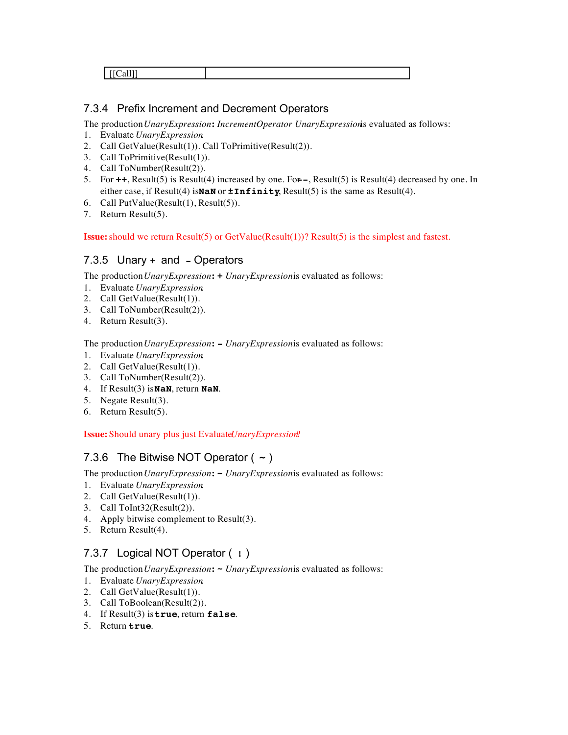| [[Call]] | |
|---|---|

### 7.3.4 Prefix Increment and Decrement Operators

The production *UnaryExpression* **:** *IncrementOperator UnaryExpression* is evaluated as follows:

1. Evaluate *UnaryExpression*.
2. Call GetValue(Result(1)). Call ToPrimitive(Result(2)).
3. Call ToPrimitive(Result(1)).
4. Call ToNumber(Result(2)).
5. For **++**, Result(5) is Result(4) increased by one. For **--**, Result(5) is Result(4) decreased by one. In either case, if Result(4) is **NaN** or **±Infinity**, Result(5) is the same as Result(4).
6. Call PutValue(Result(1), Result(5)).
7. Return Result(5).

**Issue:** should we return Result(5) or GetValue(Result(1))? Result(5) is the simplest and fastest.

### 7.3.5 Unary + and - Operators

The production *UnaryExpression* **: +** *UnaryExpression* is evaluated as follows:

1. Evaluate *UnaryExpression*.
2. Call GetValue(Result(1)).
3. Call ToNumber(Result(2)).
4. Return Result(3).

The production *UnaryExpression* **: -** *UnaryExpression* is evaluated as follows:

1. Evaluate *UnaryExpression*.
2. Call GetValue(Result(1)).
3. Call ToNumber(Result(2)).
4. If Result(3) is **NaN**, return **NaN**.
5. Negate Result(3).
6. Return Result(5).

**Issue:** Should unary plus just Evaluate *UnaryExpression*?

### 7.3.6 The Bitwise NOT Operator ( ~ )

The production *UnaryExpression* **: ~** *UnaryExpression* is evaluated as follows:

1. Evaluate *UnaryExpression*.
2. Call GetValue(Result(1)).
3. Call ToInt32(Result(2)).
4. Apply bitwise complement to Result(3).
5. Return Result(4).

### 7.3.7 Logical NOT Operator ( ! )

The production *UnaryExpression* **: ~** *UnaryExpression* is evaluated as follows:

1. Evaluate *UnaryExpression*.
2. Call GetValue(Result(1)).
3. Call ToBoolean(Result(2)).
4. If Result(3) is **true**, return **false**.
5. Return **true**.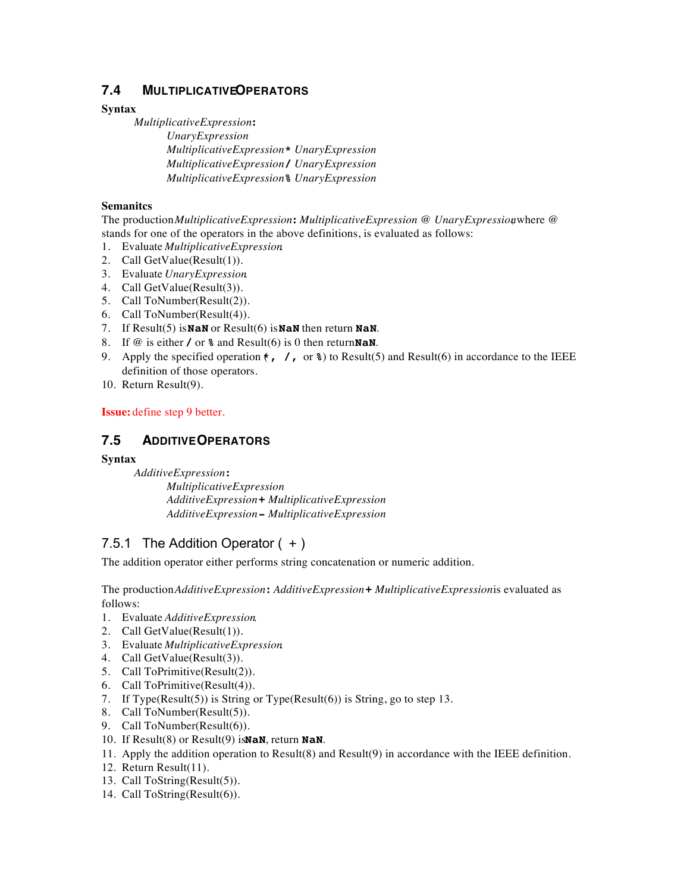## 7.4 Multiplicative Operators

**Syntax**

*MultiplicativeExpression*:
  *UnaryExpression*
  *MultiplicativeExpression* **\*** *UnaryExpression*
  *MultiplicativeExpression* **/** *UnaryExpression*
  *MultiplicativeExpression* **%** *UnaryExpression*

**Semanitcs**

The production *MultiplicativeExpression*: *MultiplicativeExpression @ UnaryExpression*, where @ stands for one of the operators in the above definitions, is evaluated as follows:

1. Evaluate *MultiplicativeExpression*.
2. Call GetValue(Result(1)).
3. Evaluate *UnaryExpression*.
4. Call GetValue(Result(3)).
5. Call ToNumber(Result(2)).
6. Call ToNumber(Result(4)).
7. If Result(5) is **NaN** or Result(6) is **NaN** then return **NaN**.
8. If @ is either **/** or **%** and Result(6) is 0 then return **NaN**.
9. Apply the specified operation (**\***, **/**, or **%**) to Result(5) and Result(6) in accordance to the IEEE definition of those operators.
10. Return Result(9).

**Issue:** define step 9 better.

## 7.5 Additive Operators

**Syntax**

*AdditiveExpression*:
  *MultiplicativeExpression*
  *AdditiveExpression* **+** *MultiplicativeExpression*
  *AdditiveExpression* **-** *MultiplicativeExpression*

### 7.5.1 The Addition Operator ( + )

The addition operator either performs string concatenation or numeric addition.

The production *AdditiveExpression*: *AdditiveExpression* **+** *MultiplicativeExpression* is evaluated as follows:

1. Evaluate *AdditiveExpression*.
2. Call GetValue(Result(1)).
3. Evaluate *MultiplicativeExpression*.
4. Call GetValue(Result(3)).
5. Call ToPrimitive(Result(2)).
6. Call ToPrimitive(Result(4)).
7. If Type(Result(5)) is String or Type(Result(6)) is String, go to step 13.
8. Call ToNumber(Result(5)).
9. Call ToNumber(Result(6)).
10. If Result(8) or Result(9) is **NaN**, return **NaN**.
11. Apply the addition operation to Result(8) and Result(9) in accordance with the IEEE definition.
12. Return Result(11).
13. Call ToString(Result(5)).
14. Call ToString(Result(6)).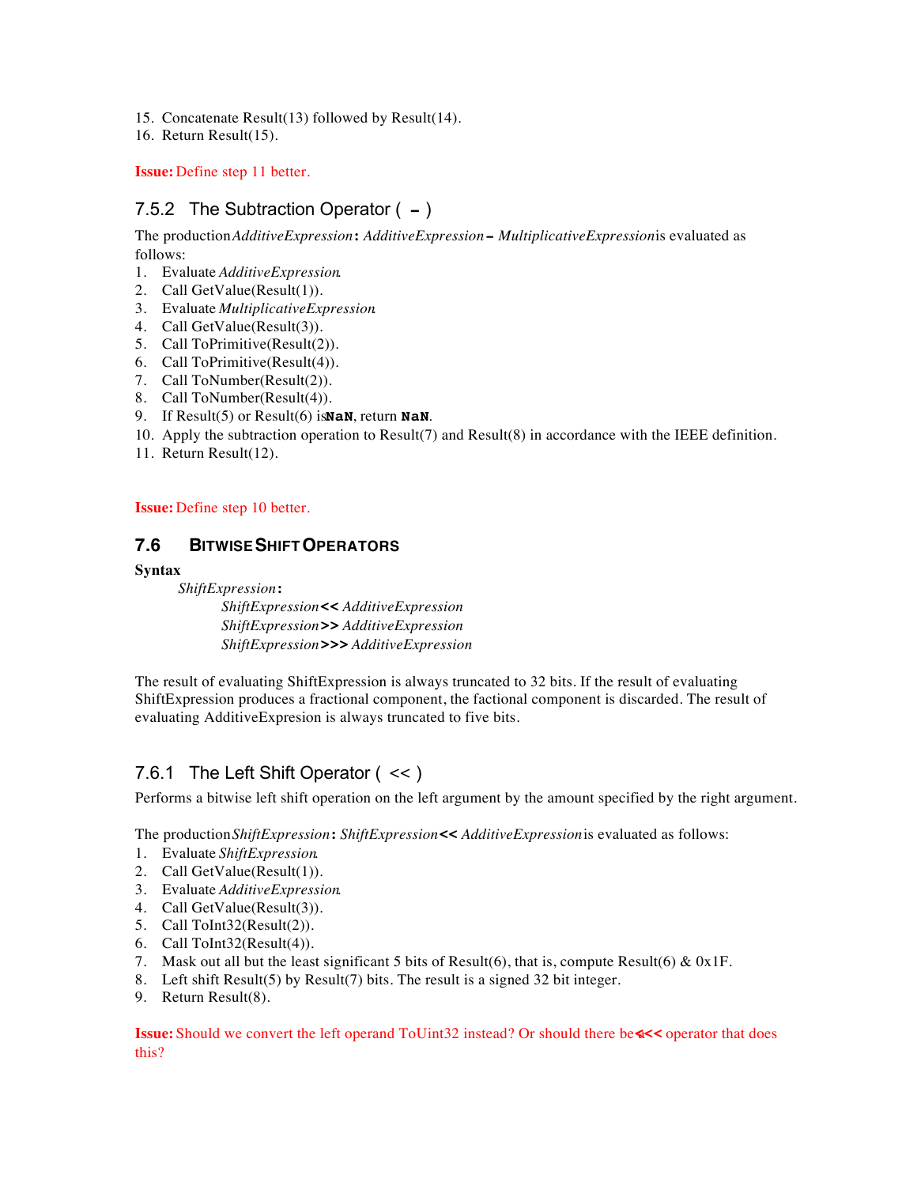15. Concatenate Result(13) followed by Result(14).
16. Return Result(15).

**Issue:** Define step 11 better.

### 7.5.2 The Subtraction Operator ( **-** )

The production *AdditiveExpression* **:** *AdditiveExpression* **-** *MultiplicativeExpression* is evaluated as follows:

1. Evaluate *AdditiveExpression*.
2. Call GetValue(Result(1)).
3. Evaluate *MultiplicativeExpression*.
4. Call GetValue(Result(3)).
5. Call ToPrimitive(Result(2)).
6. Call ToPrimitive(Result(4)).
7. Call ToNumber(Result(2)).
8. Call ToNumber(Result(4)).
9. If Result(5) or Result(6) is **NaN**, return **NaN**.
10. Apply the subtraction operation to Result(7) and Result(8) in accordance with the IEEE definition.
11. Return Result(12).

**Issue:** Define step 10 better.

## 7.6 Bitwise Shift Operators

**Syntax**

*ShiftExpression* **:**
*ShiftExpression* **<<** *AdditiveExpression*
*ShiftExpression* **>>** *AdditiveExpression*
*ShiftExpression* **>>>** *AdditiveExpression*

The result of evaluating ShiftExpression is always truncated to 32 bits. If the result of evaluating ShiftExpression produces a fractional component, the factional component is discarded. The result of evaluating AdditiveExpresion is always truncated to five bits.

### 7.6.1 The Left Shift Operator ( << )

Performs a bitwise left shift operation on the left argument by the amount specified by the right argument.

The production *ShiftExpression* **:** *ShiftExpression* **<<** *AdditiveExpression* is evaluated as follows:

1. Evaluate *ShiftExpression*.
2. Call GetValue(Result(1)).
3. Evaluate *AdditiveExpression*.
4. Call GetValue(Result(3)).
5. Call ToInt32(Result(2)).
6. Call ToInt32(Result(4)).
7. Mask out all but the least significant 5 bits of Result(6), that is, compute Result(6) & 0x1F.
8. Left shift Result(5) by Result(7) bits. The result is a signed 32 bit integer.
9. Return Result(8).

**Issue:** Should we convert the left operand ToUint32 instead? Or should there be a **<<<** operator that does this?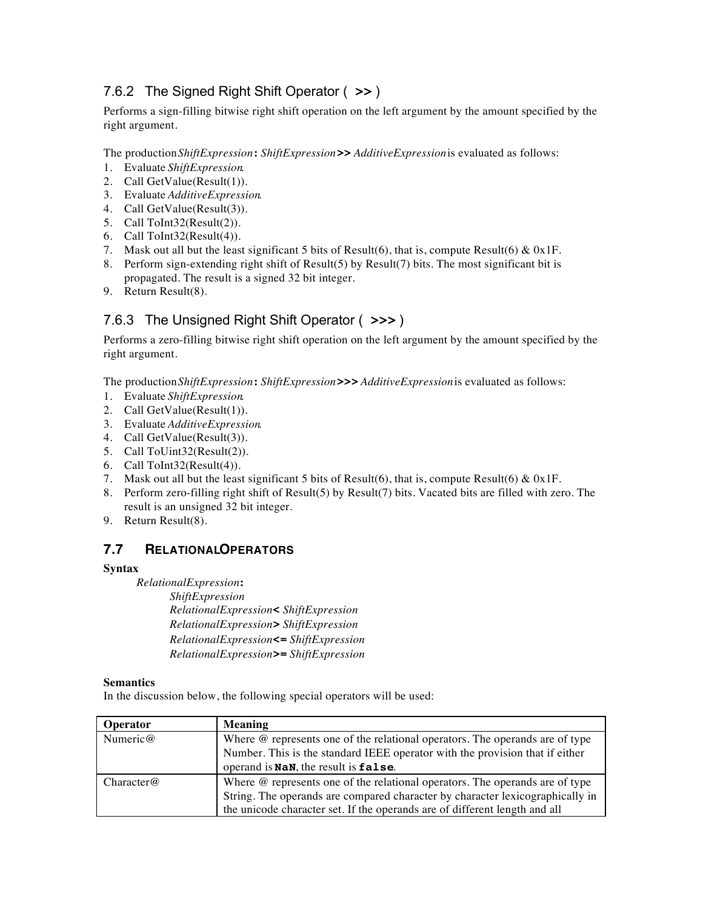### 7.6.2 The Signed Right Shift Operator ( **>>** )

Performs a sign-filling bitwise right shift operation on the left argument by the amount specified by the right argument.

The production *ShiftExpression* **:** *ShiftExpression* **>>** *AdditiveExpression* is evaluated as follows:

1. Evaluate *ShiftExpression*.
2. Call GetValue(Result(1)).
3. Evaluate *AdditiveExpression*.
4. Call GetValue(Result(3)).
5. Call ToInt32(Result(2)).
6. Call ToInt32(Result(4)).
7. Mask out all but the least significant 5 bits of Result(6), that is, compute Result(6) & 0x1F.
8. Perform sign-extending right shift of Result(5) by Result(7) bits. The most significant bit is propagated. The result is a signed 32 bit integer.
9. Return Result(8).

### 7.6.3 The Unsigned Right Shift Operator ( **>>>** )

Performs a zero-filling bitwise right shift operation on the left argument by the amount specified by the right argument.

The production *ShiftExpression* **:** *ShiftExpression* **>>>** *AdditiveExpression* is evaluated as follows:

1. Evaluate *ShiftExpression*.
2. Call GetValue(Result(1)).
3. Evaluate *AdditiveExpression*.
4. Call GetValue(Result(3)).
5. Call ToUint32(Result(2)).
6. Call ToInt32(Result(4)).
7. Mask out all but the least significant 5 bits of Result(6), that is, compute Result(6) & 0x1F.
8. Perform zero-filling right shift of Result(5) by Result(7) bits. Vacated bits are filled with zero. The result is an unsigned 32 bit integer.
9. Return Result(8).

## 7.7 RELATIONAL OPERATORS

**Syntax**

*RelationalExpression* **:**
    *ShiftExpression*
    *RelationalExpression* **<** *ShiftExpression*
    *RelationalExpression* **>** *ShiftExpression*
    *RelationalExpression* **<=** *ShiftExpression*
    *RelationalExpression* **>=** *ShiftExpression*

**Semantics**

In the discussion below, the following special operators will be used:

| Operator | Meaning |
|---|---|
| Numeric@ | Where @ represents one of the relational operators. The operands are of type Number. This is the standard IEEE operator with the provision that if either operand is **`NaN`**, the result is **`false`**. |
| Character@ | Where @ represents one of the relational operators. The operands are of type String. The operands are compared character by character lexicographically in the unicode character set. If the operands are of different length and all |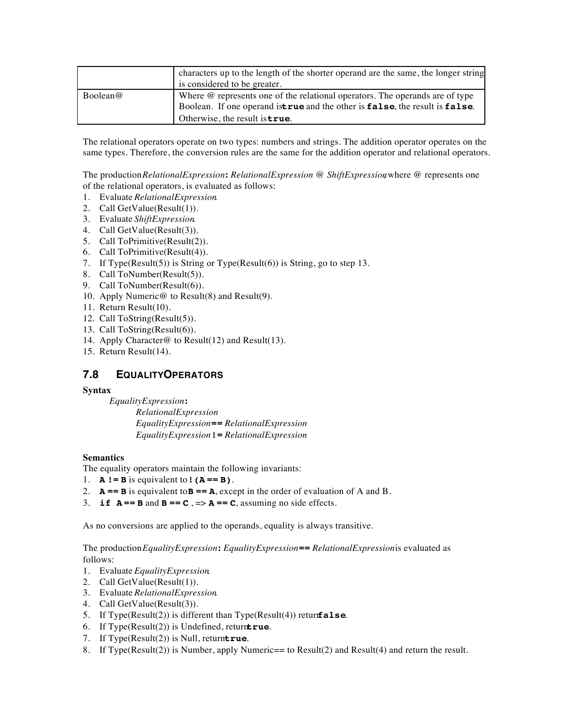|  | characters up to the length of the shorter operand are the same, the longer string is considered to be greater. |
| --- | --- |
| Boolean@ | Where @ represents one of the relational operators. The operands are of type Boolean. If one operand is **true** and the other is **false**, the result is **false**. Otherwise, the result is **true**. |

The relational operators operate on two types: numbers and strings. The addition operator operates on the same types. Therefore, the conversion rules are the same for the addition operator and relational operators.

The production *RelationalExpression* **:** *RelationalExpression @ ShiftExpression*, where @ represents one of the relational operators, is evaluated as follows:

1. Evaluate *RelationalExpression*.
2. Call GetValue(Result(1)).
3. Evaluate *ShiftExpression*.
4. Call GetValue(Result(3)).
5. Call ToPrimitive(Result(2)).
6. Call ToPrimitive(Result(4)).
7. If Type(Result(5)) is String or Type(Result(6)) is String, go to step 13.
8. Call ToNumber(Result(5)).
9. Call ToNumber(Result(6)).
10. Apply Numeric@ to Result(8) and Result(9).
11. Return Result(10).
12. Call ToString(Result(5)).
13. Call ToString(Result(6)).
14. Apply Character@ to Result(12) and Result(13).
15. Return Result(14).

## 7.8 Equality Operators

**Syntax**

*EqualityExpression* **:**
*RelationalExpression*
*EqualityExpression* **==** *RelationalExpression*
*EqualityExpression* **!=** *RelationalExpression*

**Semantics**

The equality operators maintain the following invariants:

1. **A != B** is equivalent to **!(A == B)**.
2. **A == B** is equivalent to **B == A**, except in the order of evaluation of A and B.
3. **if A == B** and **B == C** , => **A == C**, assuming no side effects.

As no conversions are applied to the operands, equality is always transitive.

The production *EqualityExpression* **:** *EqualityExpression* **==** *RelationalExpression* is evaluated as follows:

1. Evaluate *EqualityExpression*.
2. Call GetValue(Result(1)).
3. Evaluate *RelationalExpression*.
4. Call GetValue(Result(3)).
5. If Type(Result(2)) is different than Type(Result(4)) return **false**.
6. If Type(Result(2)) is Undefined, return **true**.
7. If Type(Result(2)) is Null, return **true**.
8. If Type(Result(2)) is Number, apply Numeric== to Result(2) and Result(4) and return the result.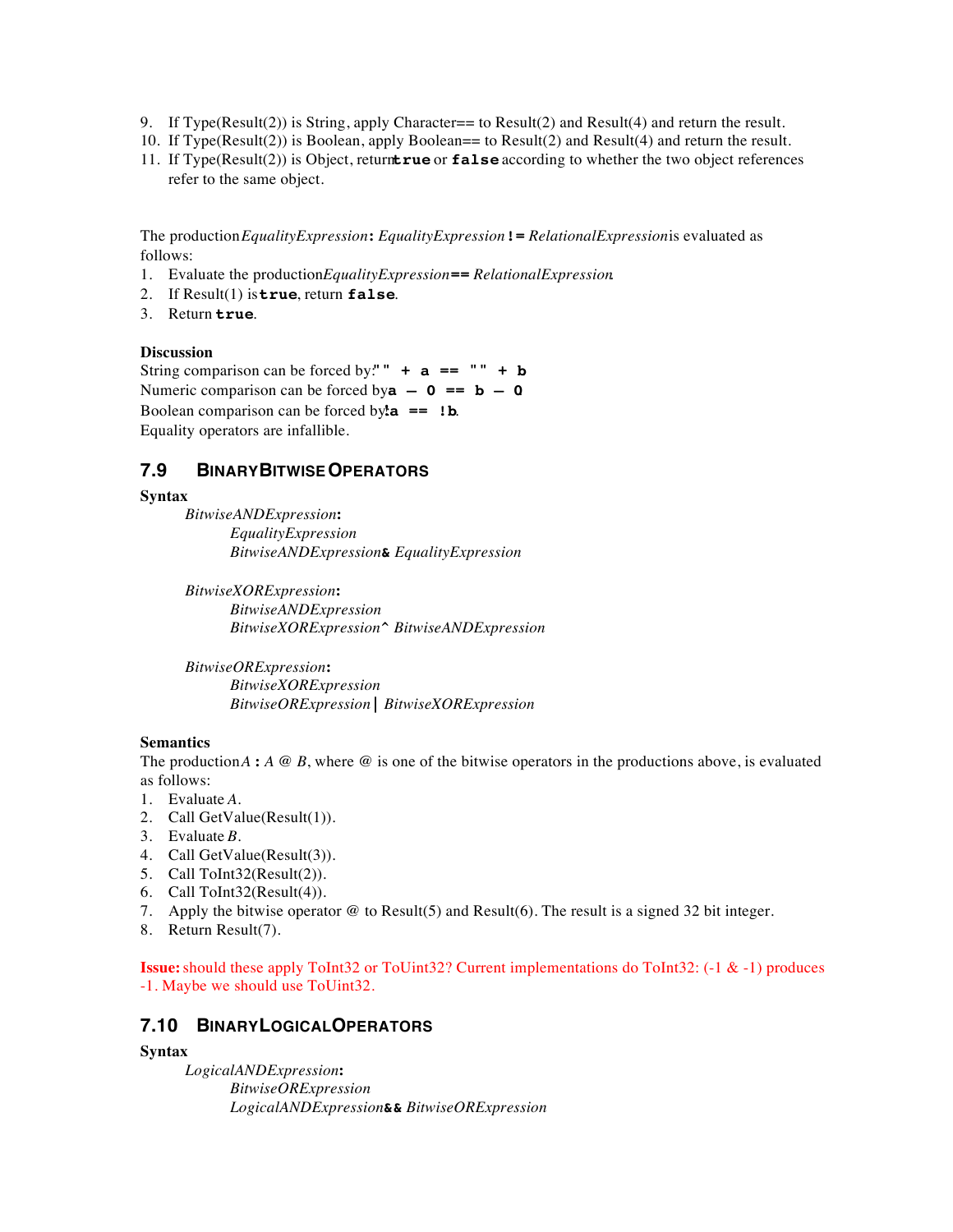9. If Type(Result(2)) is String, apply Character== to Result(2) and Result(4) and return the result.
10. If Type(Result(2)) is Boolean, apply Boolean== to Result(2) and Result(4) and return the result.
11. If Type(Result(2)) is Object, return **true** or **false** according to whether the two object references refer to the same object.

The production *EqualityExpression* **:** *EqualityExpression* **!=** *RelationalExpression* is evaluated as follows:

1. Evaluate the production *EqualityExpression* **==** *RelationalExpression*.
2. If Result(1) is **true**, return **false**.
3. Return **true**.

**Discussion**

String comparison can be forced by: **"" + a == "" + b**

Numeric comparison can be forced by **a - 0 == b - 0**

Boolean comparison can be forced by **!a == !b**.

Equality operators are infallible.

## 7.9 Binary Bitwise Operators

**Syntax**

*BitwiseANDExpression*:
  *EqualityExpression*
  *BitwiseANDExpression* **&** *EqualityExpression*

*BitwiseXORExpression*:
  *BitwiseANDExpression*
  *BitwiseXORExpression* **^** *BitwiseANDExpression*

*BitwiseORExpression*:
  *BitwiseXORExpression*
  *BitwiseORExpression* **|** *BitwiseXORExpression*

**Semantics**

The production *A* **:** *A* @ *B*, where @ is one of the bitwise operators in the productions above, is evaluated as follows:

1. Evaluate *A*.
2. Call GetValue(Result(1)).
3. Evaluate *B*.
4. Call GetValue(Result(3)).
5. Call ToInt32(Result(2)).
6. Call ToInt32(Result(4)).
7. Apply the bitwise operator @ to Result(5) and Result(6). The result is a signed 32 bit integer.
8. Return Result(7).

**Issue:** should these apply ToInt32 or ToUint32? Current implementations do ToInt32: (-1 & -1) produces -1. Maybe we should use ToUint32.

## 7.10 Binary Logical Operators

**Syntax**

*LogicalANDExpression*:
  *BitwiseORExpression*
  *LogicalANDExpression* **&&** *BitwiseORExpression*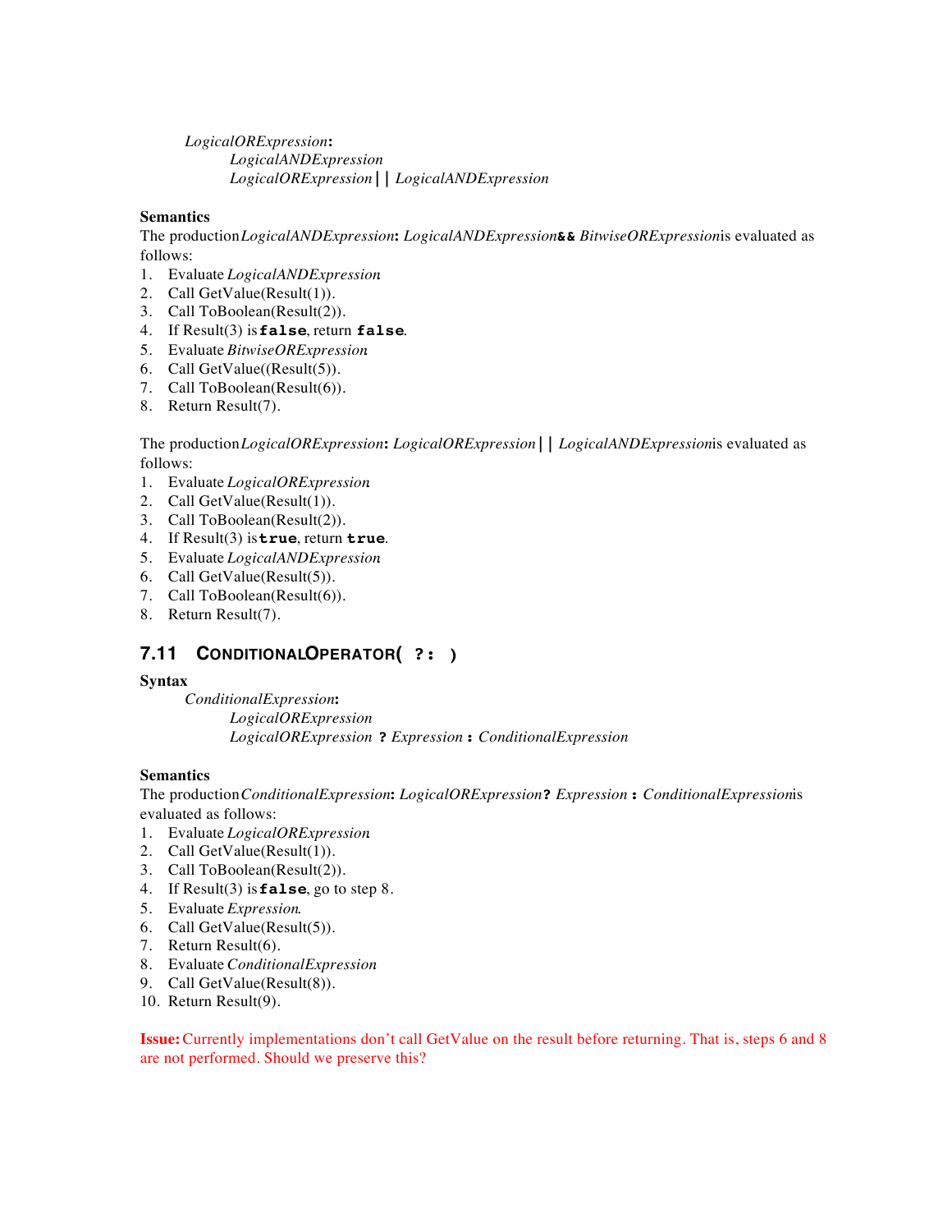*LogicalORExpression*:
  *LogicalANDExpression*
  *LogicalORExpression* **||** *LogicalANDExpression*

**Semantics**

The production *LogicalANDExpression*: *LogicalANDExpression* **&&** *BitwiseORExpression* is evaluated as follows:

1. Evaluate *LogicalANDExpression*.
2. Call GetValue(Result(1)).
3. Call ToBoolean(Result(2)).
4. If Result(3) is **`false`**, return **`false`**.
5. Evaluate *BitwiseORExpression*.
6. Call GetValue((Result(5)).
7. Call ToBoolean(Result(6)).
8. Return Result(7).

The production *LogicalORExpression*: *LogicalORExpression* **||** *LogicalANDExpression* is evaluated as follows:

1. Evaluate *LogicalORExpression*.
2. Call GetValue(Result(1)).
3. Call ToBoolean(Result(2)).
4. If Result(3) is **`true`**, return **`true`**.
5. Evaluate *LogicalANDExpression*.
6. Call GetValue(Result(5)).
7. Call ToBoolean(Result(6)).
8. Return Result(7).

## 7.11 Conditional Operator ( ?: )

**Syntax**

*ConditionalExpression*:
  *LogicalORExpression*
  *LogicalORExpression* **?** *Expression* **:** *ConditionalExpression*

**Semantics**

The production *ConditionalExpression*: *LogicalORExpression* **?** *Expression* **:** *ConditionalExpression* is evaluated as follows:

1. Evaluate *LogicalORExpression*.
2. Call GetValue(Result(1)).
3. Call ToBoolean(Result(2)).
4. If Result(3) is **`false`**, go to step 8.
5. Evaluate *Expression*.
6. Call GetValue(Result(5)).
7. Return Result(6).
8. Evaluate *ConditionalExpression*.
9. Call GetValue(Result(8)).
10. Return Result(9).

**Issue:** Currently implementations don't call GetValue on the result before returning. That is, steps 6 and 8 are not performed. Should we preserve this?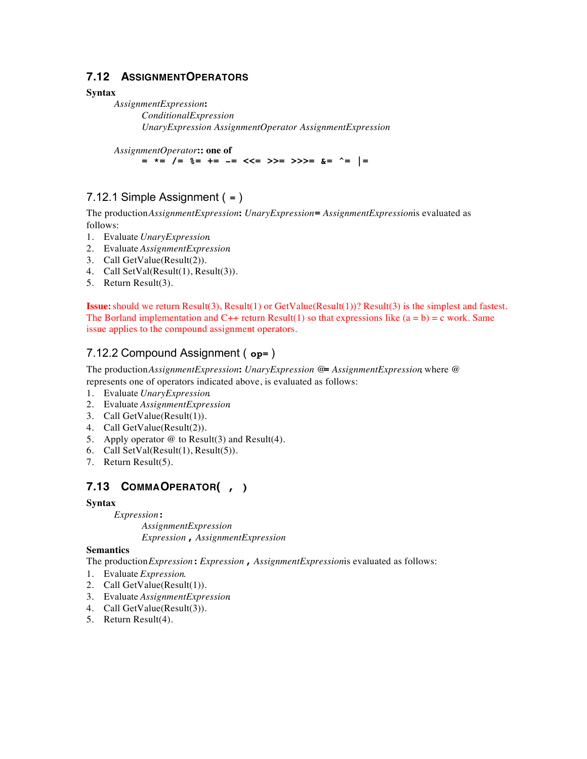## 7.12 AssignmentOperators

**Syntax**

*AssignmentExpression*:
  *ConditionalExpression*
  *UnaryExpression AssignmentOperator AssignmentExpression*

*AssignmentOperator*:: **one of**
  **= *= /= %= += -= <<= >>= >>>= &= ^= |=**

### 7.12.1 Simple Assignment ( = )

The production *AssignmentExpression*: *UnaryExpression* **=** *AssignmentExpression* is evaluated as follows:

1. Evaluate *UnaryExpression*.
2. Evaluate *AssignmentExpression*.
3. Call GetValue(Result(2)).
4. Call SetVal(Result(1), Result(3)).
5. Return Result(3).

**Issue:** should we return Result(3), Result(1) or GetValue(Result(1))? Result(3) is the simplest and fastest. The Borland implementation and C++ return Result(1) so that expressions like (a = b) = c work. Same issue applies to the compound assignment operators.

### 7.12.2 Compound Assignment ( op= )

The production *AssignmentExpression*: *UnaryExpression* **@=** *AssignmentExpression*, where @ represents one of operators indicated above, is evaluated as follows:

1. Evaluate *UnaryExpression*.
2. Evaluate *AssignmentExpression*.
3. Call GetValue(Result(1)).
4. Call GetValue(Result(2)).
5. Apply operator @ to Result(3) and Result(4).
6. Call SetVal(Result(1), Result(5)).
7. Return Result(5).

## 7.13 CommaOperator( , )

**Syntax**

*Expression* **:**
  *AssignmentExpression*
  *Expression* **,** *AssignmentExpression*

**Semantics**

The production *Expression* **:** *Expression* **,** *AssignmentExpression* is evaluated as follows:

1. Evaluate *Expression*.
2. Call GetValue(Result(1)).
3. Evaluate *AssignmentExpression*.
4. Call GetValue(Result(3)).
5. Return Result(4).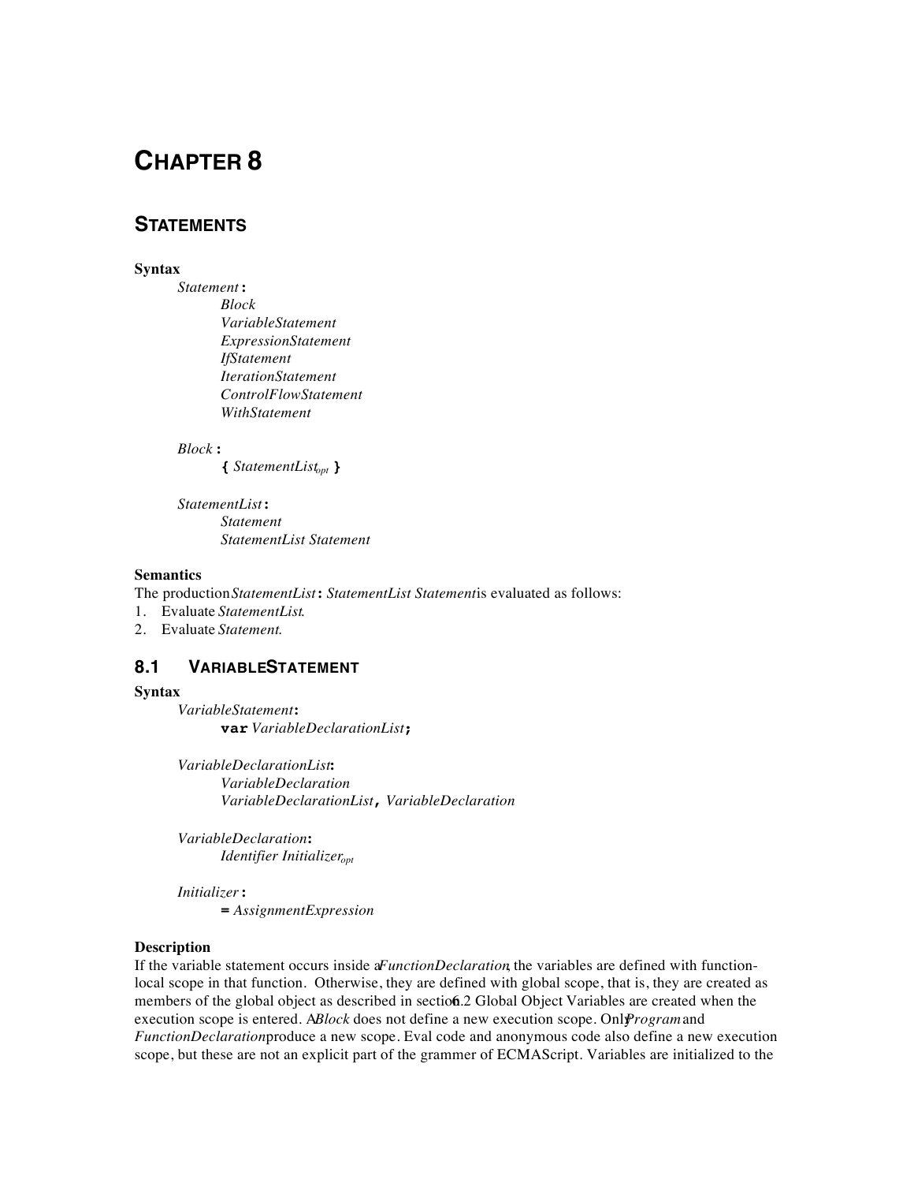# CHAPTER 8

## STATEMENTS

**Syntax**

*Statement* **:**
  *Block*
  *VariableStatement*
  *ExpressionStatement*
  *IfStatement*
  *IterationStatement*
  *ControlFlowStatement*
  *WithStatement*

*Block* **:**
  **{** *StatementList*$_{opt}$ **}**

*StatementList* **:**
  *Statement*
  *StatementList Statement*

**Semantics**

The production *StatementList* **:** *StatementList Statement* is evaluated as follows:

1. Evaluate *StatementList*.
2. Evaluate *Statement*.

### 8.1 VARIABLESTATEMENT

**Syntax**

*VariableStatement***:**
  **var** *VariableDeclarationList***;**

*VariableDeclarationList***:**
  *VariableDeclaration*
  *VariableDeclarationList***,** *VariableDeclaration*

*VariableDeclaration***:**
  *Identifier Initializer*$_{opt}$

*Initializer* **:**
  **=** *AssignmentExpression*

**Description**

If the variable statement occurs inside a *FunctionDeclaration*, the variables are defined with function-local scope in that function. Otherwise, they are defined with global scope, that is, they are created as members of the global object as described in section 6.2 Global Object Variables are created when the execution scope is entered. A *Block* does not define a new execution scope. Only *Program* and *FunctionDeclaration* produce a new scope. Eval code and anonymous code also define a new execution scope, but these are not an explicit part of the grammer of ECMAScript. Variables are initialized to the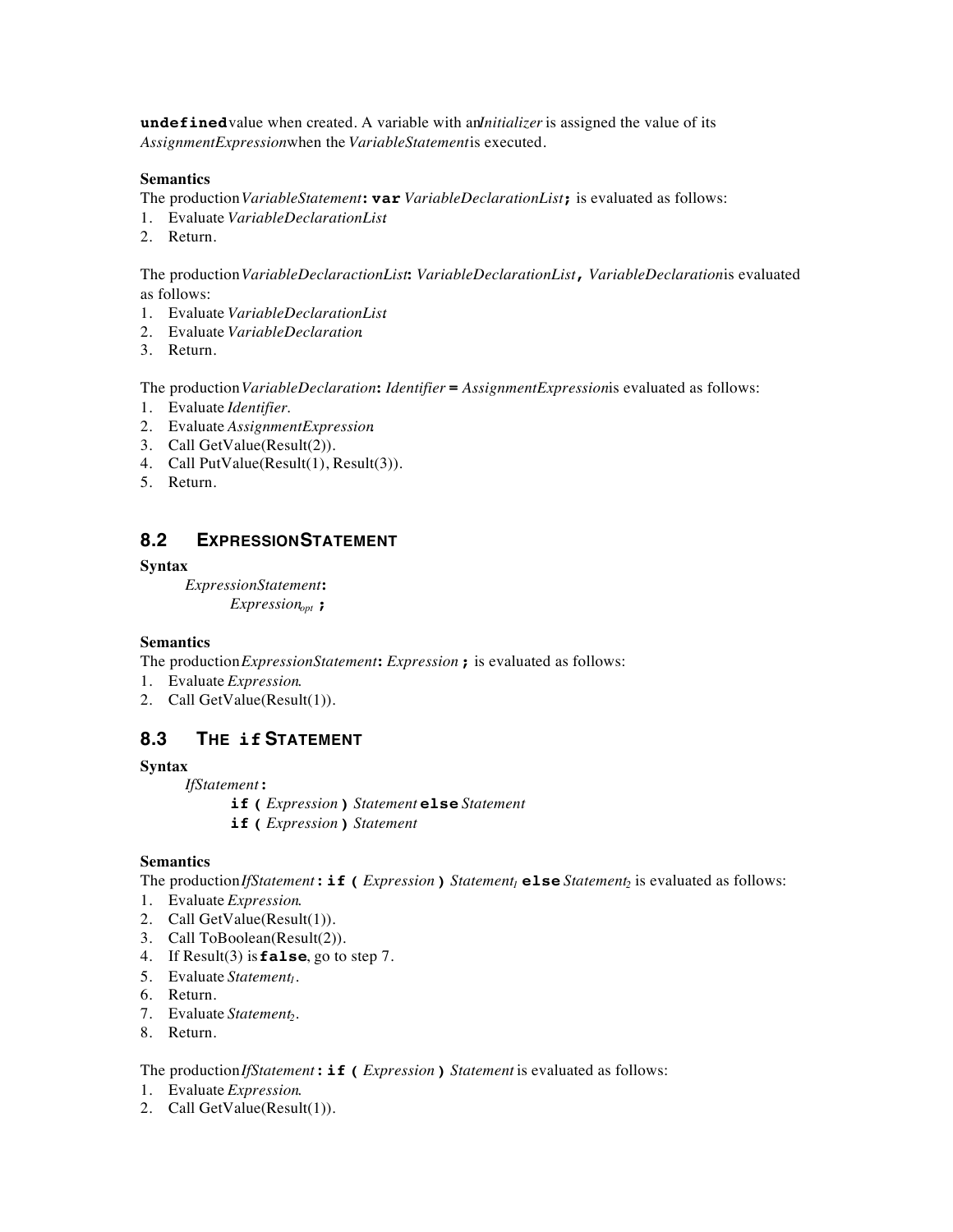**undefined** value when created. A variable with an *Initializer* is assigned the value of its *AssignmentExpression* when the *VariableStatement* is executed.

**Semantics**

The production *VariableStatement*: **var** *VariableDeclarationList* **;** is evaluated as follows:

1. Evaluate *VariableDeclarationList*
2. Return.

The production *VariableDeclaractionList*: *VariableDeclarationList* **,** *VariableDeclaration* is evaluated as follows:

1. Evaluate *VariableDeclarationList*
2. Evaluate *VariableDeclaration*.
3. Return.

The production *VariableDeclaration*: *Identifier* **=** *AssignmentExpression* is evaluated as follows:

1. Evaluate *Identifier*.
2. Evaluate *AssignmentExpression*.
3. Call GetValue(Result(2)).
4. Call PutValue(Result(1), Result(3)).
5. Return.

## 8.2 ExpressionStatement

**Syntax**

*ExpressionStatement*:
    $Expression_{opt}$ **;**

**Semantics**

The production *ExpressionStatement*: *Expression* **;** is evaluated as follows:

1. Evaluate *Expression*.
2. Call GetValue(Result(1)).

## 8.3 The `if` Statement

**Syntax**

*IfStatement*:
    **if (** *Expression* **)** *Statement* **else** *Statement*
    **if (** *Expression* **)** *Statement*

**Semantics**

The production *IfStatement*: **if (** *Expression* **)** $Statement_1$ **else** $Statement_2$ is evaluated as follows:

1. Evaluate *Expression*.
2. Call GetValue(Result(1)).
3. Call ToBoolean(Result(2)).
4. If Result(3) is **false**, go to step 7.
5. Evaluate $Statement_1$.
6. Return.
7. Evaluate $Statement_2$.
8. Return.

The production *IfStatement*: **if (** *Expression* **)** *Statement* is evaluated as follows:

1. Evaluate *Expression*.
2. Call GetValue(Result(1)).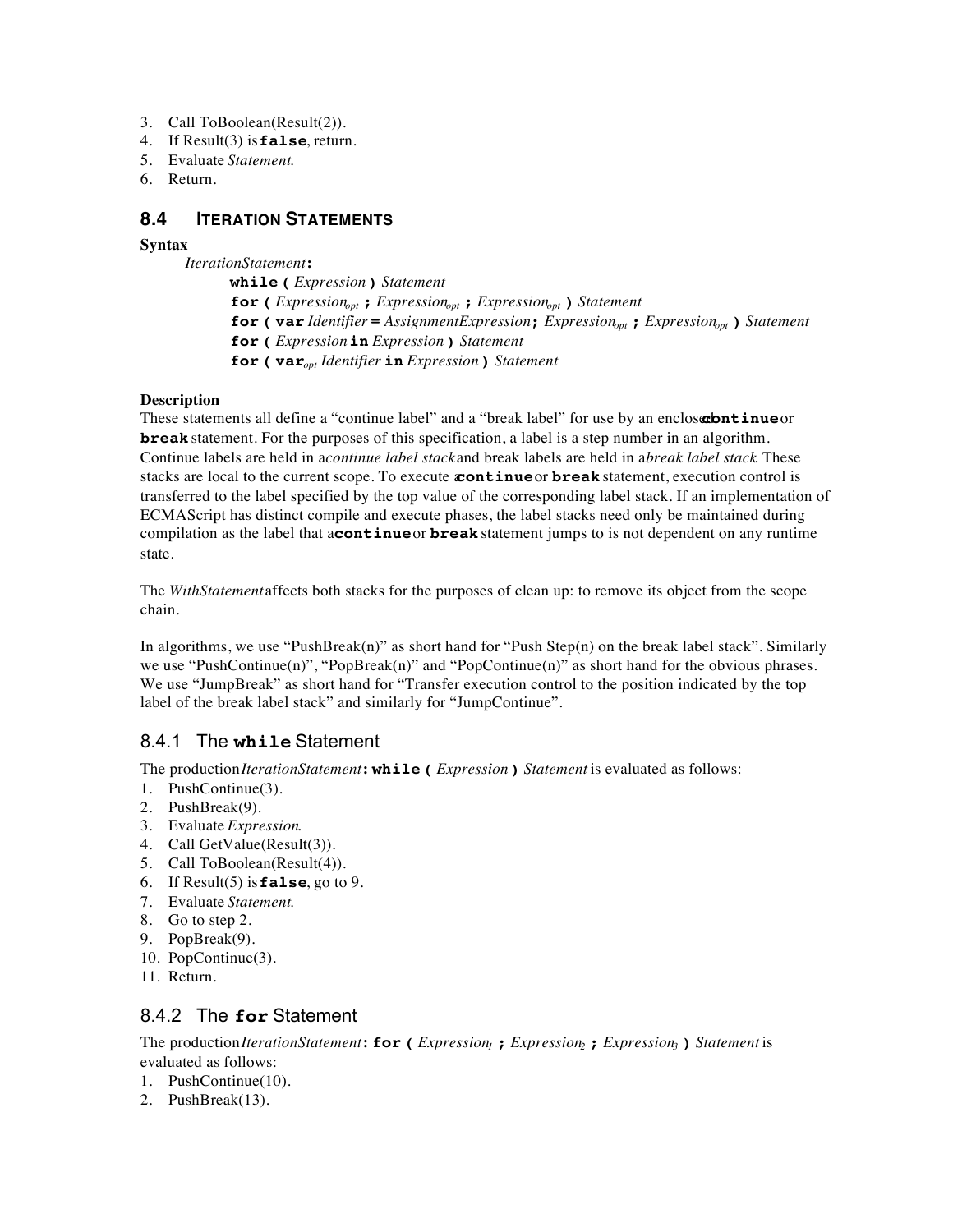3. Call ToBoolean(Result(2)).
4. If Result(3) is **false**, return.
5. Evaluate *Statement*.
6. Return.

## 8.4 ITERATION STATEMENTS

**Syntax**

*IterationStatement*:
- **while (** *Expression* **)** *Statement*
- **for (** *Expression*$_{opt}$ **;** *Expression*$_{opt}$ **;** *Expression*$_{opt}$ **)** *Statement*
- **for ( var** *Identifier* **=** *AssignmentExpression***;** *Expression*$_{opt}$ **;** *Expression*$_{opt}$ **)** *Statement*
- **for (** *Expression* **in** *Expression* **)** *Statement*
- **for ( var**$_{opt}$ *Identifier* **in** *Expression* **)** *Statement*

**Description**

These statements all define a "continue label" and a "break label" for use by an enclosed **continue** or **break** statement. For the purposes of this specification, a label is a step number in an algorithm. Continue labels are held in a *continue label stack* and break labels are held in a *break label stack*. These stacks are local to the current scope. To execute a **continue** or **break** statement, execution control is transferred to the label specified by the top value of the corresponding label stack. If an implementation of ECMAScript has distinct compile and execute phases, the label stacks need only be maintained during compilation as the label that a **continue** or **break** statement jumps to is not dependent on any runtime state.

The *WithStatement* affects both stacks for the purposes of clean up: to remove its object from the scope chain.

In algorithms, we use "PushBreak(n)" as short hand for "Push Step(n) on the break label stack". Similarly we use "PushContinue(n)", "PopBreak(n)" and "PopContinue(n)" as short hand for the obvious phrases. We use "JumpBreak" as short hand for "Transfer execution control to the position indicated by the top label of the break label stack" and similarly for "JumpContinue".

### 8.4.1 The `while` Statement

The production *IterationStatement* **: while (** *Expression* **)** *Statement* is evaluated as follows:

1. PushContinue(3).
2. PushBreak(9).
3. Evaluate *Expression*.
4. Call GetValue(Result(3)).
5. Call ToBoolean(Result(4)).
6. If Result(5) is **false**, go to 9.
7. Evaluate *Statement*.
8. Go to step 2.
9. PopBreak(9).
10. PopContinue(3).
11. Return.

### 8.4.2 The `for` Statement

The production *IterationStatement*: **for (** *Expression*$_1$ **;** *Expression*$_2$ **;** *Expression*$_3$ **)** *Statement* is evaluated as follows:

1. PushContinue(10).
2. PushBreak(13).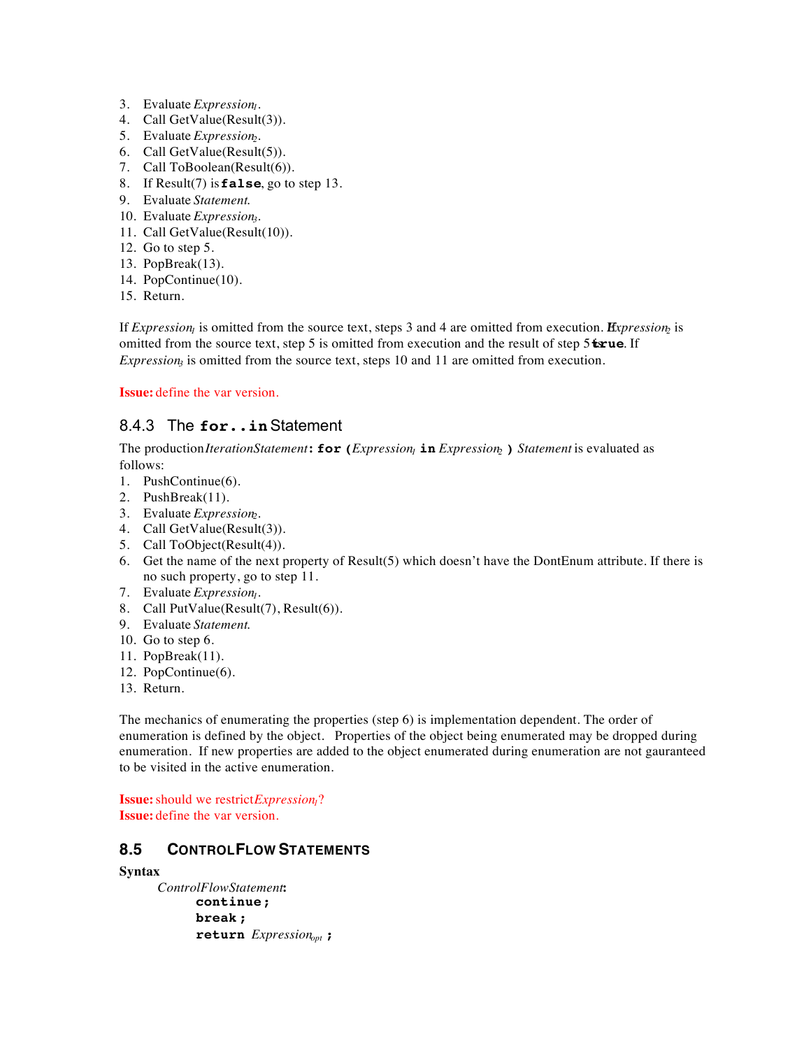3. Evaluate *Expression*$_1$.
4. Call GetValue(Result(3)).
5. Evaluate *Expression*$_2$.
6. Call GetValue(Result(5)).
7. Call ToBoolean(Result(6)).
8. If Result(7) is **`false`**, go to step 13.
9. Evaluate *Statement*.
10. Evaluate *Expression*$_3$.
11. Call GetValue(Result(10)).
12. Go to step 5.
13. PopBreak(13).
14. PopContinue(10).
15. Return.

If *Expression*$_1$ is omitted from the source text, steps 3 and 4 are omitted from execution. If *Expression*$_2$ is omitted from the source text, step 5 is omitted from execution and the result of step 5 is **`true`**. If *Expression*$_3$ is omitted from the source text, steps 10 and 11 are omitted from execution.

**Issue:** define the var version.

### 8.4.3 The `for..in` Statement

The production *IterationStatement* **:** **`for (`** *Expression*$_1$ **`in`** *Expression*$_2$ **`)`** *Statement* is evaluated as follows:

1. PushContinue(6).
2. PushBreak(11).
3. Evaluate *Expression*$_2$.
4. Call GetValue(Result(3)).
5. Call ToObject(Result(4)).
6. Get the name of the next property of Result(5) which doesn't have the DontEnum attribute. If there is no such property, go to step 11.
7. Evaluate *Expression*$_1$.
8. Call PutValue(Result(7), Result(6)).
9. Evaluate *Statement*.
10. Go to step 6.
11. PopBreak(11).
12. PopContinue(6).
13. Return.

The mechanics of enumerating the properties (step 6) is implementation dependent. The order of enumeration is defined by the object. Properties of the object being enumerated may be dropped during enumeration. If new properties are added to the object enumerated during enumeration are not gauranteed to be visited in the active enumeration.

**Issue:** should we restrict *Expression*$_1$?
**Issue:** define the var version.

## 8.5 CONTROLFLOW STATEMENTS

**Syntax**

*ControlFlowStatement*:
  **`continue ;`**
  **`break ;`**
  **`return`** *Expression*$_{opt}$ **`;`**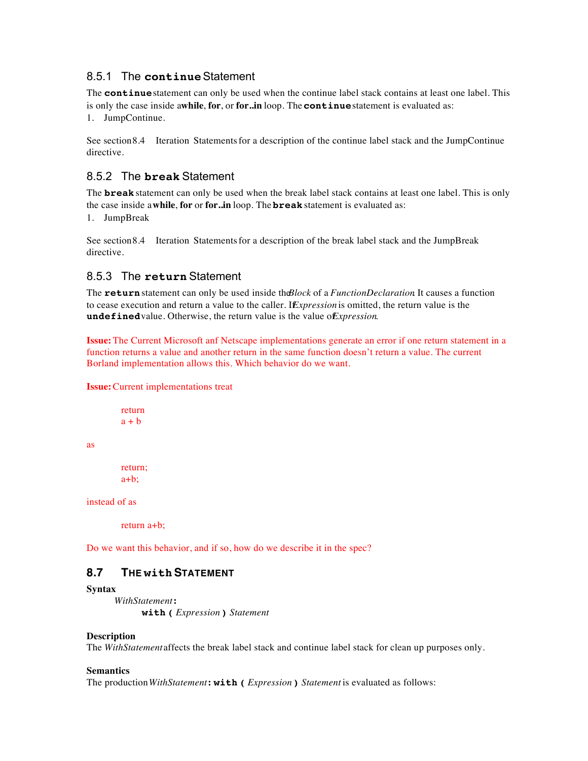### 8.5.1 The `continue` Statement

The **`continue`** statement can only be used when the continue label stack contains at least one label. This is only the case inside a **while**, **for**, or **for..in** loop. The **`continue`** statement is evaluated as:

1. JumpContinue.

See section 8.4 Iteration Statements for a description of the continue label stack and the JumpContinue directive.

### 8.5.2 The `break` Statement

The **`break`** statement can only be used when the break label stack contains at least one label. This is only the case inside a **while**, **for** or **for..in** loop. The **`break`** statement is evaluated as:

1. JumpBreak

See section 8.4 Iteration Statements for a description of the break label stack and the JumpBreak directive.

### 8.5.3 The `return` Statement

The **`return`** statement can only be used inside the *Block* of a *FunctionDeclaration*. It causes a function to cease execution and return a value to the caller. If *Expression* is omitted, the return value is the **`undefined`** value. Otherwise, the return value is the value of *Expression*.

**Issue:** The Current Microsoft anf Netscape implementations generate an error if one return statement in a function returns a value and another return in the same function doesn't return a value. The current Borland implementation allows this. Which behavior do we want.

**Issue:** Current implementations treat

```
return
a + b
```

as

```
return;
a+b;
```

instead of as

```
return a+b;
```

Do we want this behavior, and if so, how do we describe it in the spec?

## 8.7 THE `with` STATEMENT

**Syntax**

*WithStatement* **:**
  **`with (`** *Expression* **`)`** *Statement*

**Description**

The *WithStatement* affects the break label stack and continue label stack for clean up purposes only.

**Semantics**

The production *WithStatement* **:** **`with (`** *Expression* **`)`** *Statement* is evaluated as follows: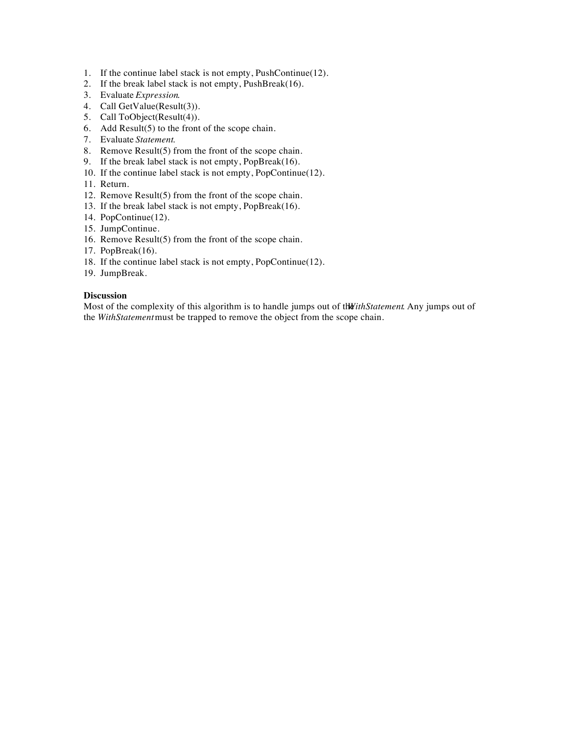1. If the continue label stack is not empty, PushContinue(12).
2. If the break label stack is not empty, PushBreak(16).
3. Evaluate *Expression*.
4. Call GetValue(Result(3)).
5. Call ToObject(Result(4)).
6. Add Result(5) to the front of the scope chain.
7. Evaluate *Statement*.
8. Remove Result(5) from the front of the scope chain.
9. If the break label stack is not empty, PopBreak(16).
10. If the continue label stack is not empty, PopContinue(12).
11. Return.
12. Remove Result(5) from the front of the scope chain.
13. If the break label stack is not empty, PopBreak(16).
14. PopContinue(12).
15. JumpContinue.
16. Remove Result(5) from the front of the scope chain.
17. PopBreak(16).
18. If the continue label stack is not empty, PopContinue(12).
19. JumpBreak.

**Discussion**

Most of the complexity of this algorithm is to handle jumps out of the *WithStatement*. Any jumps out of the *WithStatement* must be trapped to remove the object from the scope chain.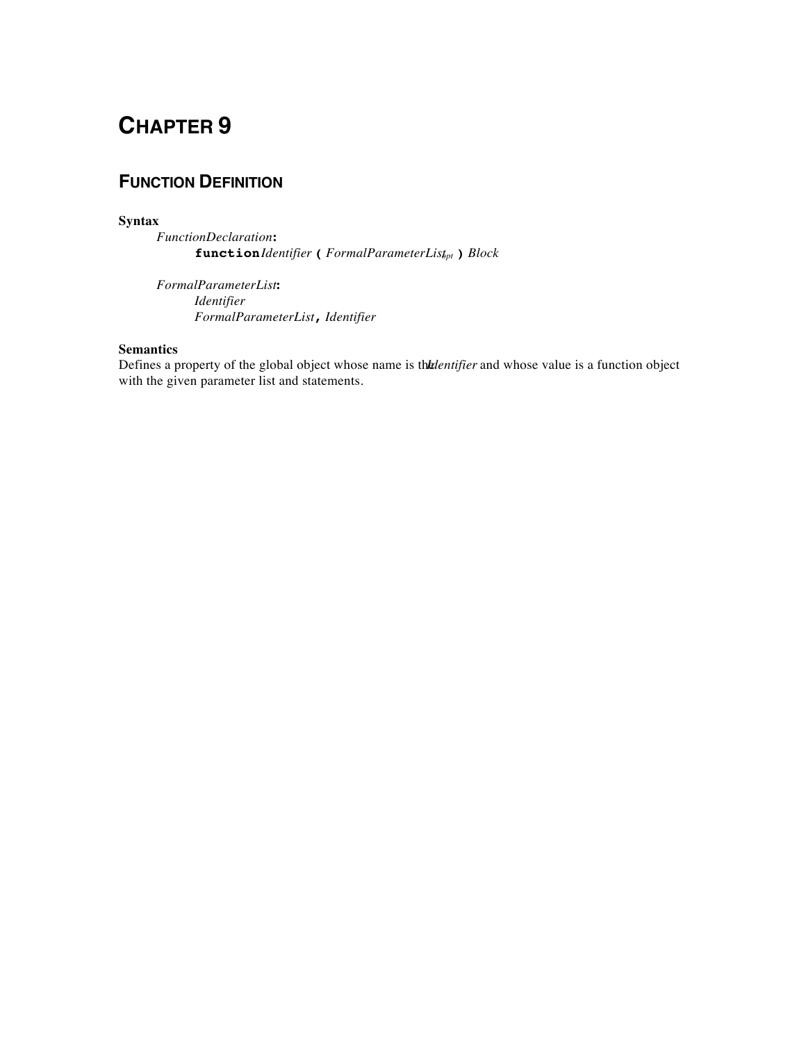# CHAPTER 9

## FUNCTION DEFINITION

**Syntax**

*FunctionDeclaration*:
  **function** *Identifier* **(** *FormalParameterList*$_{opt}$ **)** *Block*

*FormalParameterList*:
  *Identifier*
  *FormalParameterList* **,** *Identifier*

**Semantics**

Defines a property of the global object whose name is the *Identifier* and whose value is a function object with the given parameter list and statements.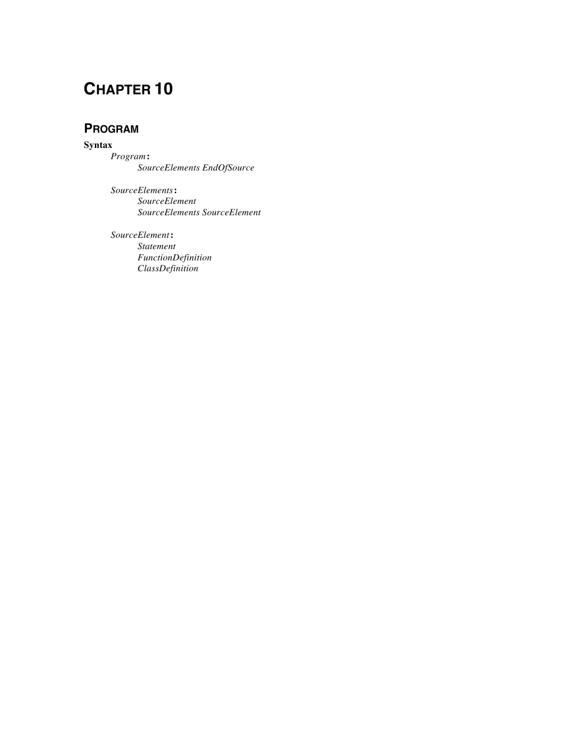# CHAPTER 10

## PROGRAM

**Syntax**

*Program* **:**
    *SourceElements EndOfSource*

*SourceElements* **:**
    *SourceElement*
    *SourceElements SourceElement*

*SourceElement* **:**
    *Statement*
    *FunctionDefinition*
    *ClassDefinition*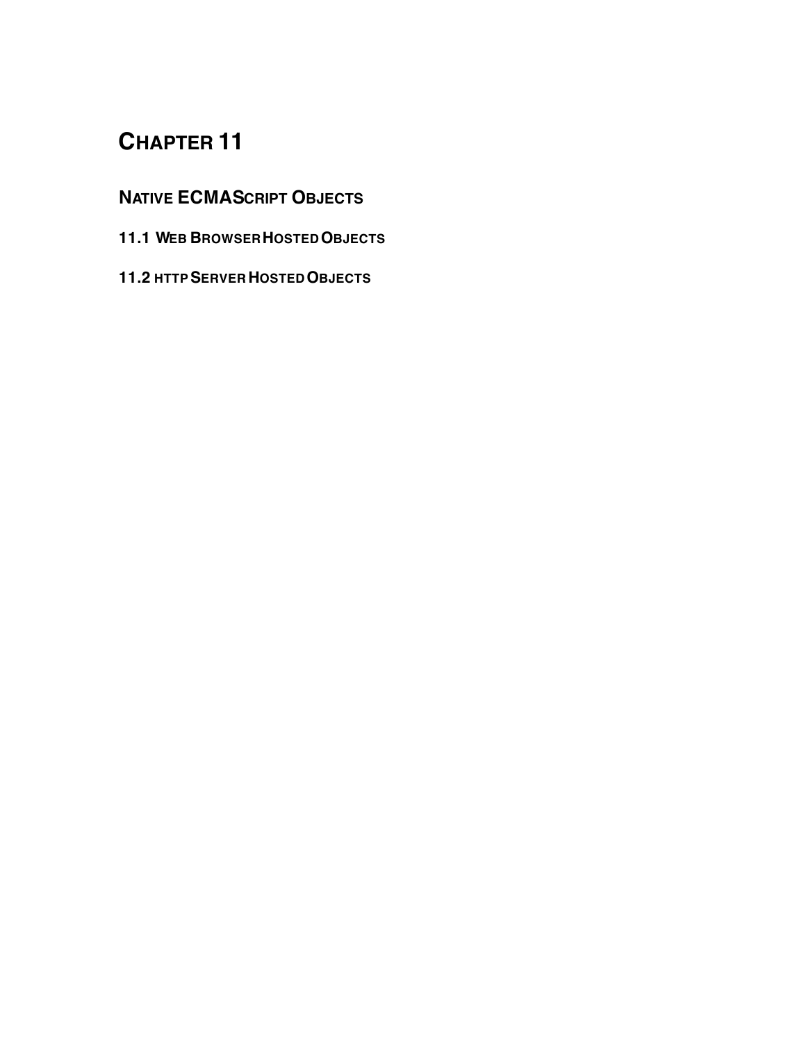# Chapter 11

## Native ECMAScript Objects

### 11.1 Web Browser Hosted Objects

### 11.2 HTTP Server Hosted Objects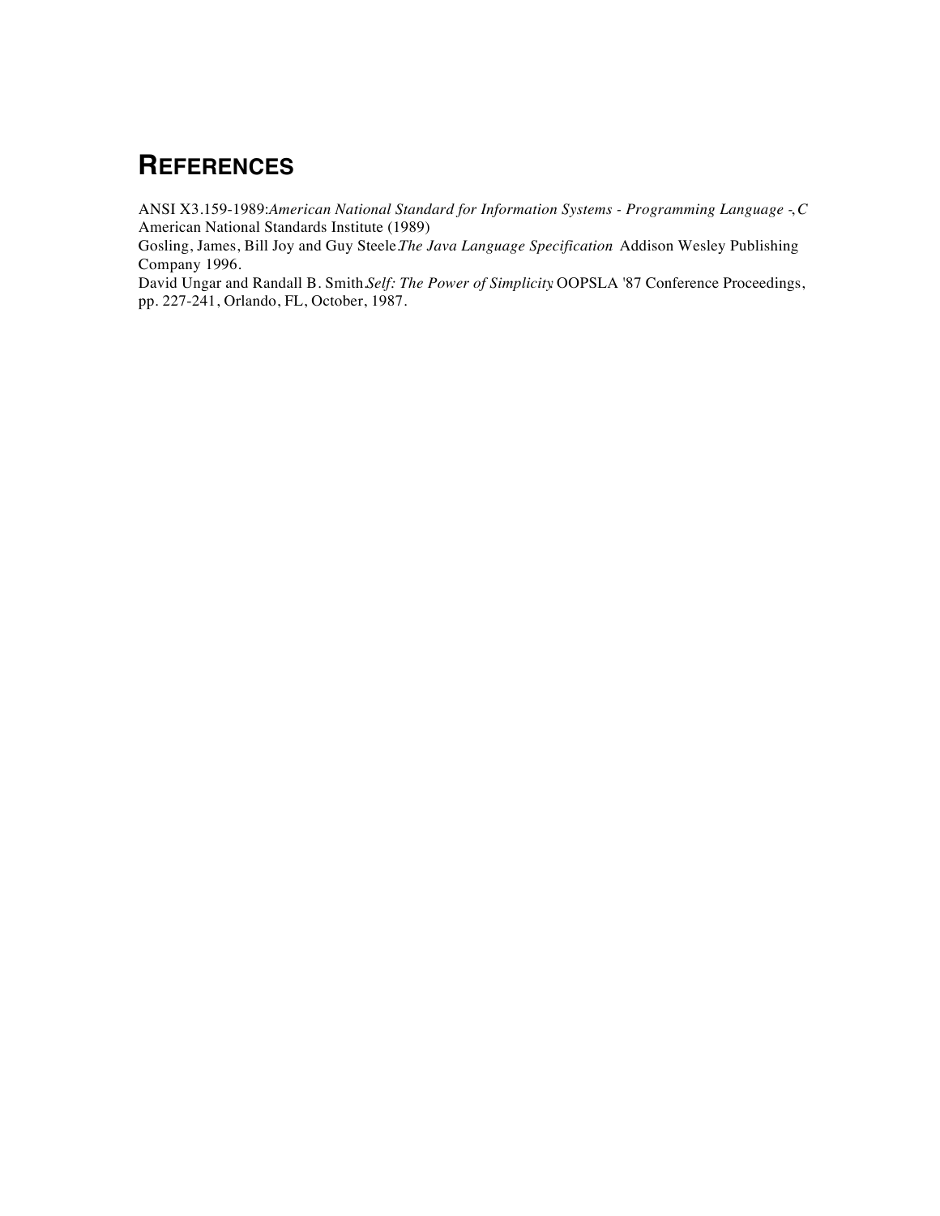# REFERENCES

ANSI X3.159-1989:*American National Standard for Information Systems - Programming Language -, C* American National Standards Institute (1989)

Gosling, James, Bill Joy and Guy Steele.*The Java Language Specification* Addison Wesley Publishing Company 1996.

David Ungar and Randall B. Smith.*Self: The Power of Simplicity* OOPSLA '87 Conference Proceedings, pp. 227-241, Orlando, FL, October, 1987.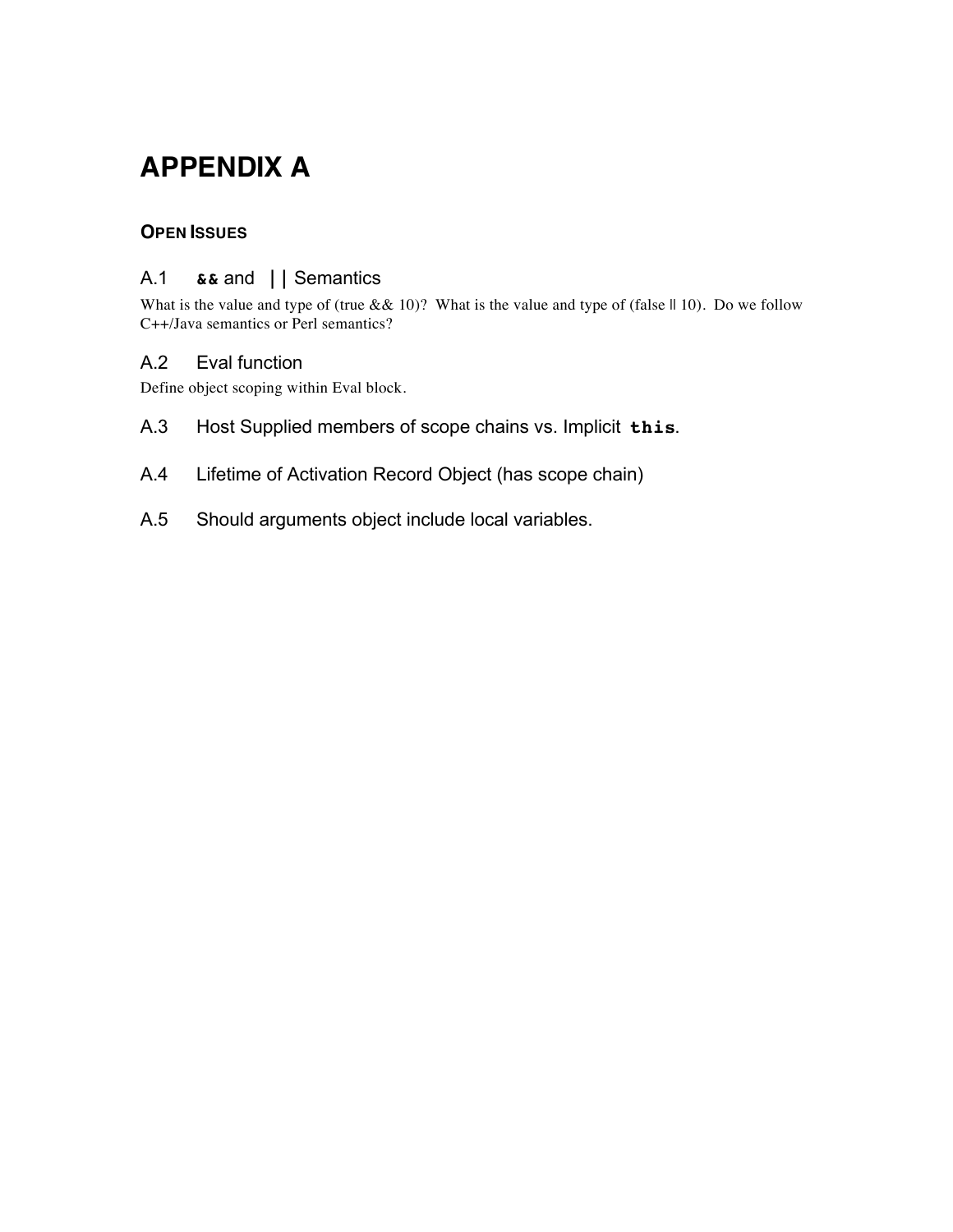# APPENDIX A

## OPEN ISSUES

### A.1 `&&` and `||` Semantics

What is the value and type of (true && 10)? What is the value and type of (false || 10). Do we follow C++/Java semantics or Perl semantics?

### A.2 Eval function

Define object scoping within Eval block.

### A.3 Host Supplied members of scope chains vs. Implicit `this`.

### A.4 Lifetime of Activation Record Object (has scope chain)

### A.5 Should arguments object include local variables.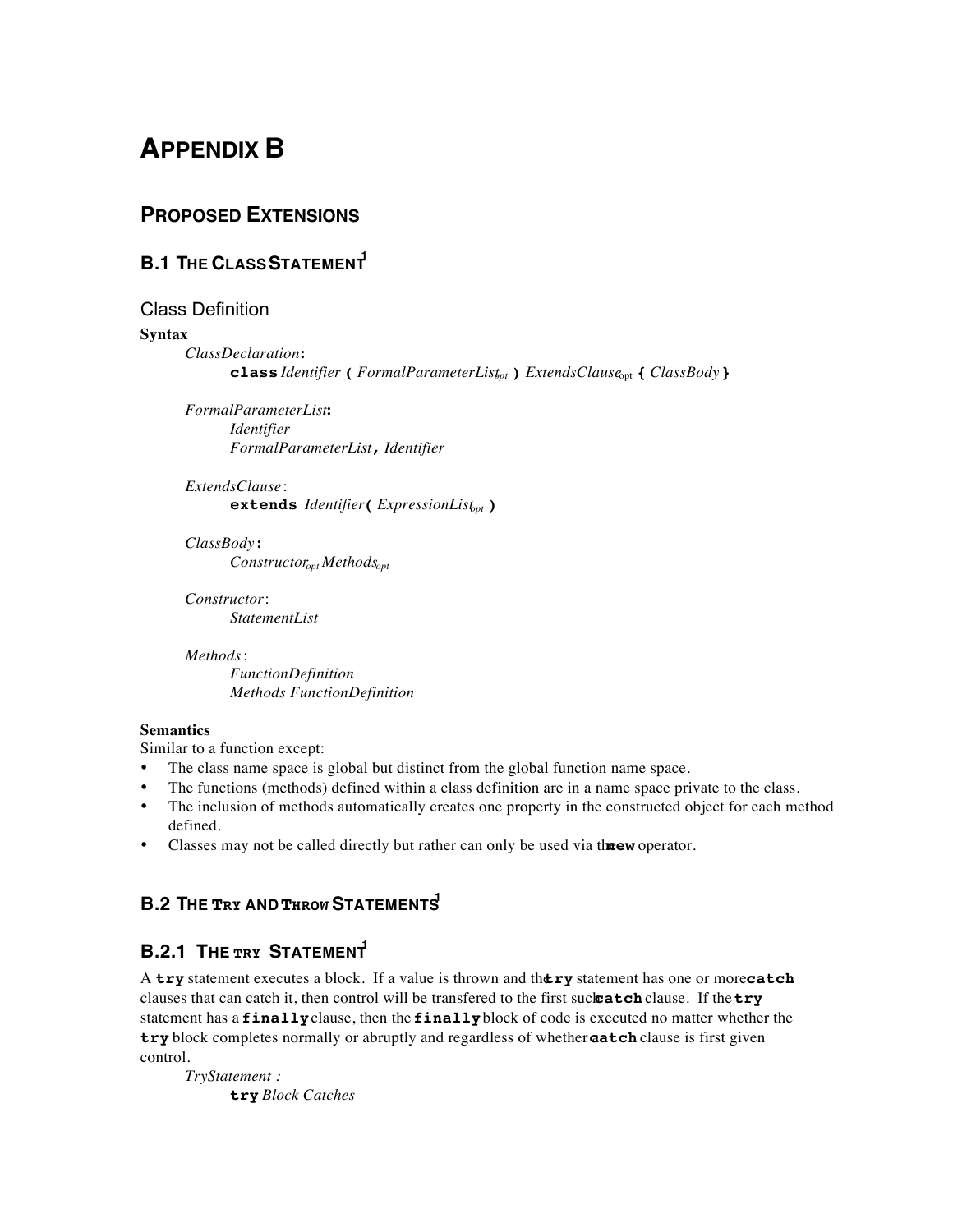# APPENDIX B

## PROPOSED EXTENSIONS

### B.1 THE CLASS STATEMENT[1]

#### Class Definition

**Syntax**

*ClassDeclaration*:
  **class** *Identifier* **(** *FormalParameterList*$_{opt}$ **)** *ExtendsClause*$_{opt}$ **{** *ClassBody* **}**

*FormalParameterList*:
  *Identifier*
  *FormalParameterList* **,** *Identifier*

*ExtendsClause*:
  **extends** *Identifier* **(** *ExpressionList*$_{opt}$ **)**

*ClassBody*:
  *Constructor*$_{opt}$ *Methods*$_{opt}$

*Constructor*:
  *StatementList*

*Methods*:
  *FunctionDefinition*
  *Methods FunctionDefinition*

**Semantics**

Similar to a function except:

- The class name space is global but distinct from the global function name space.
- The functions (methods) defined within a class definition are in a name space private to the class.
- The inclusion of methods automatically creates one property in the constructed object for each method defined.
- Classes may not be called directly but rather can only be used via the **new** operator.

### B.2 THE TRY AND THROW STATEMENTS[1]

### B.2.1 THE TRY STATEMENT[1]

A **try** statement executes a block. If a value is thrown and the **try** statement has one or more **catch** clauses that can catch it, then control will be transfered to the first such **catch** clause. If the **try** statement has a **finally** clause, then the **finally** block of code is executed no matter whether the **try** block completes normally or abruptly and regardless of whether a **catch** clause is first given control.

*TryStatement* :
  **try** *Block Catches*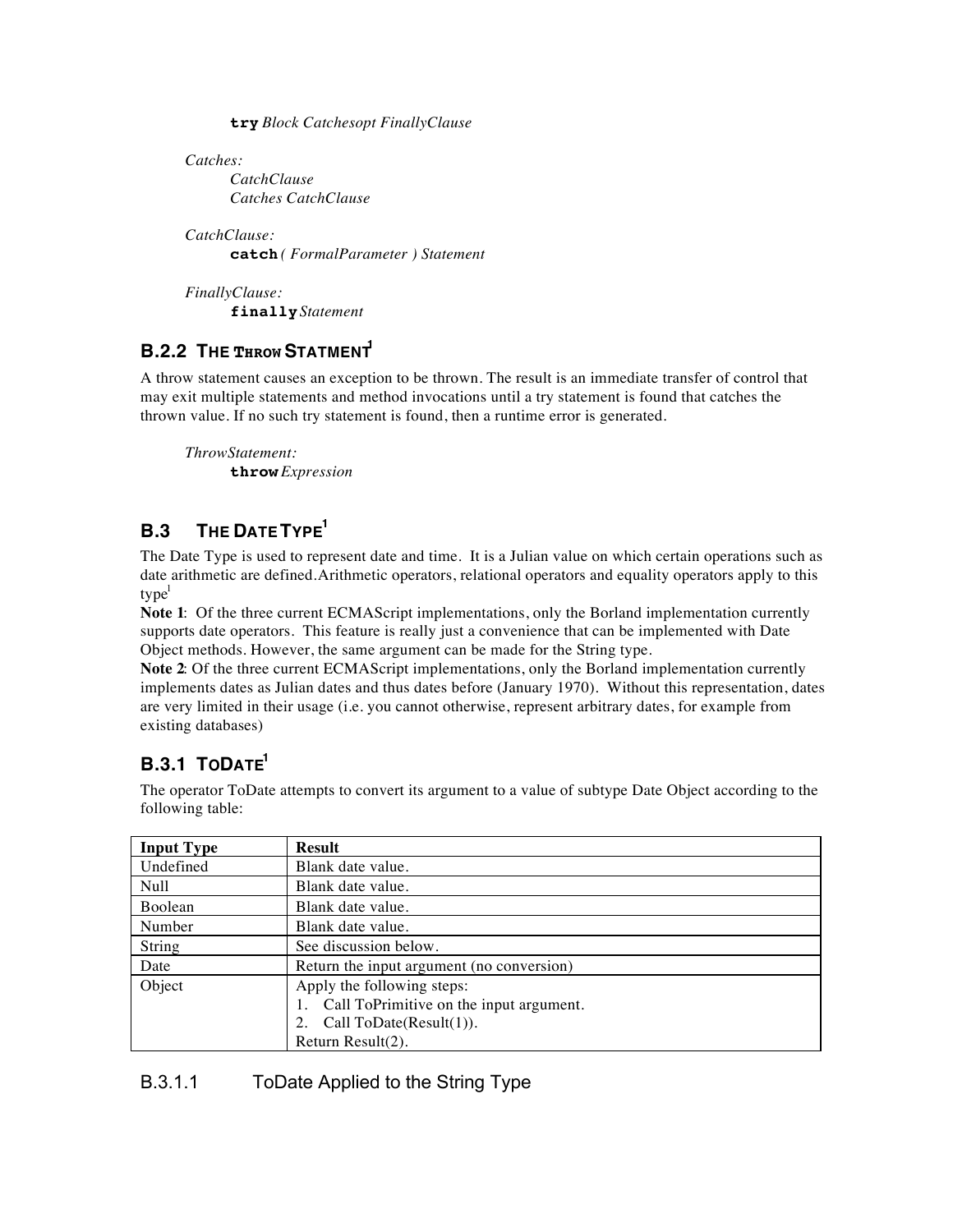**try** *Block Catchesopt FinallyClause*

*Catches:*
*CatchClause*
*Catches CatchClause*

*CatchClause:*
**catch** *( FormalParameter ) Statement*

*FinallyClause:*
**finally** *Statement*

### B.2.2 THE THROW STATMENT[1]

A throw statement causes an exception to be thrown. The result is an immediate transfer of control that may exit multiple statements and method invocations until a try statement is found that catches the thrown value. If no such try statement is found, then a runtime error is generated.

*ThrowStatement:*
**throw** *Expression*

## B.3 THE DATE TYPE[1]

The Date Type is used to represent date and time. It is a Julian value on which certain operations such as date arithmetic are defined.Arithmetic operators, relational operators and equality operators apply to this type[1]

**Note 1**: Of the three current ECMAScript implementations, only the Borland implementation currently supports date operators. This feature is really just a convenience that can be implemented with Date Object methods. However, the same argument can be made for the String type.

**Note 2**: Of the three current ECMAScript implementations, only the Borland implementation currently implements dates as Julian dates and thus dates before (January 1970). Without this representation, dates are very limited in their usage (i.e. you cannot otherwise, represent arbitrary dates, for example from existing databases)

### B.3.1 TODATE[1]

The operator ToDate attempts to convert its argument to a value of subtype Date Object according to the following table:

| Input Type | Result |
|---|---|
| Undefined | Blank date value. |
| Null | Blank date value. |
| Boolean | Blank date value. |
| Number | Blank date value. |
| String | See discussion below. |
| Date | Return the input argument (no conversion) |
| Object | Apply the following steps:<br>1. Call ToPrimitive on the input argument.<br>2. Call ToDate(Result(1)).<br>Return Result(2). |

#### B.3.1.1 ToDate Applied to the String Type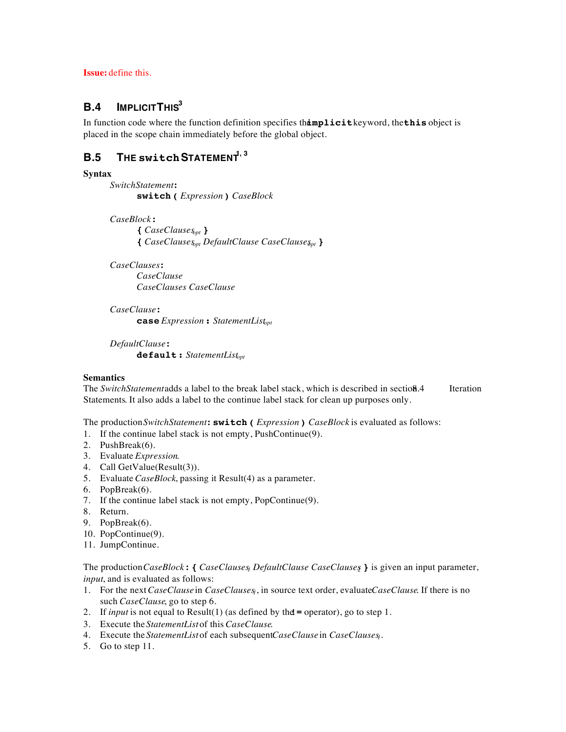**Issue:** define this.

## B.4 ImplicitThis[3]

In function code where the function definition specifies the **implicit** keyword, the **this** object is placed in the scope chain immediately before the global object.

## B.5 The switch Statement[1, 3]

**Syntax**

*SwitchStatement*:
  **switch (** *Expression* **)** *CaseBlock*

*CaseBlock*:
  **{** *CaseClauses$_{opt}$* **}**
  **{** *CaseClauses$_{opt}$* *DefaultClause* *CaseClauses$_{opt}$* **}**

*CaseClauses*:
  *CaseClause*
  *CaseClauses* *CaseClause*

*CaseClause*:
  **case** *Expression* **:** *StatementList$_{opt}$*

*DefaultClause*:
  **default :** *StatementList$_{opt}$*

**Semantics**

The *SwitchStatement* adds a label to the break label stack, which is described in section 8.4 Iteration Statements. It also adds a label to the continue label stack for clean up purposes only.

The production *SwitchStatement*: **switch (** *Expression* **)** *CaseBlock* is evaluated as follows:

1. If the continue label stack is not empty, PushContinue(9).
2. PushBreak(6).
3. Evaluate *Expression*.
4. Call GetValue(Result(3)).
5. Evaluate *CaseBlock*, passing it Result(4) as a parameter.
6. PopBreak(6).
7. If the continue label stack is not empty, PopContinue(9).
8. Return.
9. PopBreak(6).
10. PopContinue(9).
11. JumpContinue.

The production *CaseBlock* **: {** *CaseClauses$_1$* *DefaultClause* *CaseClauses$_2$* **}** is given an input parameter, *input*, and is evaluated as follows:

1. For the next *CaseClause* in *CaseClauses$_1$*, in source text order, evaluate *CaseClause*. If there is no such *CaseClause*, go to step 6.
2. If *input* is not equal to Result(1) (as defined by the **!=** operator), go to step 1.
3. Execute the *StatementList* of this *CaseClause*.
4. Execute the *StatementList* of each subsequent *CaseClause* in *CaseClauses$_1$*.
5. Go to step 11.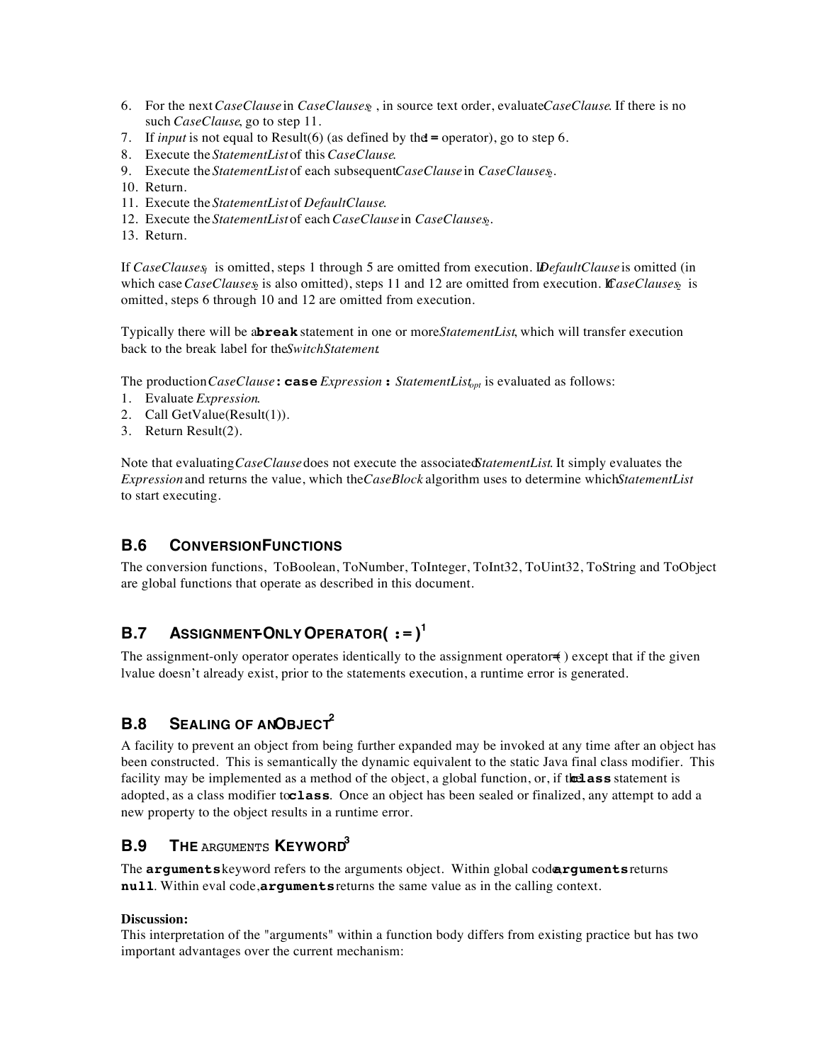6. For the next *CaseClause* in *CaseClauses*$_2$ , in source text order, evaluate *CaseClause*. If there is no such *CaseClause*, go to step 11.
7. If *input* is not equal to Result(6) (as defined by the **!=** operator), go to step 6.
8. Execute the *StatementList* of this *CaseClause*.
9. Execute the *StatementList* of each subsequent *CaseClause* in *CaseClauses*$_2$.
10. Return.
11. Execute the *StatementList* of *DefaultClause*.
12. Execute the *StatementList* of each *CaseClause* in *CaseClauses*$_2$.
13. Return.

If *CaseClauses*$_1$ is omitted, steps 1 through 5 are omitted from execution. If *DefaultClause* is omitted (in which case *CaseClauses*$_2$ is also omitted), steps 11 and 12 are omitted from execution. If *CaseClauses*$_2$ is omitted, steps 6 through 10 and 12 are omitted from execution.

Typically there will be a **break** statement in one or more *StatementList*, which will transfer execution back to the break label for the *SwitchStatement*.

The production *CaseClause* **:** **case** *Expression* **:** *StatementList*$_{opt}$ is evaluated as follows:
1. Evaluate *Expression*.
2. Call GetValue(Result(1)).
3. Return Result(2).

Note that evaluating *CaseClause* does not execute the associated *StatementList*. It simply evaluates the *Expression* and returns the value, which the *CaseBlock* algorithm uses to determine which *StatementList* to start executing.

## B.6 CONVERSION FUNCTIONS

The conversion functions, ToBoolean, ToNumber, ToInteger, ToInt32, ToUint32, ToString and ToObject are global functions that operate as described in this document.

## B.7 ASSIGNMENT-ONLY OPERATOR ( := )[1]

The assignment-only operator operates identically to the assignment operator (=) except that if the given lvalue doesn't already exist, prior to the statements execution, a runtime error is generated.

## B.8 SEALING OF AN OBJECT[2]

A facility to prevent an object from being further expanded may be invoked at any time after an object has been constructed. This is semantically the dynamic equivalent to the static Java final class modifier. This facility may be implemented as a method of the object, a global function, or, if the **class** statement is adopted, as a class modifier to **class**. Once an object has been sealed or finalized, any attempt to add a new property to the object results in a runtime error.

## B.9 THE ARGUMENTS KEYWORD[3]

The **arguments** keyword refers to the arguments object. Within global code, **arguments** returns **null**. Within eval code, **arguments** returns the same value as in the calling context.

**Discussion:**
This interpretation of the "arguments" within a function body differs from existing practice but has two important advantages over the current mechanism: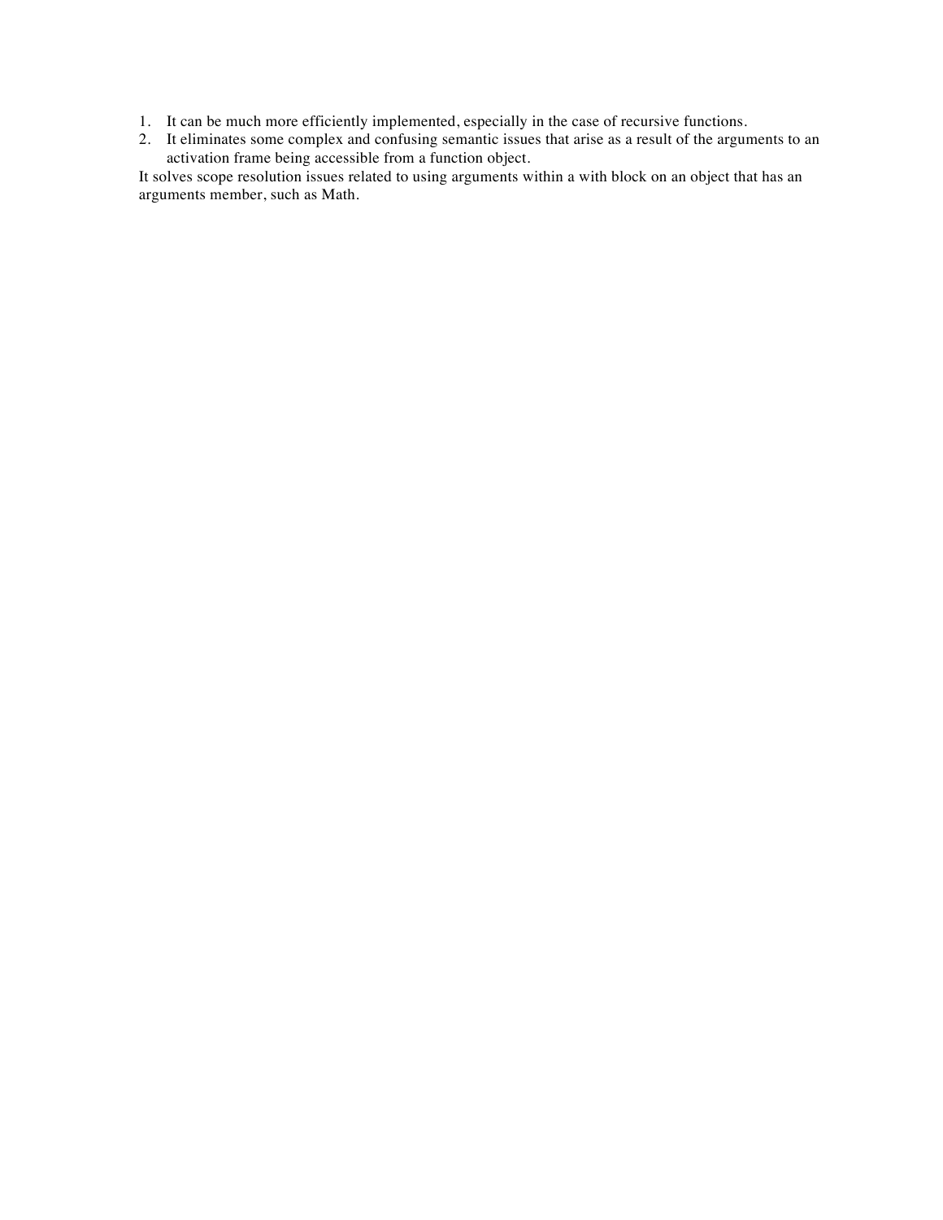1. It can be much more efficiently implemented, especially in the case of recursive functions.
2. It eliminates some complex and confusing semantic issues that arise as a result of the arguments to an activation frame being accessible from a function object.

It solves scope resolution issues related to using arguments within a with block on an object that has an arguments member, such as Math.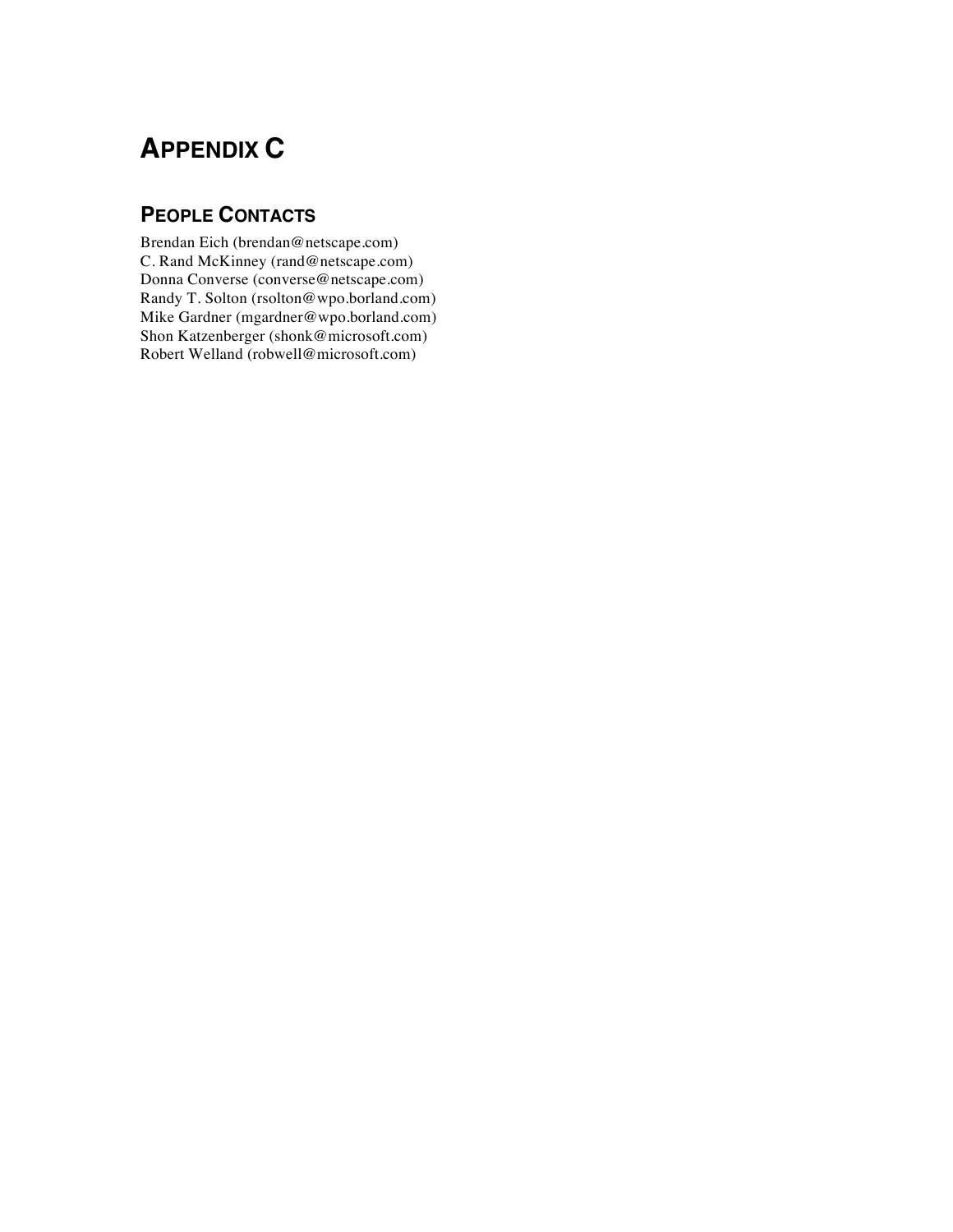# APPENDIX C

## PEOPLE CONTACTS

Brendan Eich (brendan@netscape.com)
C. Rand McKinney (rand@netscape.com)
Donna Converse (converse@netscape.com)
Randy T. Solton (rsolton@wpo.borland.com)
Mike Gardner (mgardner@wpo.borland.com)
Shon Katzenberger (shonk@microsoft.com)
Robert Welland (robwell@microsoft.com)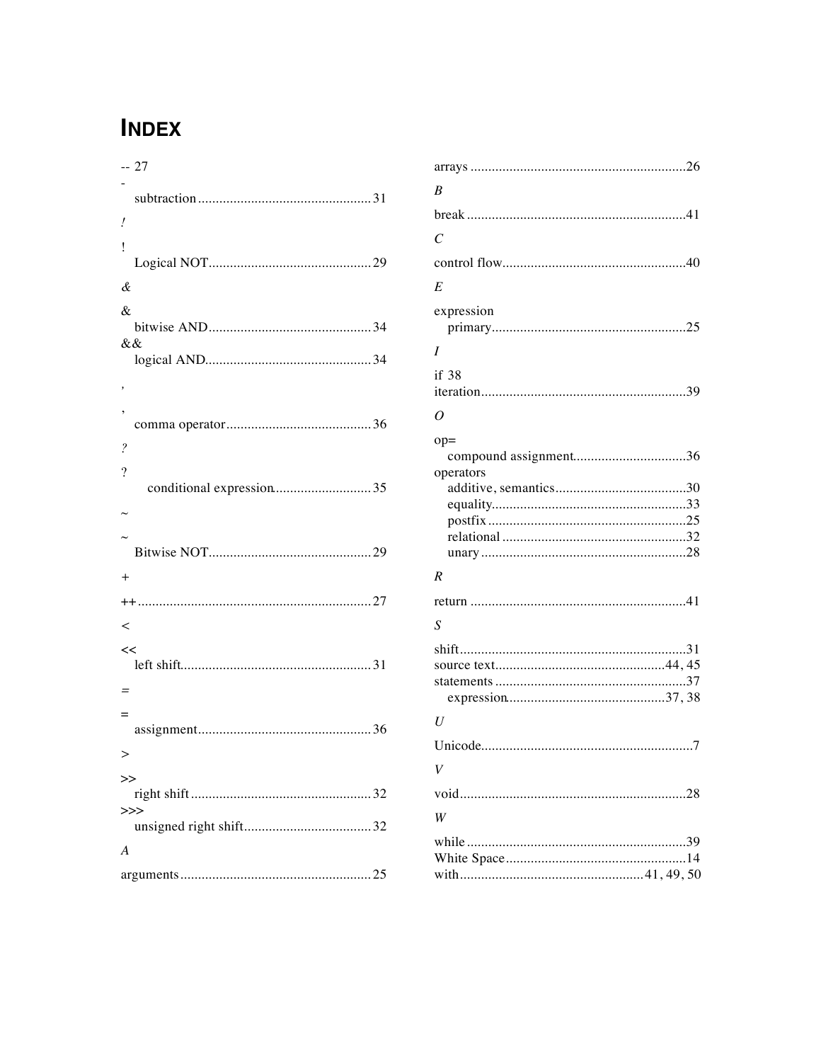# INDEX

-- 27

-

subtraction ................................................ 31

*!*

!

Logical NOT.............................................. 29

*&*

&

bitwise AND.............................................. 34

&&

logical AND............................................... 34

*,*

,

comma operator......................................... 36

*?*

?

conditional expression............................ 35

*~*

~

Bitwise NOT.............................................. 29

*+*

++.................................................................. 27

*<*

<<

left shift...................................................... 31

*=*

=

assignment................................................. 36

*>*

>>

right shift .................................................. 32

>>>

unsigned right shift.................................... 32

*A*

arguments...................................................... 25

arrays ............................................................26

*B*

break .............................................................41

*C*

control flow...................................................40

*E*

expression

primary......................................................25

*I*

if 38

iteration..........................................................39

*O*

op=

compound assignment................................36

operators

additive, semantics.....................................30

equality.......................................................33

postfix ........................................................25

relational ....................................................32

unary ..........................................................28

*R*

return ............................................................41

*S*

shift...............................................................31

source text................................................44, 45

statements ......................................................37

expression.............................................37, 38

*U*

Unicode...........................................................7

*V*

void...............................................................28

*W*

while .............................................................39

White Space...................................................14

with...................................................41, 49, 50